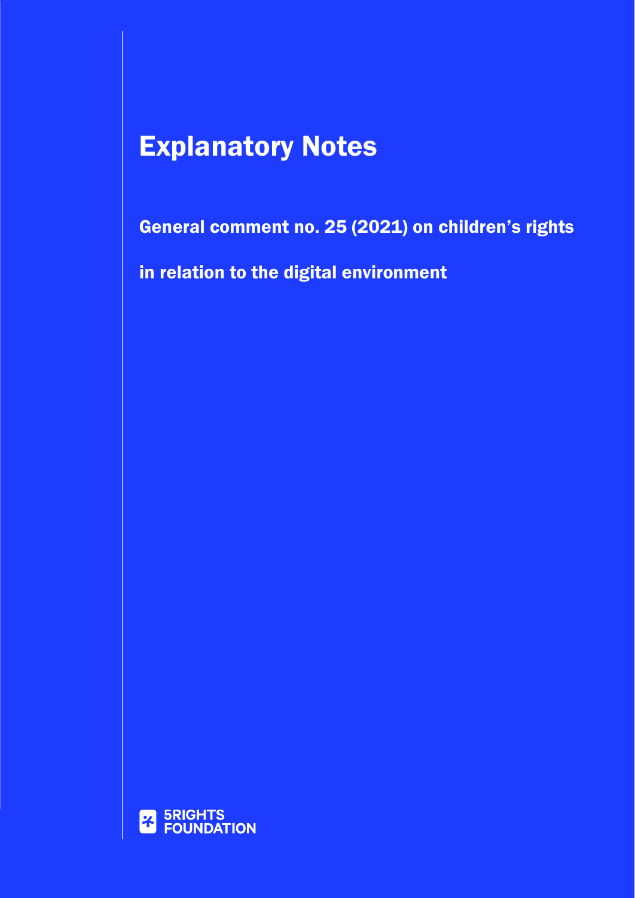# Explanatory Notes

## General comment no. 25 (2021) on children's rights in relation to the digital environment

5RIGHTS FOUNDATION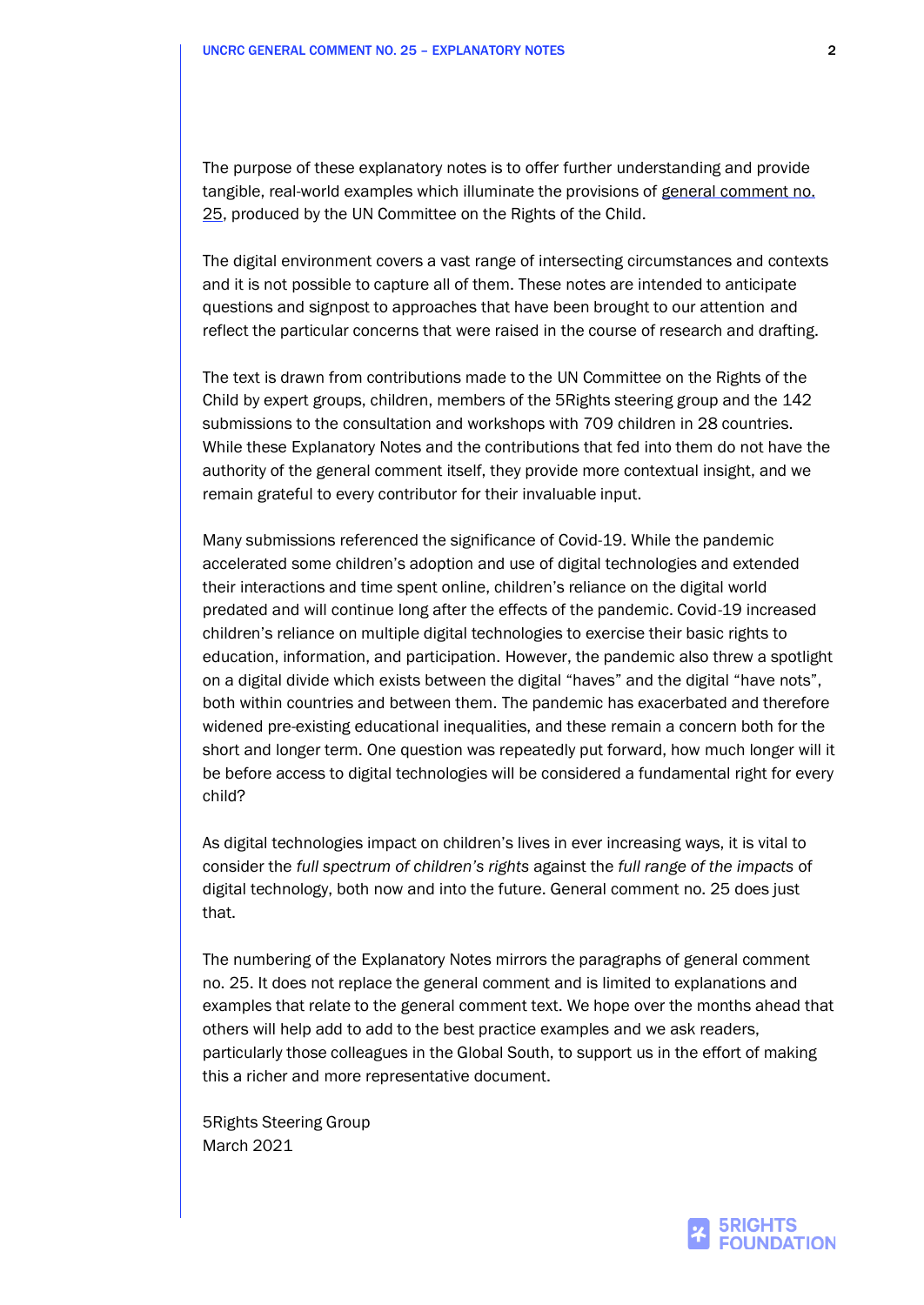The purpose of these explanatory notes is to offer further understanding and provide tangible, real-world examples which illuminate the provisions of general comment no. 25, produced by the UN Committee on the Rights of the Child.

The digital environment covers a vast range of intersecting circumstances and contexts and it is not possible to capture all of them. These notes are intended to anticipate questions and signpost to approaches that have been brought to our attention and reflect the particular concerns that were raised in the course of research and drafting.

The text is drawn from contributions made to the UN Committee on the Rights of the Child by expert groups, children, members of the 5Rights steering group and the 142 submissions to the consultation and workshops with 709 children in 28 countries. While these Explanatory Notes and the contributions that fed into them do not have the authority of the general comment itself, they provide more contextual insight, and we remain grateful to every contributor for their invaluable input.

Many submissions referenced the significance of Covid-19. While the pandemic accelerated some children's adoption and use of digital technologies and extended their interactions and time spent online, children's reliance on the digital world predated and will continue long after the effects of the pandemic. Covid-19 increased children's reliance on multiple digital technologies to exercise their basic rights to education, information, and participation. However, the pandemic also threw a spotlight on a digital divide which exists between the digital "haves" and the digital "have nots", both within countries and between them. The pandemic has exacerbated and therefore widened pre-existing educational inequalities, and these remain a concern both for the short and longer term. One question was repeatedly put forward, how much longer will it be before access to digital technologies will be considered a fundamental right for every child?

As digital technologies impact on children's lives in ever increasing ways, it is vital to consider the *full spectrum of children's rights* against the *full range of the impacts* of digital technology, both now and into the future. General comment no. 25 does just that.

The numbering of the Explanatory Notes mirrors the paragraphs of general comment no. 25. It does not replace the general comment and is limited to explanations and examples that relate to the general comment text. We hope over the months ahead that others will help add to add to the best practice examples and we ask readers, particularly those colleagues in the Global South, to support us in the effort of making this a richer and more representative document.

5Rights Steering Group
March 2021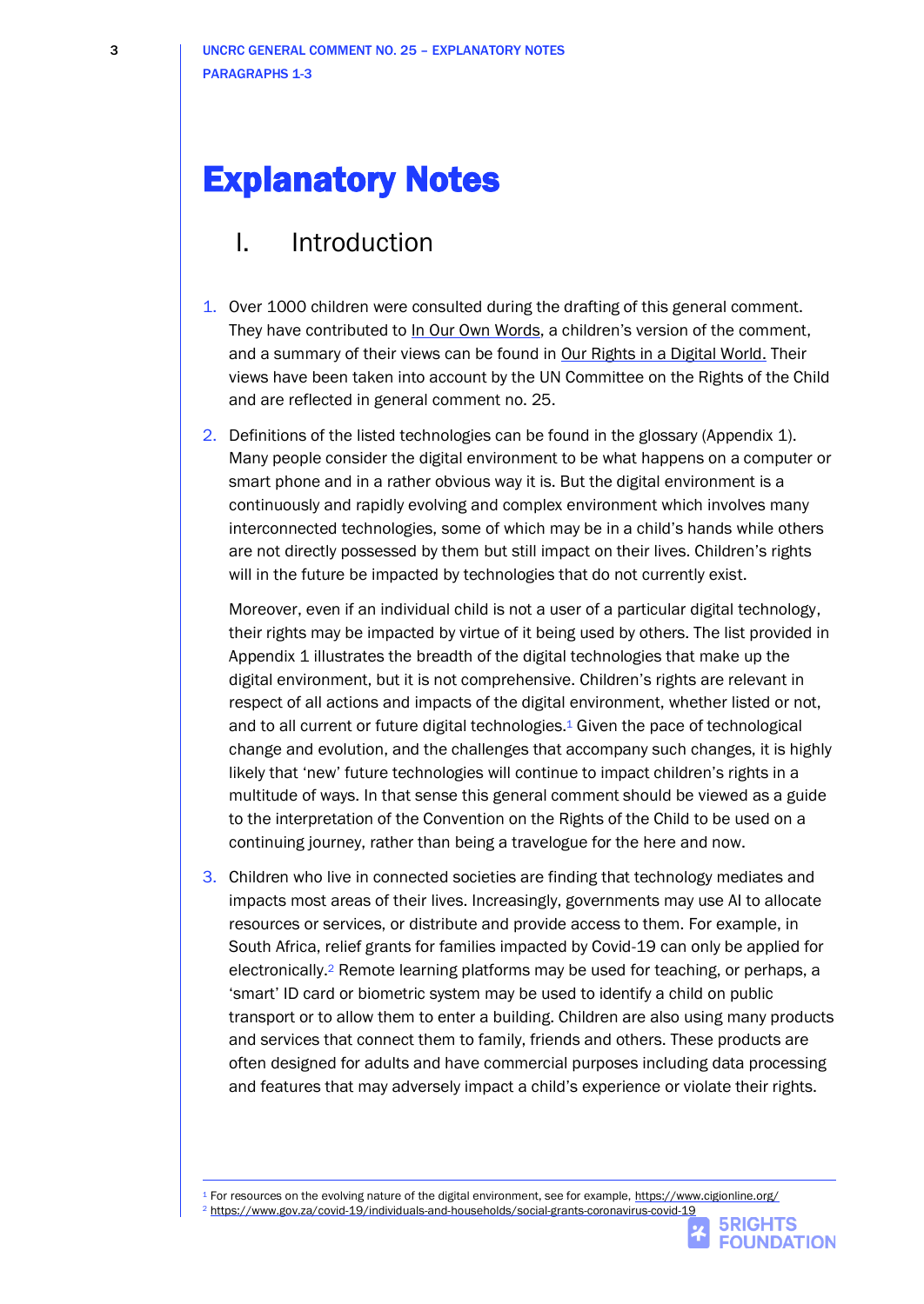# Explanatory Notes

## I. Introduction

1. Over 1000 children were consulted during the drafting of this general comment. They have contributed to In Our Own Words, a children's version of the comment, and a summary of their views can be found in Our Rights in a Digital World. Their views have been taken into account by the UN Committee on the Rights of the Child and are reflected in general comment no. 25.

2. Definitions of the listed technologies can be found in the glossary (Appendix 1). Many people consider the digital environment to be what happens on a computer or smart phone and in a rather obvious way it is. But the digital environment is a continuously and rapidly evolving and complex environment which involves many interconnected technologies, some of which may be in a child's hands while others are not directly possessed by them but still impact on their lives. Children's rights will in the future be impacted by technologies that do not currently exist.

   Moreover, even if an individual child is not a user of a particular digital technology, their rights may be impacted by virtue of it being used by others. The list provided in Appendix 1 illustrates the breadth of the digital technologies that make up the digital environment, but it is not comprehensive. Children's rights are relevant in respect of all actions and impacts of the digital environment, whether listed or not, and to all current or future digital technologies.[1] Given the pace of technological change and evolution, and the challenges that accompany such changes, it is highly likely that 'new' future technologies will continue to impact children's rights in a multitude of ways. In that sense this general comment should be viewed as a guide to the interpretation of the Convention on the Rights of the Child to be used on a continuing journey, rather than being a travelogue for the here and now.

3. Children who live in connected societies are finding that technology mediates and impacts most areas of their lives. Increasingly, governments may use AI to allocate resources or services, or distribute and provide access to them. For example, in South Africa, relief grants for families impacted by Covid-19 can only be applied for electronically.[2] Remote learning platforms may be used for teaching, or perhaps, a 'smart' ID card or biometric system may be used to identify a child on public transport or to allow them to enter a building. Children are also using many products and services that connect them to family, friends and others. These products are often designed for adults and have commercial purposes including data processing and features that may adversely impact a child's experience or violate their rights.

---

[1] For resources on the evolving nature of the digital environment, see for example, https://www.cigionline.org/

[2] https://www.gov.za/covid-19/individuals-and-households/social-grants-coronavirus-covid-19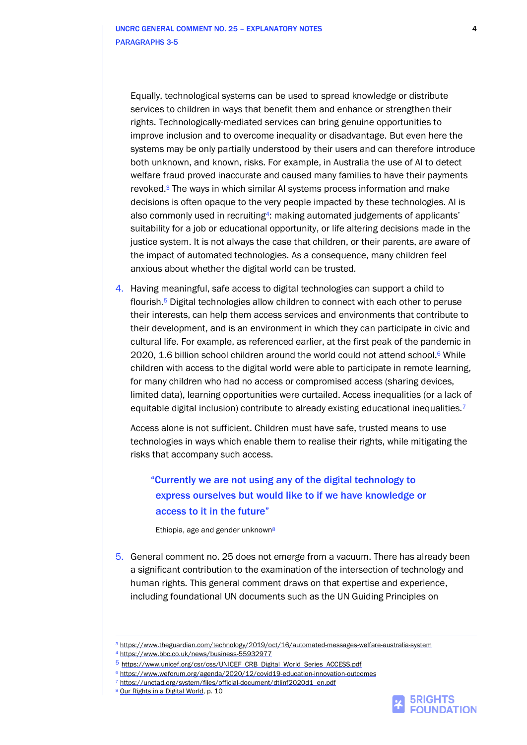Equally, technological systems can be used to spread knowledge or distribute services to children in ways that benefit them and enhance or strengthen their rights. Technologically-mediated services can bring genuine opportunities to improve inclusion and to overcome inequality or disadvantage. But even here the systems may be only partially understood by their users and can therefore introduce both unknown, and known, risks. For example, in Australia the use of AI to detect welfare fraud proved inaccurate and caused many families to have their payments revoked.[3] The ways in which similar AI systems process information and make decisions is often opaque to the very people impacted by these technologies. AI is also commonly used in recruiting[4]: making automated judgements of applicants' suitability for a job or educational opportunity, or life altering decisions made in the justice system. It is not always the case that children, or their parents, are aware of the impact of automated technologies. As a consequence, many children feel anxious about whether the digital world can be trusted.

4. Having meaningful, safe access to digital technologies can support a child to flourish.[5] Digital technologies allow children to connect with each other to peruse their interests, can help them access services and environments that contribute to their development, and is an environment in which they can participate in civic and cultural life. For example, as referenced earlier, at the first peak of the pandemic in 2020, 1.6 billion school children around the world could not attend school.[6] While children with access to the digital world were able to participate in remote learning, for many children who had no access or compromised access (sharing devices, limited data), learning opportunities were curtailed. Access inequalities (or a lack of equitable digital inclusion) contribute to already existing educational inequalities.[7]

   Access alone is not sufficient. Children must have safe, trusted means to use technologies in ways which enable them to realise their rights, while mitigating the risks that accompany such access.

> **"Currently we are not using any of the digital technology to express ourselves but would like to if we have knowledge or access to it in the future"**
>
> Ethiopia, age and gender unknown[8]

5. General comment no. 25 does not emerge from a vacuum. There has already been a significant contribution to the examination of the intersection of technology and human rights. This general comment draws on that expertise and experience, including foundational UN documents such as the UN Guiding Principles on

---

[3] https://www.theguardian.com/technology/2019/oct/16/automated-messages-welfare-australia-system
[4] https://www.bbc.co.uk/news/business-55932977
[5] https://www.unicef.org/csr/css/UNICEF_CRB_Digital_World_Series_ACCESS.pdf
[6] https://www.weforum.org/agenda/2020/12/covid19-education-innovation-outcomes
[7] https://unctad.org/system/files/official-document/dtlinf2020d1_en.pdf
[8] Our Rights in a Digital World, p. 10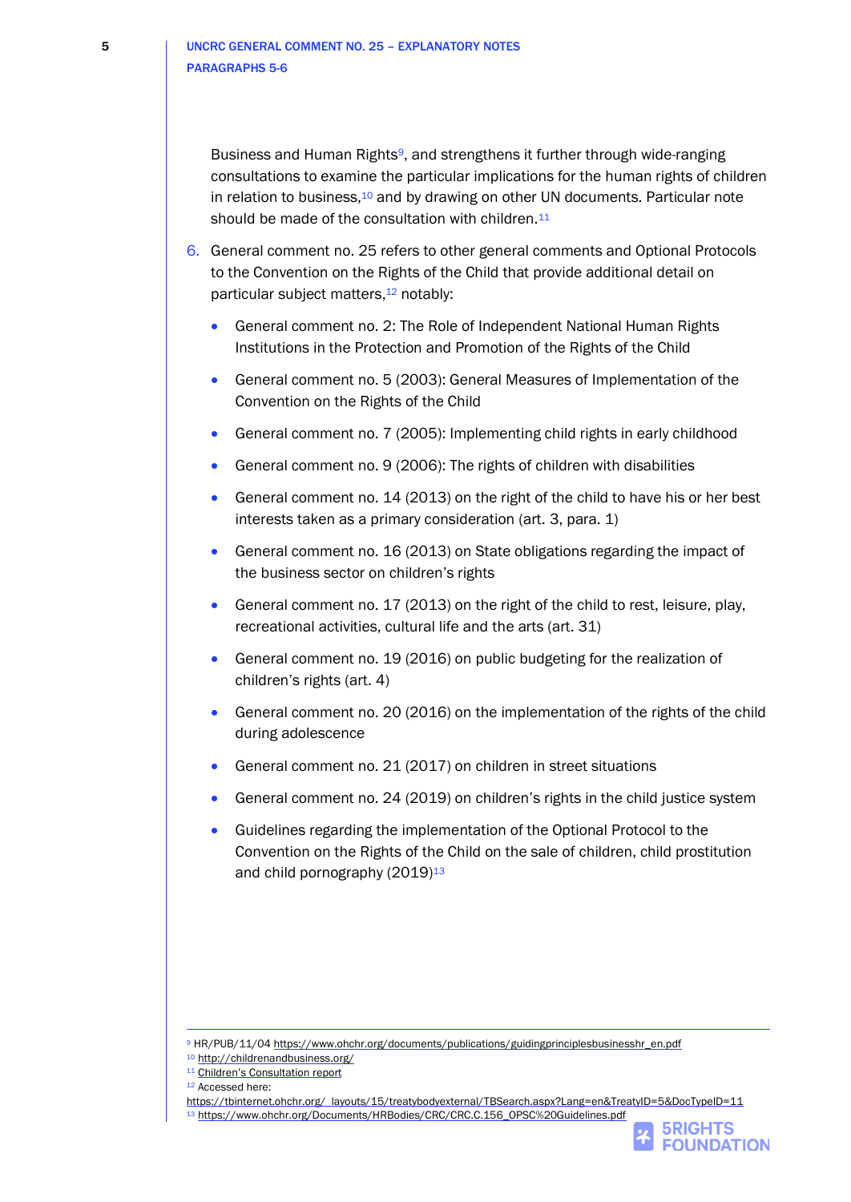Business and Human Rights[9], and strengthens it further through wide-ranging consultations to examine the particular implications for the human rights of children in relation to business,[10] and by drawing on other UN documents. Particular note should be made of the consultation with children.[11]

6. General comment no. 25 refers to other general comments and Optional Protocols to the Convention on the Rights of the Child that provide additional detail on particular subject matters,[12] notably:

   - General comment no. 2: The Role of Independent National Human Rights Institutions in the Protection and Promotion of the Rights of the Child
   - General comment no. 5 (2003): General Measures of Implementation of the Convention on the Rights of the Child
   - General comment no. 7 (2005): Implementing child rights in early childhood
   - General comment no. 9 (2006): The rights of children with disabilities
   - General comment no. 14 (2013) on the right of the child to have his or her best interests taken as a primary consideration (art. 3, para. 1)
   - General comment no. 16 (2013) on State obligations regarding the impact of the business sector on children's rights
   - General comment no. 17 (2013) on the right of the child to rest, leisure, play, recreational activities, cultural life and the arts (art. 31)
   - General comment no. 19 (2016) on public budgeting for the realization of children's rights (art. 4)
   - General comment no. 20 (2016) on the implementation of the rights of the child during adolescence
   - General comment no. 21 (2017) on children in street situations
   - General comment no. 24 (2019) on children's rights in the child justice system
   - Guidelines regarding the implementation of the Optional Protocol to the Convention on the Rights of the Child on the sale of children, child prostitution and child pornography (2019)[13]

---

[9] HR/PUB/11/04 https://www.ohchr.org/documents/publications/guidingprinciplesbusinesshr_en.pdf
[10] http://childrenandbusiness.org/
[11] Children's Consultation report
[12] Accessed here: https://tbinternet.ohchr.org/_layouts/15/treatybodyexternal/TBSearch.aspx?Lang=en&TreatyID=5&DocTypeID=11
[13] https://www.ohchr.org/Documents/HRBodies/CRC/CRC.C.156_OPSC%20Guidelines.pdf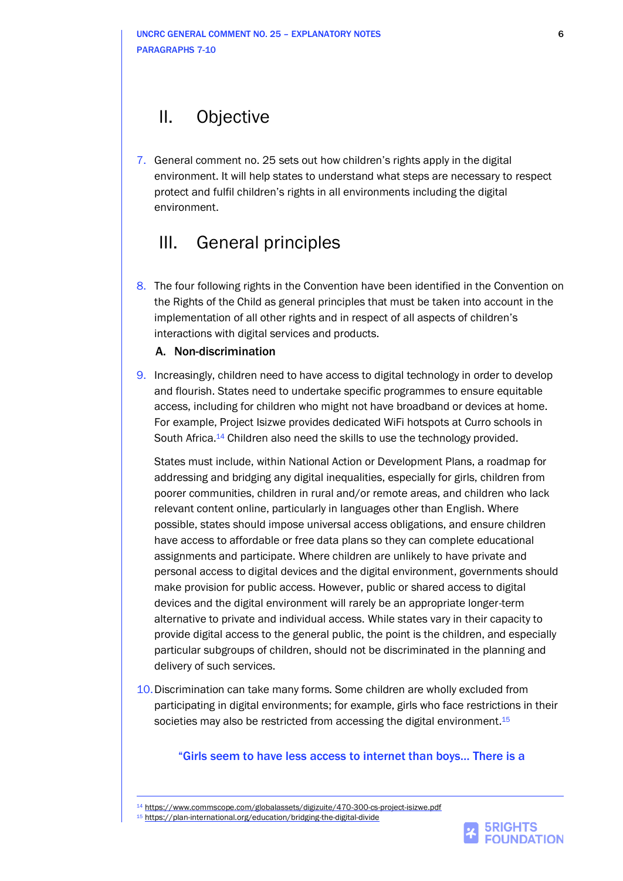## II. Objective

7. General comment no. 25 sets out how children's rights apply in the digital environment. It will help states to understand what steps are necessary to respect protect and fulfil children's rights in all environments including the digital environment.

## III. General principles

8. The four following rights in the Convention have been identified in the Convention on the Rights of the Child as general principles that must be taken into account in the implementation of all other rights and in respect of all aspects of children's interactions with digital services and products.

### A. Non-discrimination

9. Increasingly, children need to have access to digital technology in order to develop and flourish. States need to undertake specific programmes to ensure equitable access, including for children who might not have broadband or devices at home. For example, Project Isizwe provides dedicated WiFi hotspots at Curro schools in South Africa.[14] Children also need the skills to use the technology provided.

   States must include, within National Action or Development Plans, a roadmap for addressing and bridging any digital inequalities, especially for girls, children from poorer communities, children in rural and/or remote areas, and children who lack relevant content online, particularly in languages other than English. Where possible, states should impose universal access obligations, and ensure children have access to affordable or free data plans so they can complete educational assignments and participate. Where children are unlikely to have private and personal access to digital devices and the digital environment, governments should make provision for public access. However, public or shared access to digital devices and the digital environment will rarely be an appropriate longer-term alternative to private and individual access. While states vary in their capacity to provide digital access to the general public, the point is the children, and especially particular subgroups of children, should not be discriminated in the planning and delivery of such services.

10. Discrimination can take many forms. Some children are wholly excluded from participating in digital environments; for example, girls who face restrictions in their societies may also be restricted from accessing the digital environment.[15]

"Girls seem to have less access to internet than boys... There is a

[14] https://www.commscope.com/globalassets/digizuite/470-300-cs-project-isizwe.pdf

[15] https://plan-international.org/education/bridging-the-digital-divide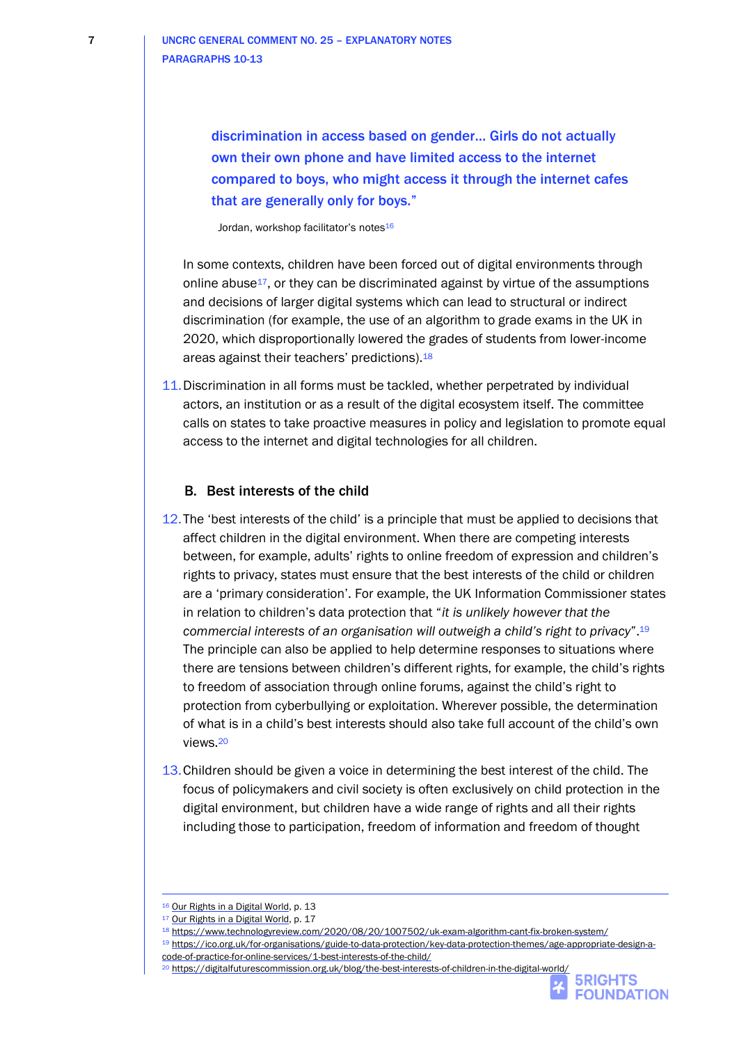> **discrimination in access based on gender... Girls do not actually own their own phone and have limited access to the internet compared to boys, who might access it through the internet cafes that are generally only for boys."**
>
> Jordan, workshop facilitator's notes[16]

In some contexts, children have been forced out of digital environments through online abuse[17], or they can be discriminated against by virtue of the assumptions and decisions of larger digital systems which can lead to structural or indirect discrimination (for example, the use of an algorithm to grade exams in the UK in 2020, which disproportionally lowered the grades of students from lower-income areas against their teachers' predictions).[18]

11. Discrimination in all forms must be tackled, whether perpetrated by individual actors, an institution or as a result of the digital ecosystem itself. The committee calls on states to take proactive measures in policy and legislation to promote equal access to the internet and digital technologies for all children.

### B. Best interests of the child

12. The 'best interests of the child' is a principle that must be applied to decisions that affect children in the digital environment. When there are competing interests between, for example, adults' rights to online freedom of expression and children's rights to privacy, states must ensure that the best interests of the child or children are a 'primary consideration'. For example, the UK Information Commissioner states in relation to children's data protection that "*it is unlikely however that the commercial interests of an organisation will outweigh a child's right to privacy*".[19] The principle can also be applied to help determine responses to situations where there are tensions between children's different rights, for example, the child's rights to freedom of association through online forums, against the child's right to protection from cyberbullying or exploitation. Wherever possible, the determination of what is in a child's best interests should also take full account of the child's own views.[20]

13. Children should be given a voice in determining the best interest of the child. The focus of policymakers and civil society is often exclusively on child protection in the digital environment, but children have a wide range of rights and all their rights including those to participation, freedom of information and freedom of thought

---

[16] Our Rights in a Digital World, p. 13
[17] Our Rights in a Digital World, p. 17
[18] https://www.technologyreview.com/2020/08/20/1007502/uk-exam-algorithm-cant-fix-broken-system/
[19] https://ico.org.uk/for-organisations/guide-to-data-protection/key-data-protection-themes/age-appropriate-design-a-code-of-practice-for-online-services/1-best-interests-of-the-child/
[20] https://digitalfuturescommission.org.uk/blog/the-best-interests-of-children-in-the-digital-world/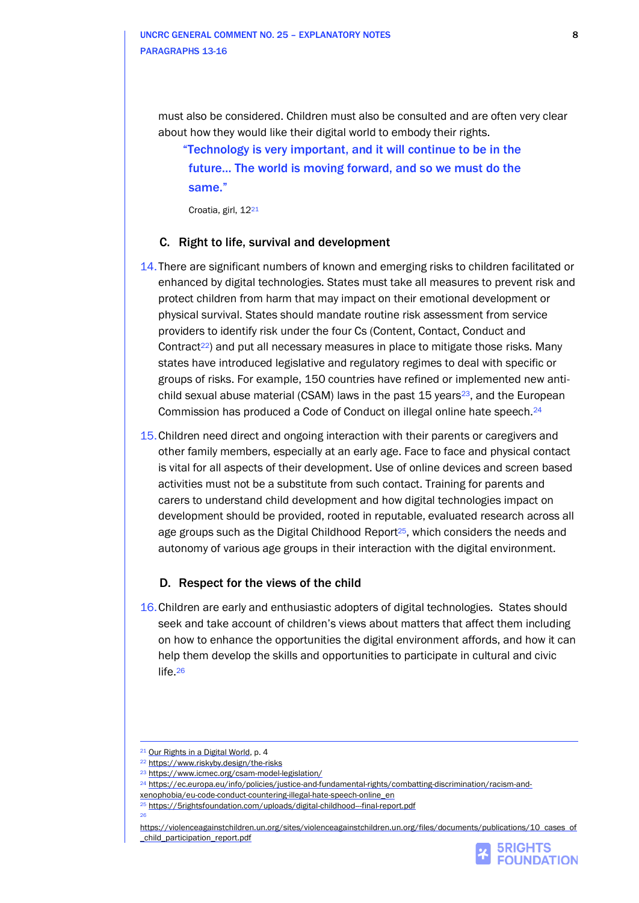must also be considered. Children must also be consulted and are often very clear about how they would like their digital world to embody their rights.

> "Technology is very important, and it will continue to be in the future… The world is moving forward, and so we must do the same."
>
> Croatia, girl, 12[21]

### C. Right to life, survival and development

14. There are significant numbers of known and emerging risks to children facilitated or enhanced by digital technologies. States must take all measures to prevent risk and protect children from harm that may impact on their emotional development or physical survival. States should mandate routine risk assessment from service providers to identify risk under the four Cs (Content, Contact, Conduct and Contract[22]) and put all necessary measures in place to mitigate those risks. Many states have introduced legislative and regulatory regimes to deal with specific or groups of risks. For example, 150 countries have refined or implemented new anti-child sexual abuse material (CSAM) laws in the past 15 years[23], and the European Commission has produced a Code of Conduct on illegal online hate speech.[24]

15. Children need direct and ongoing interaction with their parents or caregivers and other family members, especially at an early age. Face to face and physical contact is vital for all aspects of their development. Use of online devices and screen based activities must not be a substitute from such contact. Training for parents and carers to understand child development and how digital technologies impact on development should be provided, rooted in reputable, evaluated research across all age groups such as the Digital Childhood Report[25], which considers the needs and autonomy of various age groups in their interaction with the digital environment.

### D. Respect for the views of the child

16. Children are early and enthusiastic adopters of digital technologies. States should seek and take account of children's views about matters that affect them including on how to enhance the opportunities the digital environment affords, and how it can help them develop the skills and opportunities to participate in cultural and civic life.[26]

---

[21] Our Rights in a Digital World, p. 4

[22] https://www.riskyby.design/the-risks

[23] https://www.icmec.org/csam-model-legislation/

[24] https://ec.europa.eu/info/policies/justice-and-fundamental-rights/combatting-discrimination/racism-and-xenophobia/eu-code-conduct-countering-illegal-hate-speech-online_en

[25] https://5rightsfoundation.com/uploads/digital-childhood---final-report.pdf

[26] https://violenceagainstchildren.un.org/sites/violenceagainstchildren.un.org/files/documents/publications/10_cases_of_child_participation_report.pdf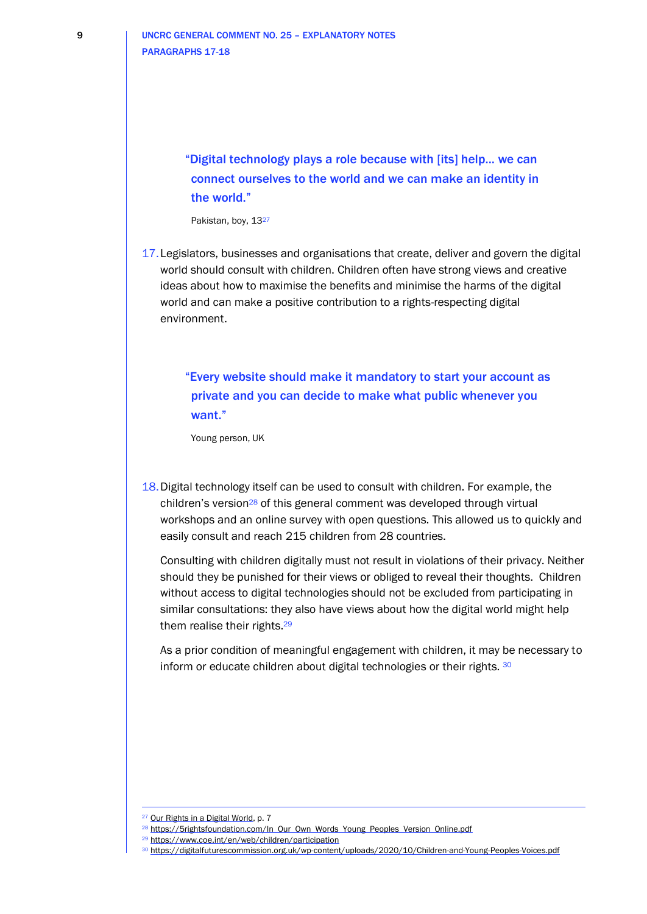> **"Digital technology plays a role because with [its] help… we can connect ourselves to the world and we can make an identity in the world."**
>
> Pakistan, boy, 13[27]

17. Legislators, businesses and organisations that create, deliver and govern the digital world should consult with children. Children often have strong views and creative ideas about how to maximise the benefits and minimise the harms of the digital world and can make a positive contribution to a rights-respecting digital environment.

> **"Every website should make it mandatory to start your account as private and you can decide to make what public whenever you want."**
>
> Young person, UK

18. Digital technology itself can be used to consult with children. For example, the children's version[28] of this general comment was developed through virtual workshops and an online survey with open questions. This allowed us to quickly and easily consult and reach 215 children from 28 countries.

    Consulting with children digitally must not result in violations of their privacy. Neither should they be punished for their views or obliged to reveal their thoughts. Children without access to digital technologies should not be excluded from participating in similar consultations: they also have views about how the digital world might help them realise their rights.[29]

    As a prior condition of meaningful engagement with children, it may be necessary to inform or educate children about digital technologies or their rights. [30]

---

[27] Our Rights in a Digital World, p. 7
[28] https://5rightsfoundation.com/In_Our_Own_Words_Young_Peoples_Version_Online.pdf
[29] https://www.coe.int/en/web/children/participation
[30] https://digitalfuturescommission.org.uk/wp-content/uploads/2020/10/Children-and-Young-Peoples-Voices.pdf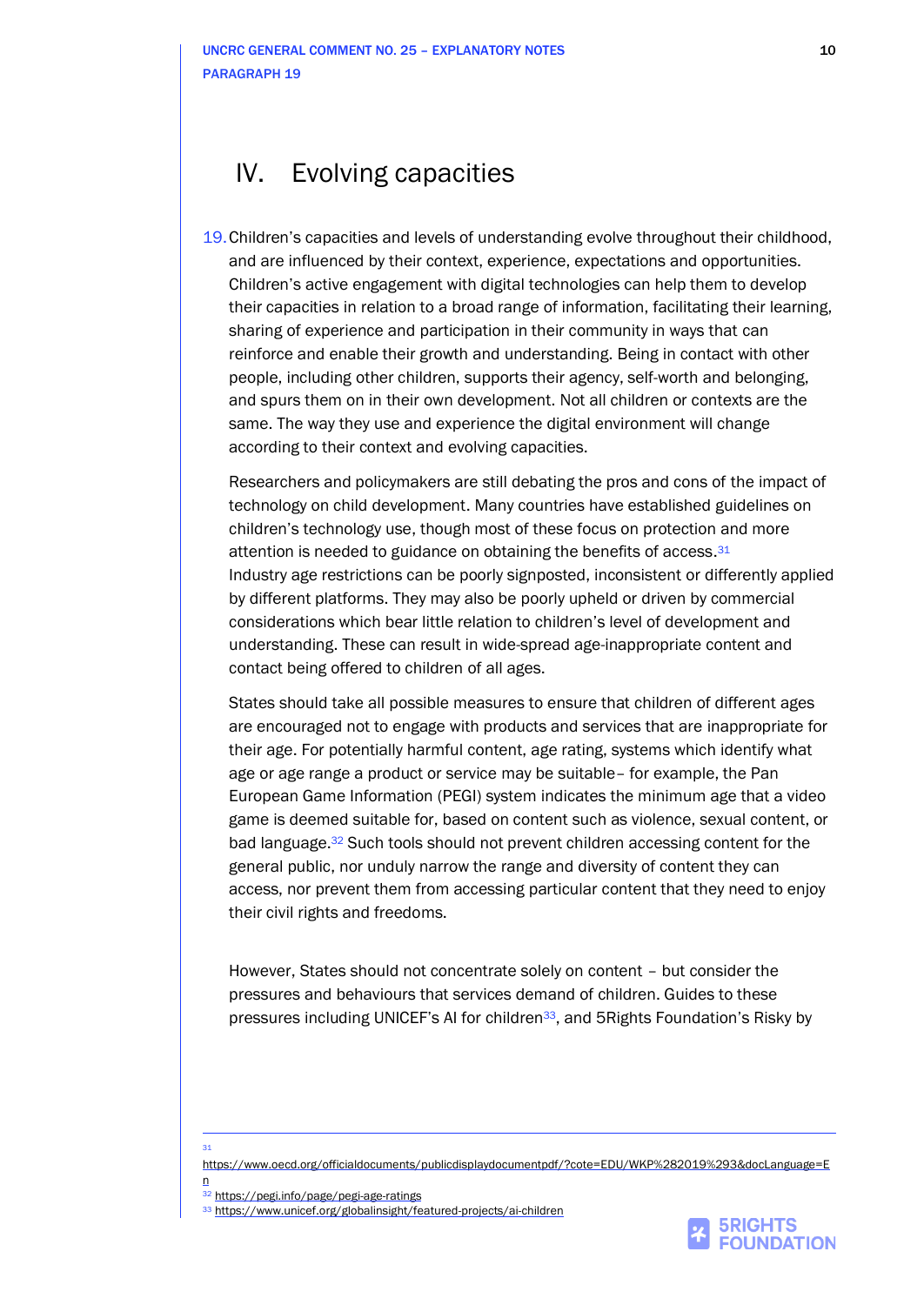# IV. Evolving capacities

19. Children's capacities and levels of understanding evolve throughout their childhood, and are influenced by their context, experience, expectations and opportunities. Children's active engagement with digital technologies can help them to develop their capacities in relation to a broad range of information, facilitating their learning, sharing of experience and participation in their community in ways that can reinforce and enable their growth and understanding. Being in contact with other people, including other children, supports their agency, self-worth and belonging, and spurs them on in their own development. Not all children or contexts are the same. The way they use and experience the digital environment will change according to their context and evolving capacities.

Researchers and policymakers are still debating the pros and cons of the impact of technology on child development. Many countries have established guidelines on children's technology use, though most of these focus on protection and more attention is needed to guidance on obtaining the benefits of access.[31] Industry age restrictions can be poorly signposted, inconsistent or differently applied by different platforms. They may also be poorly upheld or driven by commercial considerations which bear little relation to children's level of development and understanding. These can result in wide-spread age-inappropriate content and contact being offered to children of all ages.

States should take all possible measures to ensure that children of different ages are encouraged not to engage with products and services that are inappropriate for their age. For potentially harmful content, age rating, systems which identify what age or age range a product or service may be suitable– for example, the Pan European Game Information (PEGI) system indicates the minimum age that a video game is deemed suitable for, based on content such as violence, sexual content, or bad language.[32] Such tools should not prevent children accessing content for the general public, nor unduly narrow the range and diversity of content they can access, nor prevent them from accessing particular content that they need to enjoy their civil rights and freedoms.

However, States should not concentrate solely on content – but consider the pressures and behaviours that services demand of children. Guides to these pressures including UNICEF's AI for children[33], and 5Rights Foundation's Risky by

---

[31] https://www.oecd.org/officialdocuments/publicdisplaydocumentpdf/?cote=EDU/WKP%282019%293&docLanguage=En

[32] https://pegi.info/page/pegi-age-ratings

[33] https://www.unicef.org/globalinsight/featured-projects/ai-children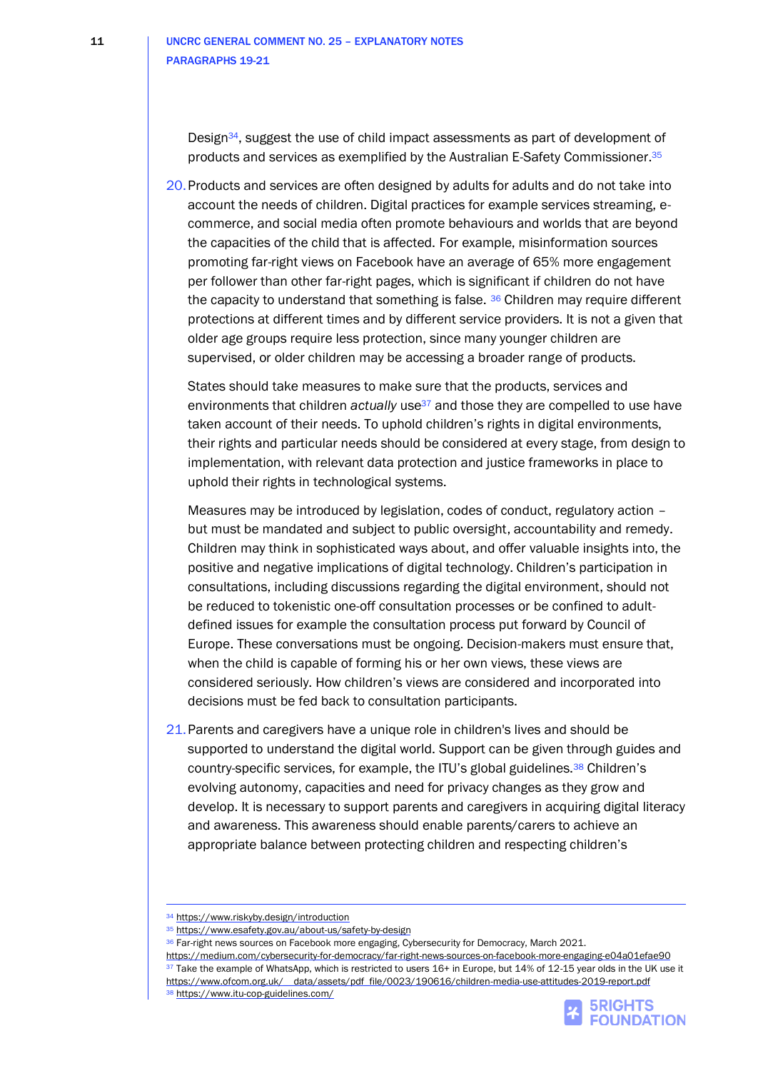Design[34], suggest the use of child impact assessments as part of development of products and services as exemplified by the Australian E-Safety Commissioner.[35]

20. Products and services are often designed by adults for adults and do not take into account the needs of children. Digital practices for example services streaming, e-commerce, and social media often promote behaviours and worlds that are beyond the capacities of the child that is affected. For example, misinformation sources promoting far-right views on Facebook have an average of 65% more engagement per follower than other far-right pages, which is significant if children do not have the capacity to understand that something is false. [36] Children may require different protections at different times and by different service providers. It is not a given that older age groups require less protection, since many younger children are supervised, or older children may be accessing a broader range of products.

    States should take measures to make sure that the products, services and environments that children *actually* use[37] and those they are compelled to use have taken account of their needs. To uphold children's rights in digital environments, their rights and particular needs should be considered at every stage, from design to implementation, with relevant data protection and justice frameworks in place to uphold their rights in technological systems.

    Measures may be introduced by legislation, codes of conduct, regulatory action – but must be mandated and subject to public oversight, accountability and remedy. Children may think in sophisticated ways about, and offer valuable insights into, the positive and negative implications of digital technology. Children's participation in consultations, including discussions regarding the digital environment, should not be reduced to tokenistic one-off consultation processes or be confined to adult-defined issues for example the consultation process put forward by Council of Europe. These conversations must be ongoing. Decision-makers must ensure that, when the child is capable of forming his or her own views, these views are considered seriously. How children's views are considered and incorporated into decisions must be fed back to consultation participants.

21. Parents and caregivers have a unique role in children's lives and should be supported to understand the digital world. Support can be given through guides and country-specific services, for example, the ITU's global guidelines.[38] Children's evolving autonomy, capacities and need for privacy changes as they grow and develop. It is necessary to support parents and caregivers in acquiring digital literacy and awareness. This awareness should enable parents/carers to achieve an appropriate balance between protecting children and respecting children's

---

[34] https://www.riskyby.design/introduction

[35] https://www.esafety.gov.au/about-us/safety-by-design

[36] Far-right news sources on Facebook more engaging, Cybersecurity for Democracy, March 2021. https://medium.com/cybersecurity-for-democracy/far-right-news-sources-on-facebook-more-engaging-e04a01efae90

[37] Take the example of WhatsApp, which is restricted to users 16+ in Europe, but 14% of 12-15 year olds in the UK use it https://www.ofcom.org.uk/__data/assets/pdf_file/0023/190616/children-media-use-attitudes-2019-report.pdf

[38] https://www.itu-cop-guidelines.com/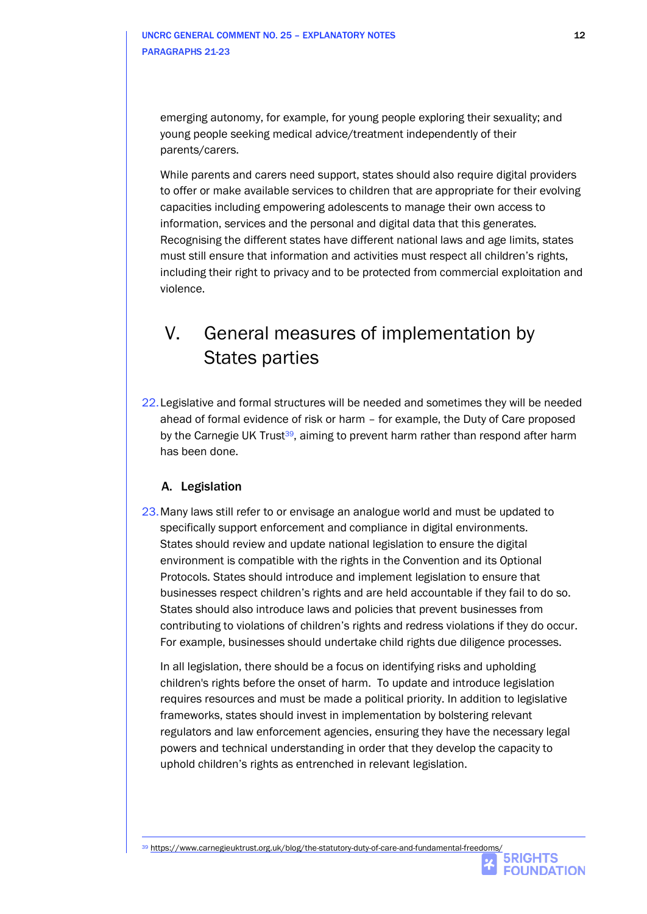emerging autonomy, for example, for young people exploring their sexuality; and young people seeking medical advice/treatment independently of their parents/carers.

While parents and carers need support, states should also require digital providers to offer or make available services to children that are appropriate for their evolving capacities including empowering adolescents to manage their own access to information, services and the personal and digital data that this generates. Recognising the different states have different national laws and age limits, states must still ensure that information and activities must respect all children's rights, including their right to privacy and to be protected from commercial exploitation and violence.

# V. General measures of implementation by States parties

22. Legislative and formal structures will be needed and sometimes they will be needed ahead of formal evidence of risk or harm – for example, the Duty of Care proposed by the Carnegie UK Trust[39], aiming to prevent harm rather than respond after harm has been done.

### A. Legislation

23. Many laws still refer to or envisage an analogue world and must be updated to specifically support enforcement and compliance in digital environments. States should review and update national legislation to ensure the digital environment is compatible with the rights in the Convention and its Optional Protocols. States should introduce and implement legislation to ensure that businesses respect children's rights and are held accountable if they fail to do so. States should also introduce laws and policies that prevent businesses from contributing to violations of children's rights and redress violations if they do occur. For example, businesses should undertake child rights due diligence processes.

In all legislation, there should be a focus on identifying risks and upholding children's rights before the onset of harm. To update and introduce legislation requires resources and must be made a political priority. In addition to legislative frameworks, states should invest in implementation by bolstering relevant regulators and law enforcement agencies, ensuring they have the necessary legal powers and technical understanding in order that they develop the capacity to uphold children's rights as entrenched in relevant legislation.

---

[39] https://www.carnegieuktrust.org.uk/blog/the-statutory-duty-of-care-and-fundamental-freedoms/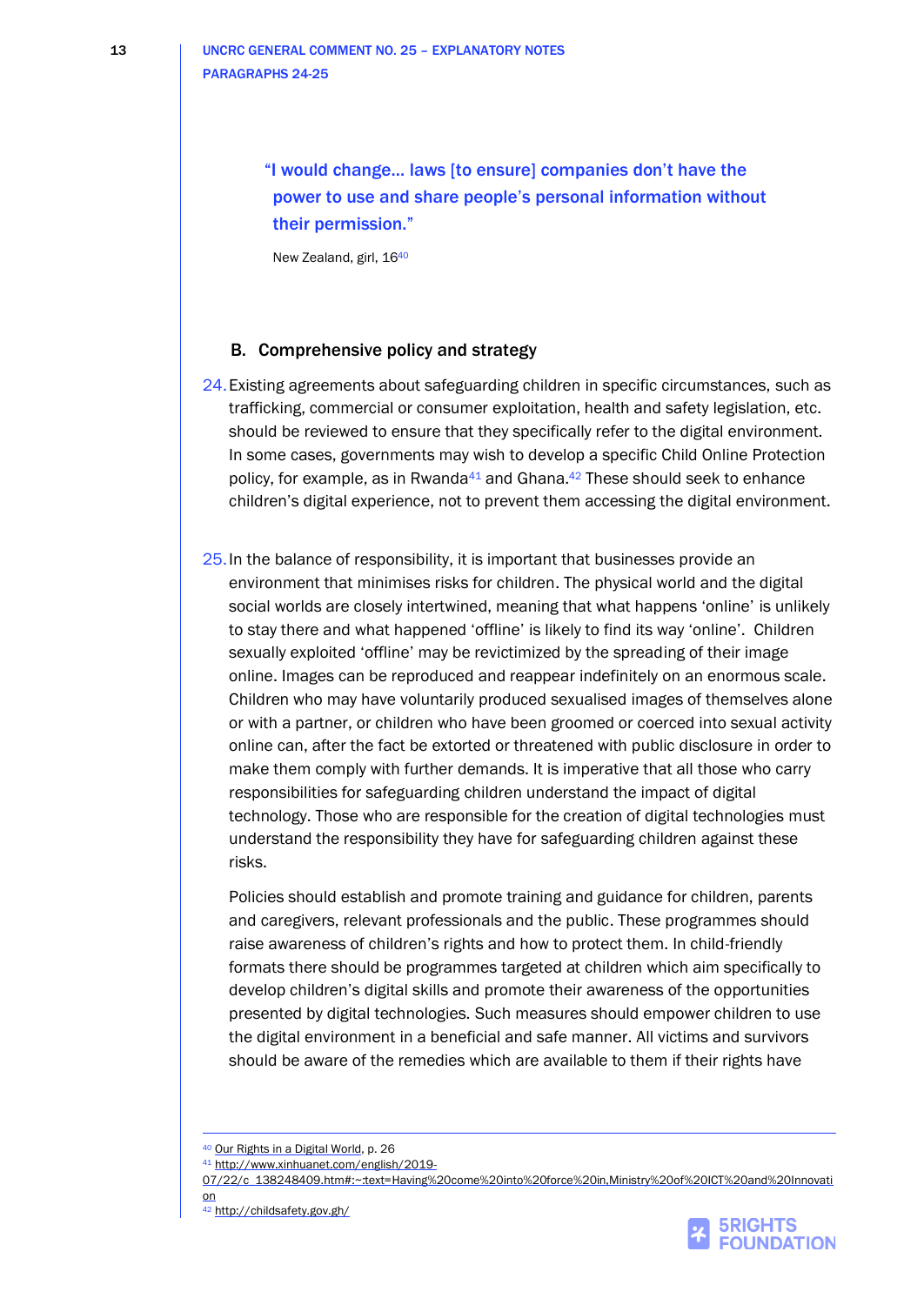> "I would change… laws [to ensure] companies don't have the power to use and share people's personal information without their permission."
>
> New Zealand, girl, 16[40]

## B. Comprehensive policy and strategy

24. Existing agreements about safeguarding children in specific circumstances, such as trafficking, commercial or consumer exploitation, health and safety legislation, etc. should be reviewed to ensure that they specifically refer to the digital environment. In some cases, governments may wish to develop a specific Child Online Protection policy, for example, as in Rwanda[41] and Ghana.[42] These should seek to enhance children's digital experience, not to prevent them accessing the digital environment.

25. In the balance of responsibility, it is important that businesses provide an environment that minimises risks for children. The physical world and the digital social worlds are closely intertwined, meaning that what happens 'online' is unlikely to stay there and what happened 'offline' is likely to find its way 'online'. Children sexually exploited 'offline' may be revictimized by the spreading of their image online. Images can be reproduced and reappear indefinitely on an enormous scale. Children who may have voluntarily produced sexualised images of themselves alone or with a partner, or children who have been groomed or coerced into sexual activity online can, after the fact be extorted or threatened with public disclosure in order to make them comply with further demands. It is imperative that all those who carry responsibilities for safeguarding children understand the impact of digital technology. Those who are responsible for the creation of digital technologies must understand the responsibility they have for safeguarding children against these risks.

    Policies should establish and promote training and guidance for children, parents and caregivers, relevant professionals and the public. These programmes should raise awareness of children's rights and how to protect them. In child-friendly formats there should be programmes targeted at children which aim specifically to develop children's digital skills and promote their awareness of the opportunities presented by digital technologies. Such measures should empower children to use the digital environment in a beneficial and safe manner. All victims and survivors should be aware of the remedies which are available to them if their rights have

---

[40] Our Rights in a Digital World, p. 26

[41] http://www.xinhuanet.com/english/2019-07/22/c_138248409.htm#:~:text=Having%20come%20into%20force%20in,Ministry%20of%20ICT%20and%20Innovation

[42] http://childsafety.gov.gh/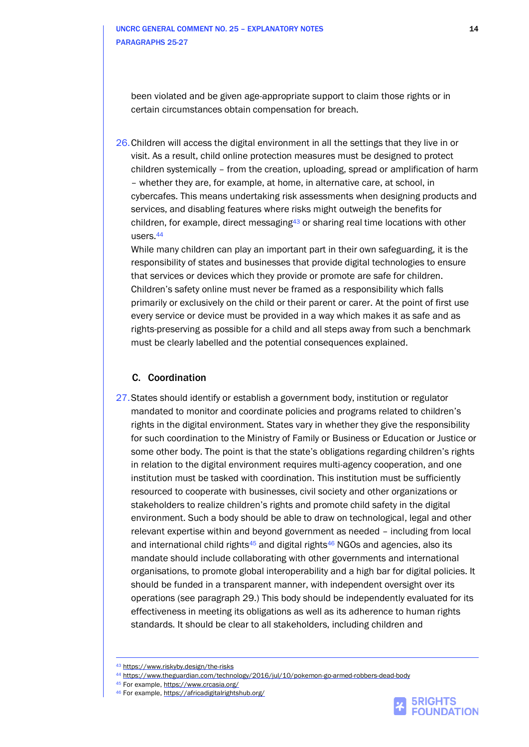been violated and be given age-appropriate support to claim those rights or in certain circumstances obtain compensation for breach.

26. Children will access the digital environment in all the settings that they live in or visit. As a result, child online protection measures must be designed to protect children systemically – from the creation, uploading, spread or amplification of harm – whether they are, for example, at home, in alternative care, at school, in cybercafes. This means undertaking risk assessments when designing products and services, and disabling features where risks might outweigh the benefits for children, for example, direct messaging[43] or sharing real time locations with other users.[44]

While many children can play an important part in their own safeguarding, it is the responsibility of states and businesses that provide digital technologies to ensure that services or devices which they provide or promote are safe for children. Children's safety online must never be framed as a responsibility which falls primarily or exclusively on the child or their parent or carer. At the point of first use every service or device must be provided in a way which makes it as safe and as rights-preserving as possible for a child and all steps away from such a benchmark must be clearly labelled and the potential consequences explained.

### C. Coordination

27. States should identify or establish a government body, institution or regulator mandated to monitor and coordinate policies and programs related to children's rights in the digital environment. States vary in whether they give the responsibility for such coordination to the Ministry of Family or Business or Education or Justice or some other body. The point is that the state's obligations regarding children's rights in relation to the digital environment requires multi-agency cooperation, and one institution must be tasked with coordination. This institution must be sufficiently resourced to cooperate with businesses, civil society and other organizations or stakeholders to realize children's rights and promote child safety in the digital environment. Such a body should be able to draw on technological, legal and other relevant expertise within and beyond government as needed – including from local and international child rights[45] and digital rights[46] NGOs and agencies, also its mandate should include collaborating with other governments and international organisations, to promote global interoperability and a high bar for digital policies. It should be funded in a transparent manner, with independent oversight over its operations (see paragraph 29.) This body should be independently evaluated for its effectiveness in meeting its obligations as well as its adherence to human rights standards. It should be clear to all stakeholders, including children and

---

[43] https://www.riskyby.design/the-risks

[44] https://www.theguardian.com/technology/2016/jul/10/pokemon-go-armed-robbers-dead-body

[45] For example, https://www.crcasia.org/

[46] For example, https://africadigitalrightshub.org/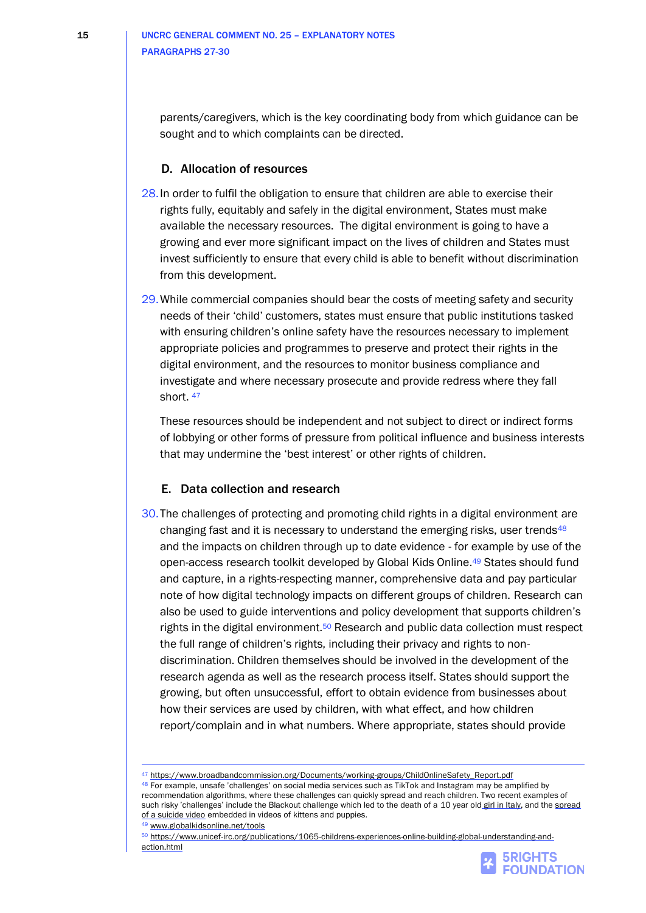parents/caregivers, which is the key coordinating body from which guidance can be sought and to which complaints can be directed.

## D. Allocation of resources

28. In order to fulfil the obligation to ensure that children are able to exercise their rights fully, equitably and safely in the digital environment, States must make available the necessary resources. The digital environment is going to have a growing and ever more significant impact on the lives of children and States must invest sufficiently to ensure that every child is able to benefit without discrimination from this development.

29. While commercial companies should bear the costs of meeting safety and security needs of their 'child' customers, states must ensure that public institutions tasked with ensuring children's online safety have the resources necessary to implement appropriate policies and programmes to preserve and protect their rights in the digital environment, and the resources to monitor business compliance and investigate and where necessary prosecute and provide redress where they fall short. [47]

    These resources should be independent and not subject to direct or indirect forms of lobbying or other forms of pressure from political influence and business interests that may undermine the 'best interest' or other rights of children.

## E. Data collection and research

30. The challenges of protecting and promoting child rights in a digital environment are changing fast and it is necessary to understand the emerging risks, user trends[48] and the impacts on children through up to date evidence - for example by use of the open-access research toolkit developed by Global Kids Online.[49] States should fund and capture, in a rights-respecting manner, comprehensive data and pay particular note of how digital technology impacts on different groups of children. Research can also be used to guide interventions and policy development that supports children's rights in the digital environment.[50] Research and public data collection must respect the full range of children's rights, including their privacy and rights to non-discrimination. Children themselves should be involved in the development of the research agenda as well as the research process itself. States should support the growing, but often unsuccessful, effort to obtain evidence from businesses about how their services are used by children, with what effect, and how children report/complain and in what numbers. Where appropriate, states should provide

---

[47] https://www.broadbandcommission.org/Documents/working-groups/ChildOnlineSafety_Report.pdf

[48] For example, unsafe 'challenges' on social media services such as TikTok and Instagram may be amplified by recommendation algorithms, where these challenges can quickly spread and reach children. Two recent examples of such risky 'challenges' include the Blackout challenge which led to the death of a 10 year old girl in Italy, and the spread of a suicide video embedded in videos of kittens and puppies.

[49] www.globalkidsonline.net/tools

[50] https://www.unicef-irc.org/publications/1065-childrens-experiences-online-building-global-understanding-and-action.html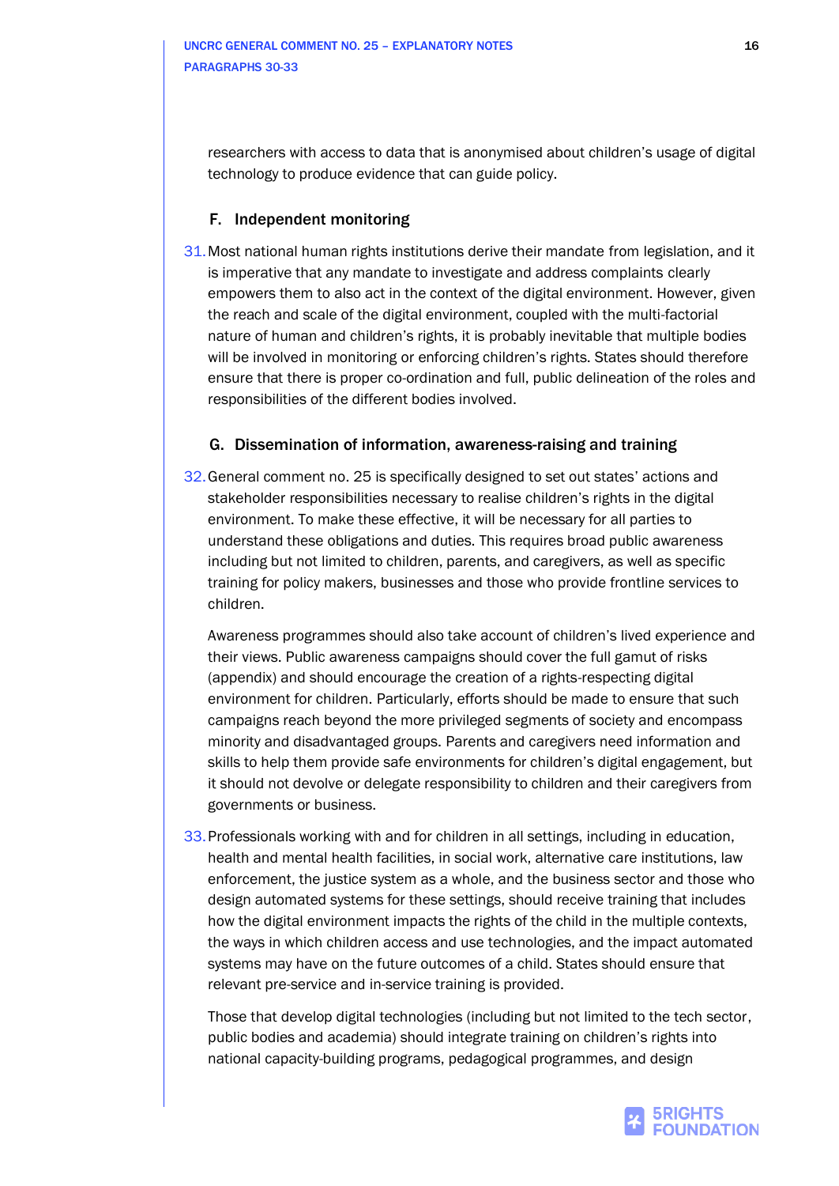researchers with access to data that is anonymised about children's usage of digital technology to produce evidence that can guide policy.

### F. Independent monitoring

31. Most national human rights institutions derive their mandate from legislation, and it is imperative that any mandate to investigate and address complaints clearly empowers them to also act in the context of the digital environment. However, given the reach and scale of the digital environment, coupled with the multi-factorial nature of human and children's rights, it is probably inevitable that multiple bodies will be involved in monitoring or enforcing children's rights. States should therefore ensure that there is proper co-ordination and full, public delineation of the roles and responsibilities of the different bodies involved.

### G. Dissemination of information, awareness-raising and training

32. General comment no. 25 is specifically designed to set out states' actions and stakeholder responsibilities necessary to realise children's rights in the digital environment. To make these effective, it will be necessary for all parties to understand these obligations and duties. This requires broad public awareness including but not limited to children, parents, and caregivers, as well as specific training for policy makers, businesses and those who provide frontline services to children.

    Awareness programmes should also take account of children's lived experience and their views. Public awareness campaigns should cover the full gamut of risks (appendix) and should encourage the creation of a rights-respecting digital environment for children. Particularly, efforts should be made to ensure that such campaigns reach beyond the more privileged segments of society and encompass minority and disadvantaged groups. Parents and caregivers need information and skills to help them provide safe environments for children's digital engagement, but it should not devolve or delegate responsibility to children and their caregivers from governments or business.

33. Professionals working with and for children in all settings, including in education, health and mental health facilities, in social work, alternative care institutions, law enforcement, the justice system as a whole, and the business sector and those who design automated systems for these settings, should receive training that includes how the digital environment impacts the rights of the child in the multiple contexts, the ways in which children access and use technologies, and the impact automated systems may have on the future outcomes of a child. States should ensure that relevant pre-service and in-service training is provided.

    Those that develop digital technologies (including but not limited to the tech sector, public bodies and academia) should integrate training on children's rights into national capacity-building programs, pedagogical programmes, and design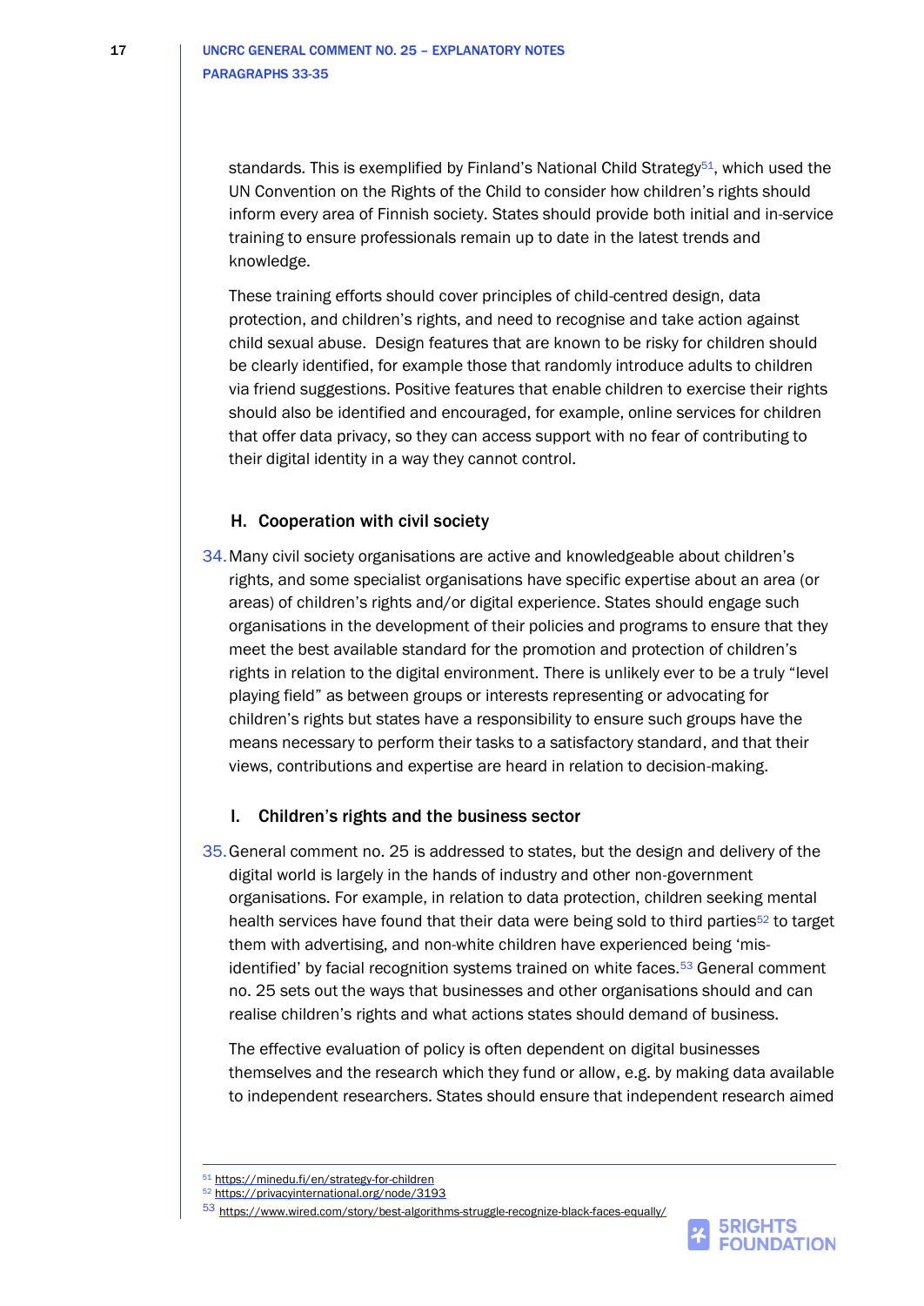standards. This is exemplified by Finland's National Child Strategy[51], which used the UN Convention on the Rights of the Child to consider how children's rights should inform every area of Finnish society. States should provide both initial and in-service training to ensure professionals remain up to date in the latest trends and knowledge.

These training efforts should cover principles of child-centred design, data protection, and children's rights, and need to recognise and take action against child sexual abuse. Design features that are known to be risky for children should be clearly identified, for example those that randomly introduce adults to children via friend suggestions. Positive features that enable children to exercise their rights should also be identified and encouraged, for example, online services for children that offer data privacy, so they can access support with no fear of contributing to their digital identity in a way they cannot control.

### H. Cooperation with civil society

34. Many civil society organisations are active and knowledgeable about children's rights, and some specialist organisations have specific expertise about an area (or areas) of children's rights and/or digital experience. States should engage such organisations in the development of their policies and programs to ensure that they meet the best available standard for the promotion and protection of children's rights in relation to the digital environment. There is unlikely ever to be a truly "level playing field" as between groups or interests representing or advocating for children's rights but states have a responsibility to ensure such groups have the means necessary to perform their tasks to a satisfactory standard, and that their views, contributions and expertise are heard in relation to decision-making.

### I. Children's rights and the business sector

35. General comment no. 25 is addressed to states, but the design and delivery of the digital world is largely in the hands of industry and other non-government organisations. For example, in relation to data protection, children seeking mental health services have found that their data were being sold to third parties[52] to target them with advertising, and non-white children have experienced being 'mis-identified' by facial recognition systems trained on white faces.[53] General comment no. 25 sets out the ways that businesses and other organisations should and can realise children's rights and what actions states should demand of business.

The effective evaluation of policy is often dependent on digital businesses themselves and the research which they fund or allow, e.g. by making data available to independent researchers. States should ensure that independent research aimed

---

[51] https://minedu.fi/en/strategy-for-children
[52] https://privacyinternational.org/node/3193
[53] https://www.wired.com/story/best-algorithms-struggle-recognize-black-faces-equally/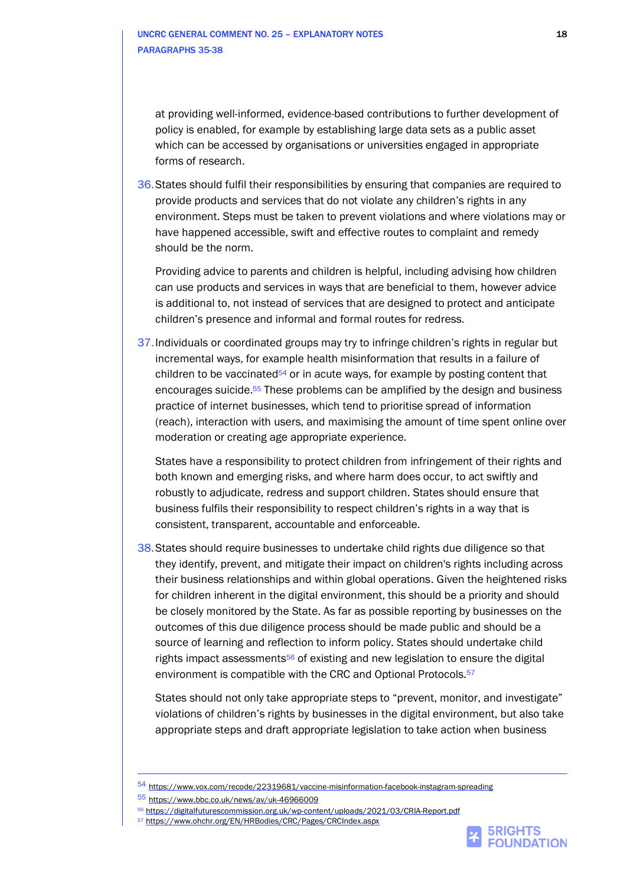at providing well-informed, evidence-based contributions to further development of policy is enabled, for example by establishing large data sets as a public asset which can be accessed by organisations or universities engaged in appropriate forms of research.

36. States should fulfil their responsibilities by ensuring that companies are required to provide products and services that do not violate any children's rights in any environment. Steps must be taken to prevent violations and where violations may or have happened accessible, swift and effective routes to complaint and remedy should be the norm.

    Providing advice to parents and children is helpful, including advising how children can use products and services in ways that are beneficial to them, however advice is additional to, not instead of services that are designed to protect and anticipate children's presence and informal and formal routes for redress.

37. Individuals or coordinated groups may try to infringe children's rights in regular but incremental ways, for example health misinformation that results in a failure of children to be vaccinated[54] or in acute ways, for example by posting content that encourages suicide.[55] These problems can be amplified by the design and business practice of internet businesses, which tend to prioritise spread of information (reach), interaction with users, and maximising the amount of time spent online over moderation or creating age appropriate experience.

    States have a responsibility to protect children from infringement of their rights and both known and emerging risks, and where harm does occur, to act swiftly and robustly to adjudicate, redress and support children. States should ensure that business fulfils their responsibility to respect children's rights in a way that is consistent, transparent, accountable and enforceable.

38. States should require businesses to undertake child rights due diligence so that they identify, prevent, and mitigate their impact on children's rights including across their business relationships and within global operations. Given the heightened risks for children inherent in the digital environment, this should be a priority and should be closely monitored by the State. As far as possible reporting by businesses on the outcomes of this due diligence process should be made public and should be a source of learning and reflection to inform policy. States should undertake child rights impact assessments[56] of existing and new legislation to ensure the digital environment is compatible with the CRC and Optional Protocols.[57]

    States should not only take appropriate steps to "prevent, monitor, and investigate" violations of children's rights by businesses in the digital environment, but also take appropriate steps and draft appropriate legislation to take action when business

---

[54] https://www.vox.com/recode/22319681/vaccine-misinformation-facebook-instagram-spreading

[55] https://www.bbc.co.uk/news/av/uk-46966009

[56] https://digitalfuturescommission.org.uk/wp-content/uploads/2021/03/CRIA-Report.pdf

[57] https://www.ohchr.org/EN/HRBodies/CRC/Pages/CRCIndex.aspx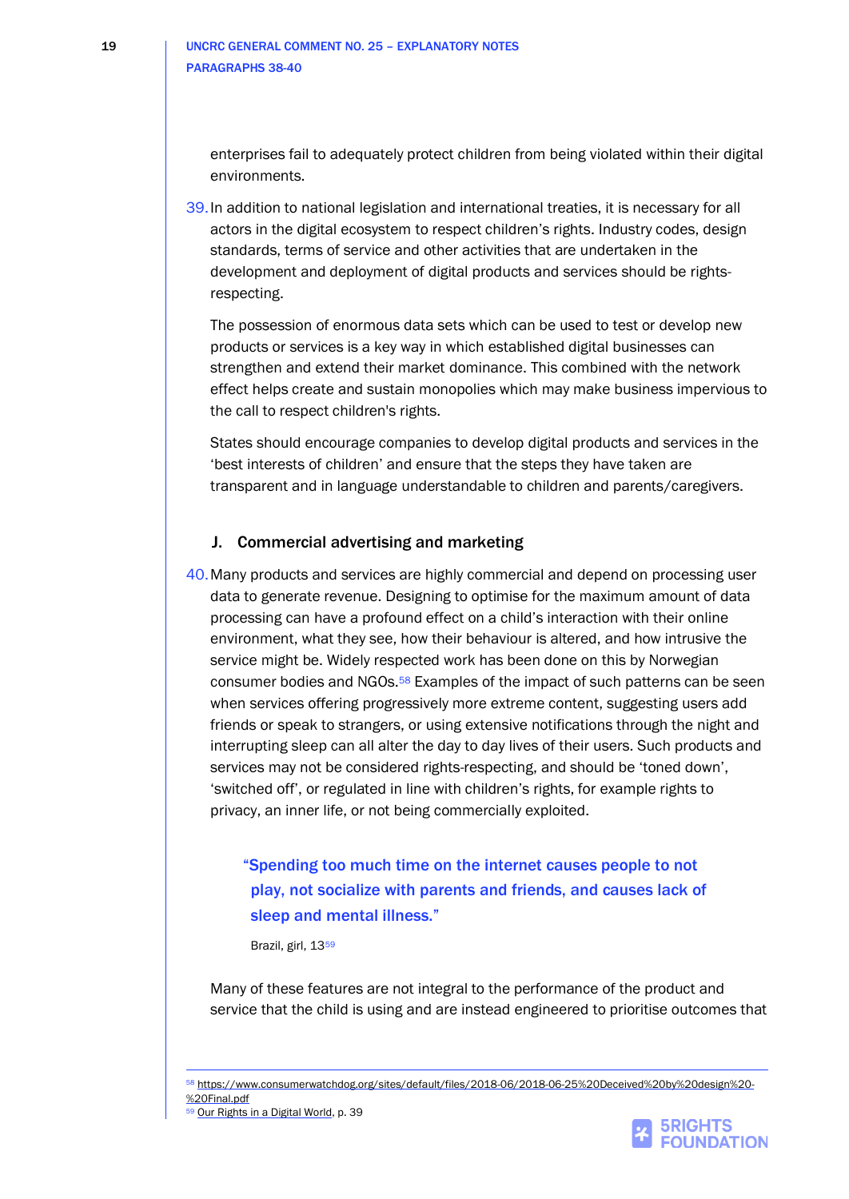enterprises fail to adequately protect children from being violated within their digital environments.

39. In addition to national legislation and international treaties, it is necessary for all actors in the digital ecosystem to respect children's rights. Industry codes, design standards, terms of service and other activities that are undertaken in the development and deployment of digital products and services should be rights-respecting.

The possession of enormous data sets which can be used to test or develop new products or services is a key way in which established digital businesses can strengthen and extend their market dominance. This combined with the network effect helps create and sustain monopolies which may make business impervious to the call to respect children's rights.

States should encourage companies to develop digital products and services in the 'best interests of children' and ensure that the steps they have taken are transparent and in language understandable to children and parents/caregivers.

### J. Commercial advertising and marketing

40. Many products and services are highly commercial and depend on processing user data to generate revenue. Designing to optimise for the maximum amount of data processing can have a profound effect on a child's interaction with their online environment, what they see, how their behaviour is altered, and how intrusive the service might be. Widely respected work has been done on this by Norwegian consumer bodies and NGOs.[58] Examples of the impact of such patterns can be seen when services offering progressively more extreme content, suggesting users add friends or speak to strangers, or using extensive notifications through the night and interrupting sleep can all alter the day to day lives of their users. Such products and services may not be considered rights-respecting, and should be 'toned down', 'switched off', or regulated in line with children's rights, for example rights to privacy, an inner life, or not being commercially exploited.

> **"Spending too much time on the internet causes people to not play, not socialize with parents and friends, and causes lack of sleep and mental illness."**
>
> Brazil, girl, 13[59]

Many of these features are not integral to the performance of the product and service that the child is using and are instead engineered to prioritise outcomes that

---

[58] https://www.consumerwatchdog.org/sites/default/files/2018-06/2018-06-25%20Deceived%20by%20design%20-%20Final.pdf

[59] Our Rights in a Digital World, p. 39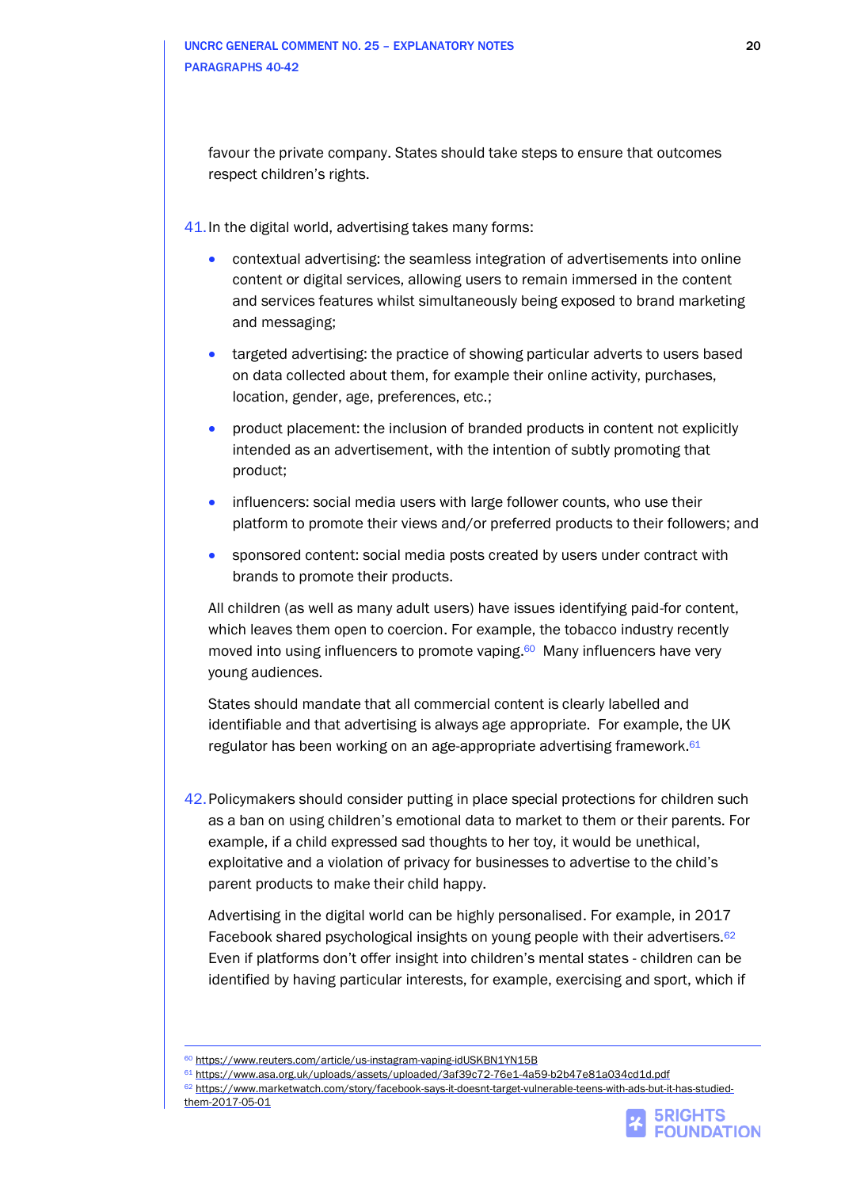favour the private company. States should take steps to ensure that outcomes respect children's rights.

41. In the digital world, advertising takes many forms:

- contextual advertising: the seamless integration of advertisements into online content or digital services, allowing users to remain immersed in the content and services features whilst simultaneously being exposed to brand marketing and messaging;
- targeted advertising: the practice of showing particular adverts to users based on data collected about them, for example their online activity, purchases, location, gender, age, preferences, etc.;
- product placement: the inclusion of branded products in content not explicitly intended as an advertisement, with the intention of subtly promoting that product;
- influencers: social media users with large follower counts, who use their platform to promote their views and/or preferred products to their followers; and
- sponsored content: social media posts created by users under contract with brands to promote their products.

All children (as well as many adult users) have issues identifying paid-for content, which leaves them open to coercion. For example, the tobacco industry recently moved into using influencers to promote vaping.[60] Many influencers have very young audiences.

States should mandate that all commercial content is clearly labelled and identifiable and that advertising is always age appropriate. For example, the UK regulator has been working on an age-appropriate advertising framework.[61]

42. Policymakers should consider putting in place special protections for children such as a ban on using children's emotional data to market to them or their parents. For example, if a child expressed sad thoughts to her toy, it would be unethical, exploitative and a violation of privacy for businesses to advertise to the child's parent products to make their child happy.

Advertising in the digital world can be highly personalised. For example, in 2017 Facebook shared psychological insights on young people with their advertisers.[62] Even if platforms don't offer insight into children's mental states - children can be identified by having particular interests, for example, exercising and sport, which if

---

[60] https://www.reuters.com/article/us-instagram-vaping-idUSKBN1YN15B

[61] https://www.asa.org.uk/uploads/assets/uploaded/3af39c72-76e1-4a59-b2b47e81a034cd1d.pdf

[62] https://www.marketwatch.com/story/facebook-says-it-doesnt-target-vulnerable-teens-with-ads-but-it-has-studied-them-2017-05-01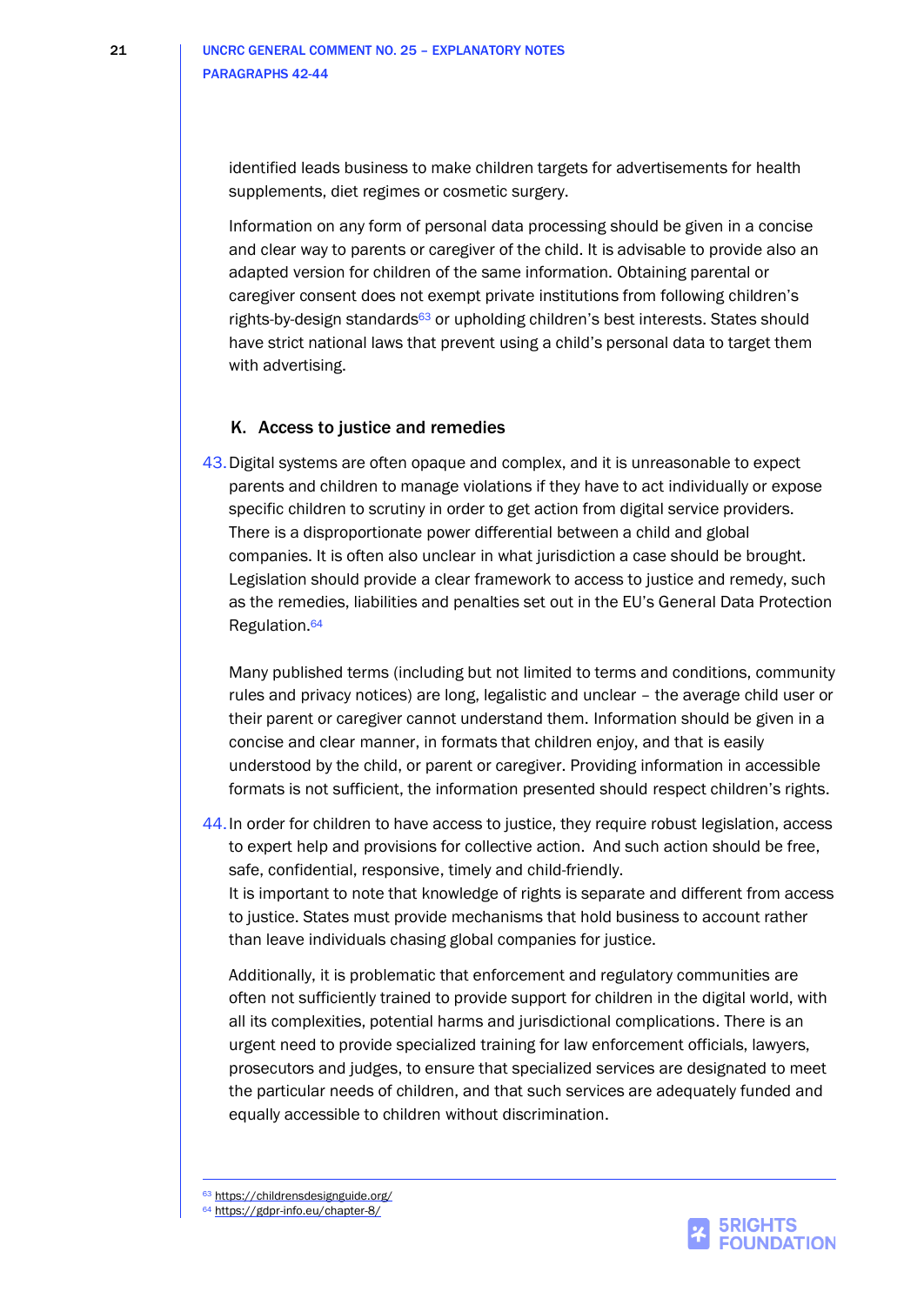identified leads business to make children targets for advertisements for health supplements, diet regimes or cosmetic surgery.

Information on any form of personal data processing should be given in a concise and clear way to parents or caregiver of the child. It is advisable to provide also an adapted version for children of the same information. Obtaining parental or caregiver consent does not exempt private institutions from following children's rights-by-design standards[63] or upholding children's best interests. States should have strict national laws that prevent using a child's personal data to target them with advertising.

### K. Access to justice and remedies

43. Digital systems are often opaque and complex, and it is unreasonable to expect parents and children to manage violations if they have to act individually or expose specific children to scrutiny in order to get action from digital service providers. There is a disproportionate power differential between a child and global companies. It is often also unclear in what jurisdiction a case should be brought. Legislation should provide a clear framework to access to justice and remedy, such as the remedies, liabilities and penalties set out in the EU's General Data Protection Regulation.[64]

Many published terms (including but not limited to terms and conditions, community rules and privacy notices) are long, legalistic and unclear – the average child user or their parent or caregiver cannot understand them. Information should be given in a concise and clear manner, in formats that children enjoy, and that is easily understood by the child, or parent or caregiver. Providing information in accessible formats is not sufficient, the information presented should respect children's rights.

44. In order for children to have access to justice, they require robust legislation, access to expert help and provisions for collective action. And such action should be free, safe, confidential, responsive, timely and child-friendly.
It is important to note that knowledge of rights is separate and different from access to justice. States must provide mechanisms that hold business to account rather than leave individuals chasing global companies for justice.

Additionally, it is problematic that enforcement and regulatory communities are often not sufficiently trained to provide support for children in the digital world, with all its complexities, potential harms and jurisdictional complications. There is an urgent need to provide specialized training for law enforcement officials, lawyers, prosecutors and judges, to ensure that specialized services are designated to meet the particular needs of children, and that such services are adequately funded and equally accessible to children without discrimination.

---

[63] https://childrensdesignguide.org/
[64] https://gdpr-info.eu/chapter-8/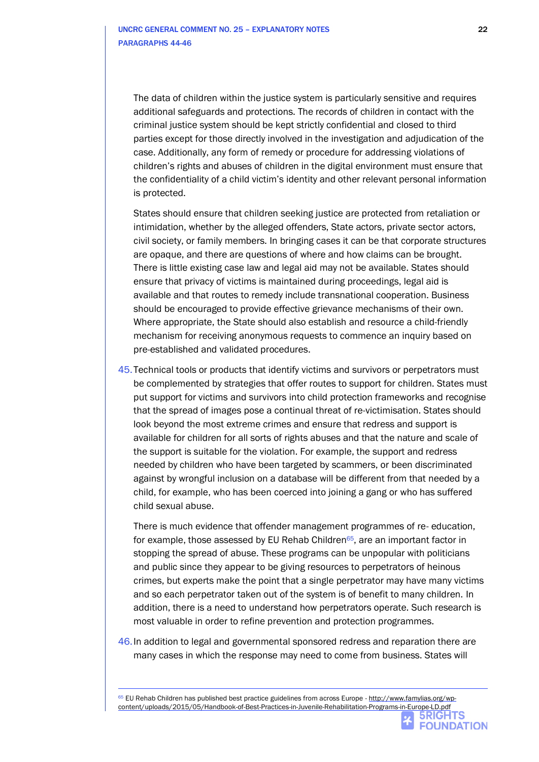The data of children within the justice system is particularly sensitive and requires additional safeguards and protections. The records of children in contact with the criminal justice system should be kept strictly confidential and closed to third parties except for those directly involved in the investigation and adjudication of the case. Additionally, any form of remedy or procedure for addressing violations of children's rights and abuses of children in the digital environment must ensure that the confidentiality of a child victim's identity and other relevant personal information is protected.

States should ensure that children seeking justice are protected from retaliation or intimidation, whether by the alleged offenders, State actors, private sector actors, civil society, or family members. In bringing cases it can be that corporate structures are opaque, and there are questions of where and how claims can be brought. There is little existing case law and legal aid may not be available. States should ensure that privacy of victims is maintained during proceedings, legal aid is available and that routes to remedy include transnational cooperation. Business should be encouraged to provide effective grievance mechanisms of their own. Where appropriate, the State should also establish and resource a child-friendly mechanism for receiving anonymous requests to commence an inquiry based on pre-established and validated procedures.

45. Technical tools or products that identify victims and survivors or perpetrators must be complemented by strategies that offer routes to support for children. States must put support for victims and survivors into child protection frameworks and recognise that the spread of images pose a continual threat of re-victimisation. States should look beyond the most extreme crimes and ensure that redress and support is available for children for all sorts of rights abuses and that the nature and scale of the support is suitable for the violation. For example, the support and redress needed by children who have been targeted by scammers, or been discriminated against by wrongful inclusion on a database will be different from that needed by a child, for example, who has been coerced into joining a gang or who has suffered child sexual abuse.

    There is much evidence that offender management programmes of re- education, for example, those assessed by EU Rehab Children[65], are an important factor in stopping the spread of abuse. These programs can be unpopular with politicians and public since they appear to be giving resources to perpetrators of heinous crimes, but experts make the point that a single perpetrator may have many victims and so each perpetrator taken out of the system is of benefit to many children. In addition, there is a need to understand how perpetrators operate. Such research is most valuable in order to refine prevention and protection programmes.

46. In addition to legal and governmental sponsored redress and reparation there are many cases in which the response may need to come from business. States will

---

[65] EU Rehab Children has published best practice guidelines from across Europe - http://www.famylias.org/wp-content/uploads/2015/05/Handbook-of-Best-Practices-in-Juvenile-Rehabilitation-Programs-in-Europe-LD.pdf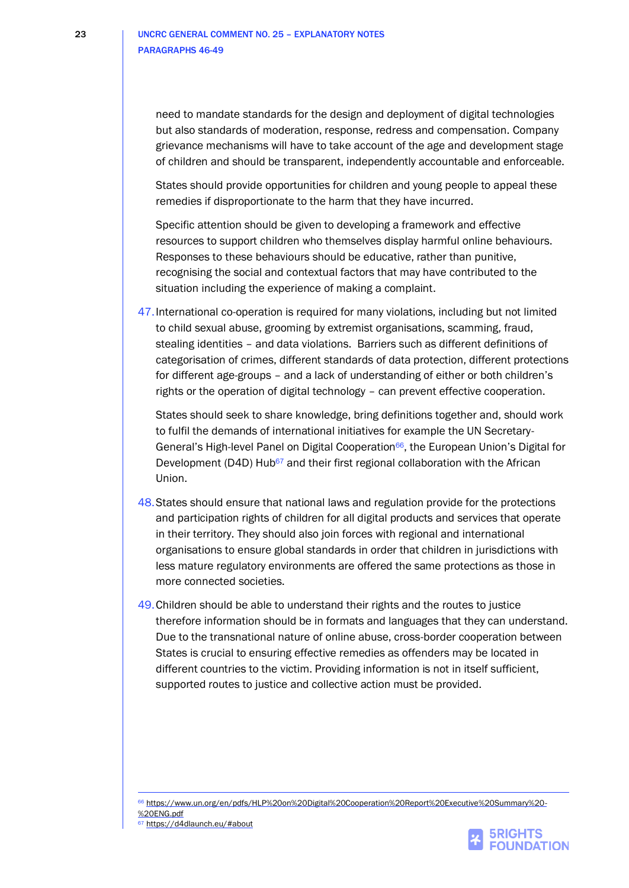need to mandate standards for the design and deployment of digital technologies but also standards of moderation, response, redress and compensation. Company grievance mechanisms will have to take account of the age and development stage of children and should be transparent, independently accountable and enforceable.

States should provide opportunities for children and young people to appeal these remedies if disproportionate to the harm that they have incurred.

Specific attention should be given to developing a framework and effective resources to support children who themselves display harmful online behaviours. Responses to these behaviours should be educative, rather than punitive, recognising the social and contextual factors that may have contributed to the situation including the experience of making a complaint.

47. International co-operation is required for many violations, including but not limited to child sexual abuse, grooming by extremist organisations, scamming, fraud, stealing identities – and data violations. Barriers such as different definitions of categorisation of crimes, different standards of data protection, different protections for different age-groups – and a lack of understanding of either or both children's rights or the operation of digital technology – can prevent effective cooperation.

States should seek to share knowledge, bring definitions together and, should work to fulfil the demands of international initiatives for example the UN Secretary-General's High-level Panel on Digital Cooperation[66], the European Union's Digital for Development (D4D) Hub[67] and their first regional collaboration with the African Union.

48. States should ensure that national laws and regulation provide for the protections and participation rights of children for all digital products and services that operate in their territory. They should also join forces with regional and international organisations to ensure global standards in order that children in jurisdictions with less mature regulatory environments are offered the same protections as those in more connected societies.

49. Children should be able to understand their rights and the routes to justice therefore information should be in formats and languages that they can understand. Due to the transnational nature of online abuse, cross-border cooperation between States is crucial to ensuring effective remedies as offenders may be located in different countries to the victim. Providing information is not in itself sufficient, supported routes to justice and collective action must be provided.

---

[66] https://www.un.org/en/pdfs/HLP%20on%20Digital%20Cooperation%20Report%20Executive%20Summary%20-%20ENG.pdf

[67] https://d4dlaunch.eu/#about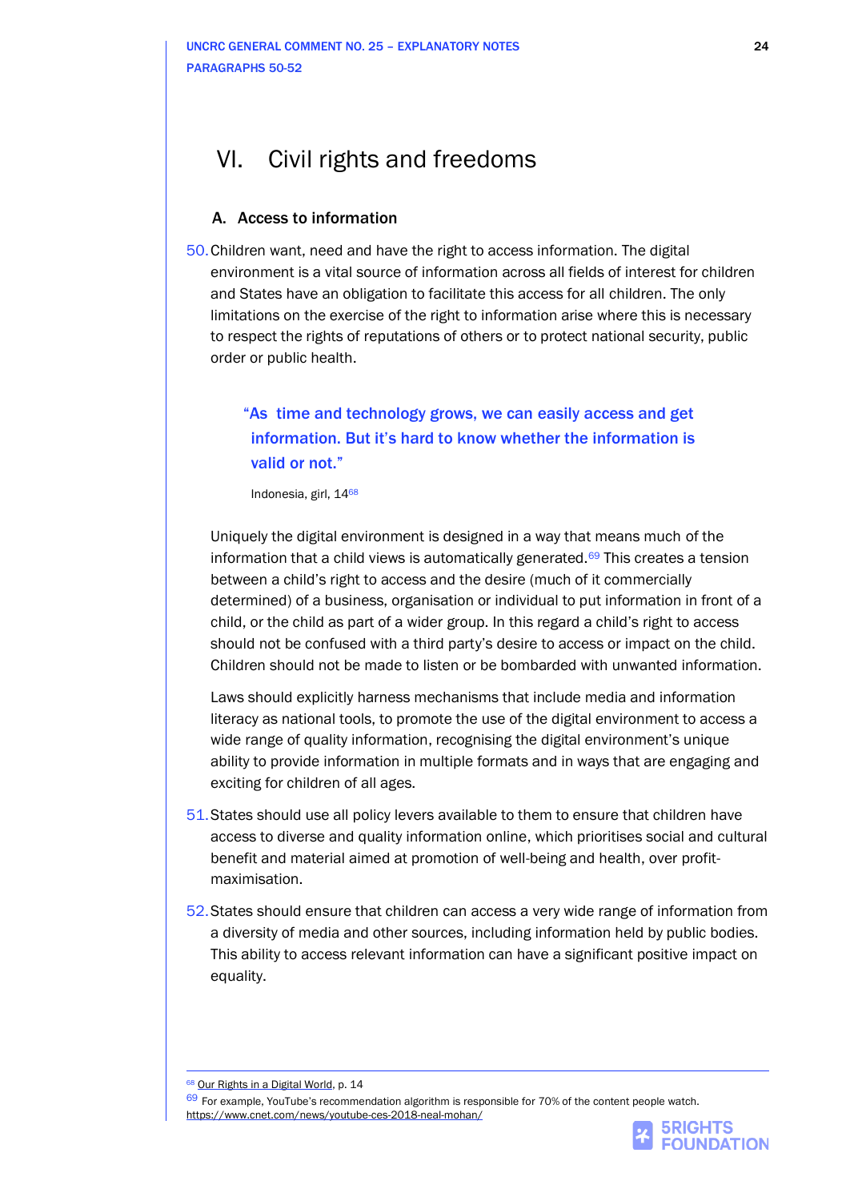# VI. Civil rights and freedoms

## A. Access to information

50. Children want, need and have the right to access information. The digital environment is a vital source of information across all fields of interest for children and States have an obligation to facilitate this access for all children. The only limitations on the exercise of the right to information arise where this is necessary to respect the rights of reputations of others or to protect national security, public order or public health.

> **"As time and technology grows, we can easily access and get information. But it's hard to know whether the information is valid or not."**
>
> Indonesia, girl, 14[68]

Uniquely the digital environment is designed in a way that means much of the information that a child views is automatically generated.[69] This creates a tension between a child's right to access and the desire (much of it commercially determined) of a business, organisation or individual to put information in front of a child, or the child as part of a wider group. In this regard a child's right to access should not be confused with a third party's desire to access or impact on the child. Children should not be made to listen or be bombarded with unwanted information.

Laws should explicitly harness mechanisms that include media and information literacy as national tools, to promote the use of the digital environment to access a wide range of quality information, recognising the digital environment's unique ability to provide information in multiple formats and in ways that are engaging and exciting for children of all ages.

51. States should use all policy levers available to them to ensure that children have access to diverse and quality information online, which prioritises social and cultural benefit and material aimed at promotion of well-being and health, over profit-maximisation.

52. States should ensure that children can access a very wide range of information from a diversity of media and other sources, including information held by public bodies. This ability to access relevant information can have a significant positive impact on equality.

---

[68] Our Rights in a Digital World, p. 14

[69] For example, YouTube's recommendation algorithm is responsible for 70% of the content people watch. https://www.cnet.com/news/youtube-ces-2018-neal-mohan/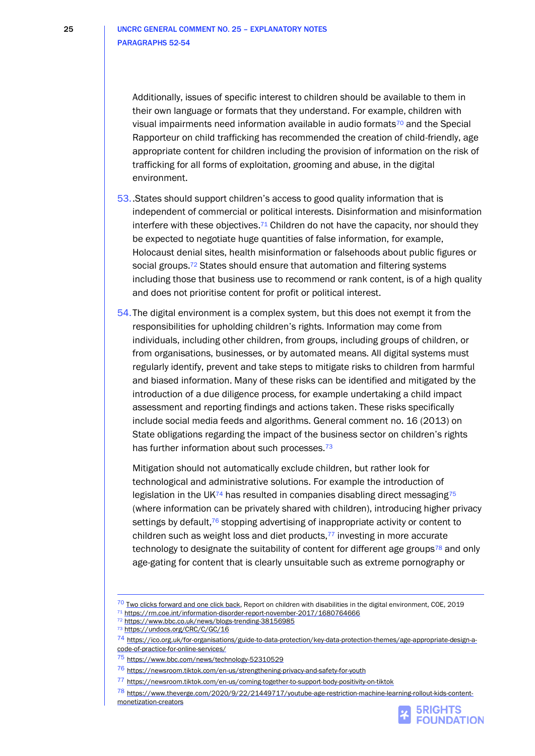Additionally, issues of specific interest to children should be available to them in their own language or formats that they understand. For example, children with visual impairments need information available in audio formats[70] and the Special Rapporteur on child trafficking has recommended the creation of child-friendly, age appropriate content for children including the provision of information on the risk of trafficking for all forms of exploitation, grooming and abuse, in the digital environment.

53. .States should support children's access to good quality information that is independent of commercial or political interests. Disinformation and misinformation interfere with these objectives.[71] Children do not have the capacity, nor should they be expected to negotiate huge quantities of false information, for example, Holocaust denial sites, health misinformation or falsehoods about public figures or social groups.[72] States should ensure that automation and filtering systems including those that business use to recommend or rank content, is of a high quality and does not prioritise content for profit or political interest.

54. The digital environment is a complex system, but this does not exempt it from the responsibilities for upholding children's rights. Information may come from individuals, including other children, from groups, including groups of children, or from organisations, businesses, or by automated means. All digital systems must regularly identify, prevent and take steps to mitigate risks to children from harmful and biased information. Many of these risks can be identified and mitigated by the introduction of a due diligence process, for example undertaking a child impact assessment and reporting findings and actions taken. These risks specifically include social media feeds and algorithms. General comment no. 16 (2013) on State obligations regarding the impact of the business sector on children's rights has further information about such processes.[73]

Mitigation should not automatically exclude children, but rather look for technological and administrative solutions. For example the introduction of legislation in the UK[74] has resulted in companies disabling direct messaging[75] (where information can be privately shared with children), introducing higher privacy settings by default,[76] stopping advertising of inappropriate activity or content to children such as weight loss and diet products,[77] investing in more accurate technology to designate the suitability of content for different age groups[78] and only age-gating for content that is clearly unsuitable such as extreme pornography or

---

[70] Two clicks forward and one click back, Report on children with disabilities in the digital environment, COE, 2019

[71] https://rm.coe.int/information-disorder-report-november-2017/1680764666

[72] https://www.bbc.co.uk/news/blogs-trending-38156985

[73] https://undocs.org/CRC/C/GC/16

[74] https://ico.org.uk/for-organisations/guide-to-data-protection/key-data-protection-themes/age-appropriate-design-a-code-of-practice-for-online-services/

[75] https://www.bbc.com/news/technology-52310529

[76] https://newsroom.tiktok.com/en-us/strengthening-privacy-and-safety-for-youth

[77] https://newsroom.tiktok.com/en-us/coming-together-to-support-body-positivity-on-tiktok

[78] https://www.theverge.com/2020/9/22/21449717/youtube-age-restriction-machine-learning-rollout-kids-content-monetization-creators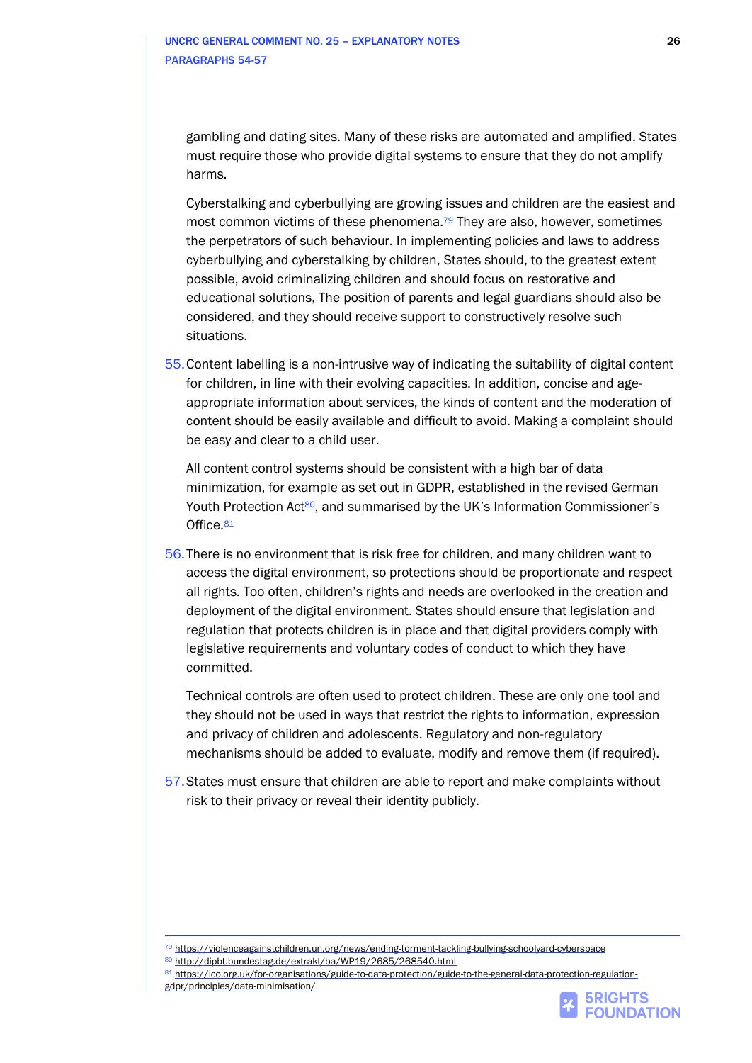gambling and dating sites. Many of these risks are automated and amplified. States must require those who provide digital systems to ensure that they do not amplify harms.

Cyberstalking and cyberbullying are growing issues and children are the easiest and most common victims of these phenomena.[79] They are also, however, sometimes the perpetrators of such behaviour. In implementing policies and laws to address cyberbullying and cyberstalking by children, States should, to the greatest extent possible, avoid criminalizing children and should focus on restorative and educational solutions, The position of parents and legal guardians should also be considered, and they should receive support to constructively resolve such situations.

55. Content labelling is a non-intrusive way of indicating the suitability of digital content for children, in line with their evolving capacities. In addition, concise and age-appropriate information about services, the kinds of content and the moderation of content should be easily available and difficult to avoid. Making a complaint should be easy and clear to a child user.

    All content control systems should be consistent with a high bar of data minimization, for example as set out in GDPR, established in the revised German Youth Protection Act[80], and summarised by the UK's Information Commissioner's Office.[81]

56. There is no environment that is risk free for children, and many children want to access the digital environment, so protections should be proportionate and respect all rights. Too often, children's rights and needs are overlooked in the creation and deployment of the digital environment. States should ensure that legislation and regulation that protects children is in place and that digital providers comply with legislative requirements and voluntary codes of conduct to which they have committed.

    Technical controls are often used to protect children. These are only one tool and they should not be used in ways that restrict the rights to information, expression and privacy of children and adolescents. Regulatory and non-regulatory mechanisms should be added to evaluate, modify and remove them (if required).

57. States must ensure that children are able to report and make complaints without risk to their privacy or reveal their identity publicly.

---

[79] https://violenceagainstchildren.un.org/news/ending-torment-tackling-bullying-schoolyard-cyberspace

[80] http://dipbt.bundestag.de/extrakt/ba/WP19/2685/268540.html

[81] https://ico.org.uk/for-organisations/guide-to-data-protection/guide-to-the-general-data-protection-regulation-gdpr/principles/data-minimisation/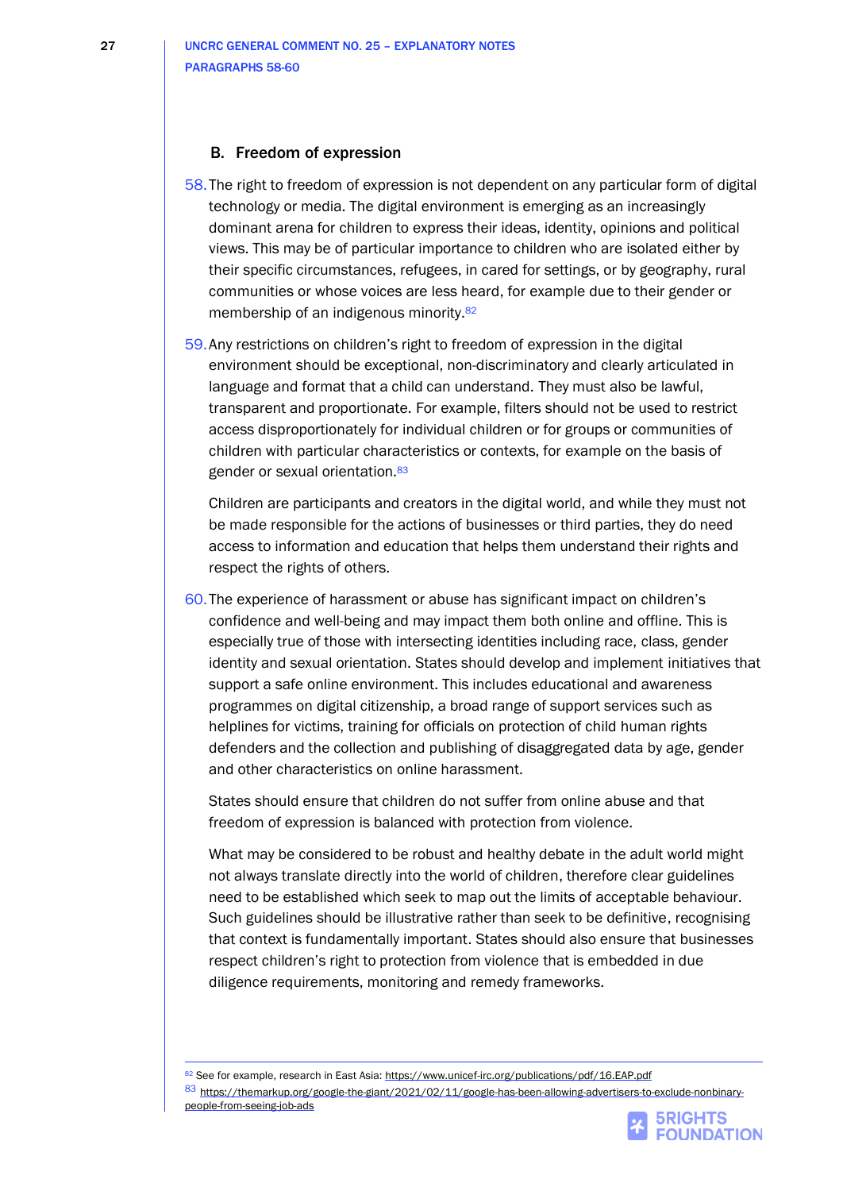## B. Freedom of expression

58. The right to freedom of expression is not dependent on any particular form of digital technology or media. The digital environment is emerging as an increasingly dominant arena for children to express their ideas, identity, opinions and political views. This may be of particular importance to children who are isolated either by their specific circumstances, refugees, in cared for settings, or by geography, rural communities or whose voices are less heard, for example due to their gender or membership of an indigenous minority.[82]

59. Any restrictions on children's right to freedom of expression in the digital environment should be exceptional, non-discriminatory and clearly articulated in language and format that a child can understand. They must also be lawful, transparent and proportionate. For example, filters should not be used to restrict access disproportionately for individual children or for groups or communities of children with particular characteristics or contexts, for example on the basis of gender or sexual orientation.[83]

   Children are participants and creators in the digital world, and while they must not be made responsible for the actions of businesses or third parties, they do need access to information and education that helps them understand their rights and respect the rights of others.

60. The experience of harassment or abuse has significant impact on children's confidence and well-being and may impact them both online and offline. This is especially true of those with intersecting identities including race, class, gender identity and sexual orientation. States should develop and implement initiatives that support a safe online environment. This includes educational and awareness programmes on digital citizenship, a broad range of support services such as helplines for victims, training for officials on protection of child human rights defenders and the collection and publishing of disaggregated data by age, gender and other characteristics on online harassment.

   States should ensure that children do not suffer from online abuse and that freedom of expression is balanced with protection from violence.

   What may be considered to be robust and healthy debate in the adult world might not always translate directly into the world of children, therefore clear guidelines need to be established which seek to map out the limits of acceptable behaviour. Such guidelines should be illustrative rather than seek to be definitive, recognising that context is fundamentally important. States should also ensure that businesses respect children's right to protection from violence that is embedded in due diligence requirements, monitoring and remedy frameworks.

---

[82] See for example, research in East Asia: https://www.unicef-irc.org/publications/pdf/16.EAP.pdf

[83] https://themarkup.org/google-the-giant/2021/02/11/google-has-been-allowing-advertisers-to-exclude-nonbinary-people-from-seeing-job-ads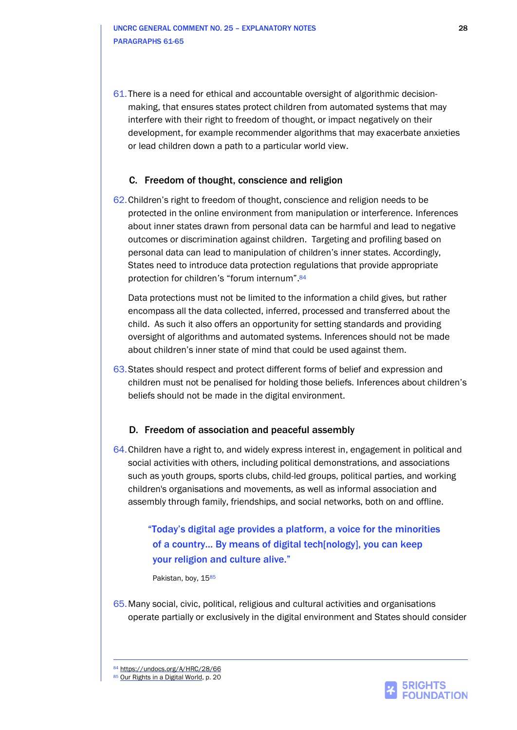61. There is a need for ethical and accountable oversight of algorithmic decision-making, that ensures states protect children from automated systems that may interfere with their right to freedom of thought, or impact negatively on their development, for example recommender algorithms that may exacerbate anxieties or lead children down a path to a particular world view.

### C. Freedom of thought, conscience and religion

62. Children's right to freedom of thought, conscience and religion needs to be protected in the online environment from manipulation or interference. Inferences about inner states drawn from personal data can be harmful and lead to negative outcomes or discrimination against children. Targeting and profiling based on personal data can lead to manipulation of children's inner states. Accordingly, States need to introduce data protection regulations that provide appropriate protection for children's "forum internum".[84]

    Data protections must not be limited to the information a child gives, but rather encompass all the data collected, inferred, processed and transferred about the child. As such it also offers an opportunity for setting standards and providing oversight of algorithms and automated systems. Inferences should not be made about children's inner state of mind that could be used against them.

63. States should respect and protect different forms of belief and expression and children must not be penalised for holding those beliefs. Inferences about children's beliefs should not be made in the digital environment.

### D. Freedom of association and peaceful assembly

64. Children have a right to, and widely express interest in, engagement in political and social activities with others, including political demonstrations, and associations such as youth groups, sports clubs, child-led groups, political parties, and working children's organisations and movements, as well as informal association and assembly through family, friendships, and social networks, both on and offline.

> **"Today's digital age provides a platform, a voice for the minorities of a country... By means of digital tech[nology], you can keep your religion and culture alive."**
>
> Pakistan, boy, 15[85]

65. Many social, civic, political, religious and cultural activities and organisations operate partially or exclusively in the digital environment and States should consider

---

[84] https://undocs.org/A/HRC/28/66

[85] Our Rights in a Digital World, p. 20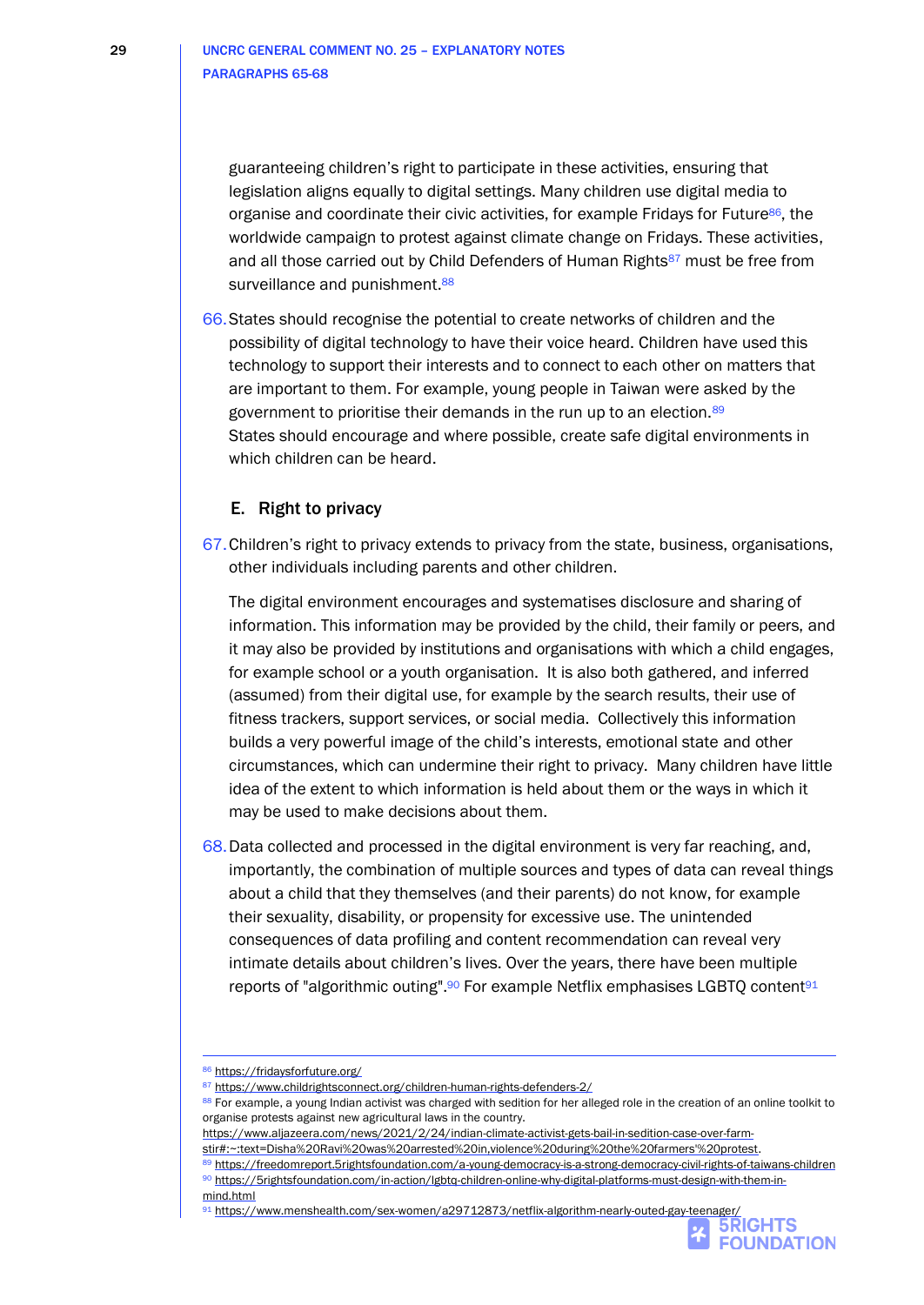guaranteeing children's right to participate in these activities, ensuring that legislation aligns equally to digital settings. Many children use digital media to organise and coordinate their civic activities, for example Fridays for Future[86], the worldwide campaign to protest against climate change on Fridays. These activities, and all those carried out by Child Defenders of Human Rights[87] must be free from surveillance and punishment.[88]

66. States should recognise the potential to create networks of children and the possibility of digital technology to have their voice heard. Children have used this technology to support their interests and to connect to each other on matters that are important to them. For example, young people in Taiwan were asked by the government to prioritise their demands in the run up to an election.[89] States should encourage and where possible, create safe digital environments in which children can be heard.

## E. Right to privacy

67. Children's right to privacy extends to privacy from the state, business, organisations, other individuals including parents and other children.

The digital environment encourages and systematises disclosure and sharing of information. This information may be provided by the child, their family or peers, and it may also be provided by institutions and organisations with which a child engages, for example school or a youth organisation. It is also both gathered, and inferred (assumed) from their digital use, for example by the search results, their use of fitness trackers, support services, or social media. Collectively this information builds a very powerful image of the child's interests, emotional state and other circumstances, which can undermine their right to privacy. Many children have little idea of the extent to which information is held about them or the ways in which it may be used to make decisions about them.

68. Data collected and processed in the digital environment is very far reaching, and, importantly, the combination of multiple sources and types of data can reveal things about a child that they themselves (and their parents) do not know, for example their sexuality, disability, or propensity for excessive use. The unintended consequences of data profiling and content recommendation can reveal very intimate details about children's lives. Over the years, there have been multiple reports of "algorithmic outing".[90] For example Netflix emphasises LGBTQ content[91]

---

[86] https://fridaysforfuture.org/

[87] https://www.childrightsconnect.org/children-human-rights-defenders-2/

[88] For example, a young Indian activist was charged with sedition for her alleged role in the creation of an online toolkit to organise protests against new agricultural laws in the country. https://www.aljazeera.com/news/2021/2/24/indian-climate-activist-gets-bail-in-sedition-case-over-farm-stir#:~:text=Disha%20Ravi%20was%20arrested%20in,violence%20during%20the%20farmers'%20protest.

[89] https://freedomreport.5rightsfoundation.com/a-young-democracy-is-a-strong-democracy-civil-rights-of-taiwans-children

[90] https://5rightsfoundation.com/in-action/lgbtq-children-online-why-digital-platforms-must-design-with-them-in-mind.html

[91] https://www.menshealth.com/sex-women/a29712873/netflix-algorithm-nearly-outed-gay-teenager/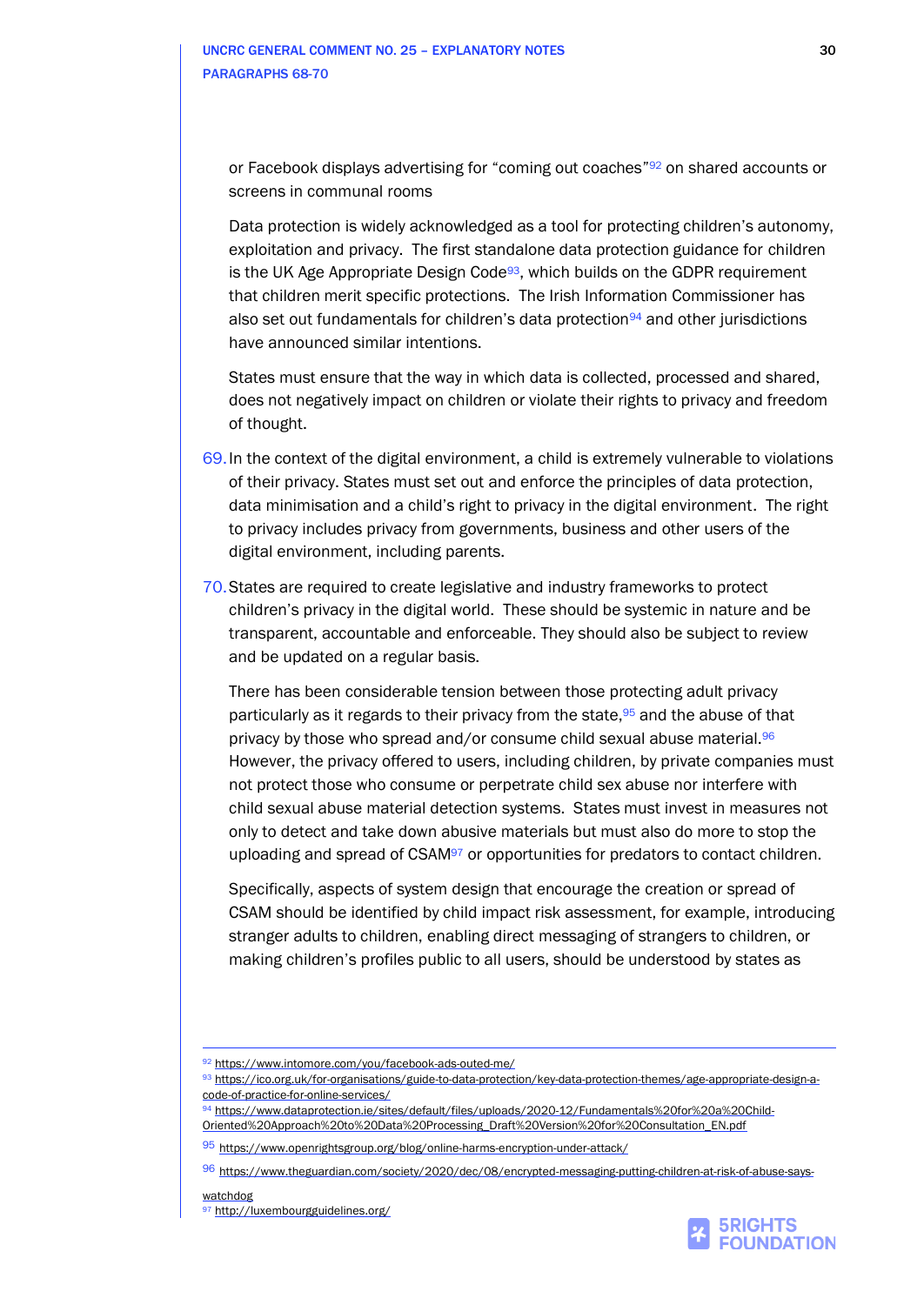or Facebook displays advertising for "coming out coaches"[92] on shared accounts or screens in communal rooms

Data protection is widely acknowledged as a tool for protecting children's autonomy, exploitation and privacy. The first standalone data protection guidance for children is the UK Age Appropriate Design Code[93], which builds on the GDPR requirement that children merit specific protections. The Irish Information Commissioner has also set out fundamentals for children's data protection[94] and other jurisdictions have announced similar intentions.

States must ensure that the way in which data is collected, processed and shared, does not negatively impact on children or violate their rights to privacy and freedom of thought.

69. In the context of the digital environment, a child is extremely vulnerable to violations of their privacy. States must set out and enforce the principles of data protection, data minimisation and a child's right to privacy in the digital environment. The right to privacy includes privacy from governments, business and other users of the digital environment, including parents.

70. States are required to create legislative and industry frameworks to protect children's privacy in the digital world. These should be systemic in nature and be transparent, accountable and enforceable. They should also be subject to review and be updated on a regular basis.

There has been considerable tension between those protecting adult privacy particularly as it regards to their privacy from the state,[95] and the abuse of that privacy by those who spread and/or consume child sexual abuse material.[96] However, the privacy offered to users, including children, by private companies must not protect those who consume or perpetrate child sex abuse nor interfere with child sexual abuse material detection systems. States must invest in measures not only to detect and take down abusive materials but must also do more to stop the uploading and spread of CSAM[97] or opportunities for predators to contact children.

Specifically, aspects of system design that encourage the creation or spread of CSAM should be identified by child impact risk assessment, for example, introducing stranger adults to children, enabling direct messaging of strangers to children, or making children's profiles public to all users, should be understood by states as

---

[92] https://www.intomore.com/you/facebook-ads-outed-me/

[93] https://ico.org.uk/for-organisations/guide-to-data-protection/key-data-protection-themes/age-appropriate-design-a-code-of-practice-for-online-services/

[94] https://www.dataprotection.ie/sites/default/files/uploads/2020-12/Fundamentals%20for%20a%20Child-Oriented%20Approach%20to%20Data%20Processing_Draft%20Version%20for%20Consultation_EN.pdf

[95] https://www.openrightsgroup.org/blog/online-harms-encryption-under-attack/

[96] https://www.theguardian.com/society/2020/dec/08/encrypted-messaging-putting-children-at-risk-of-abuse-says-watchdog

[97] http://luxembourgguidelines.org/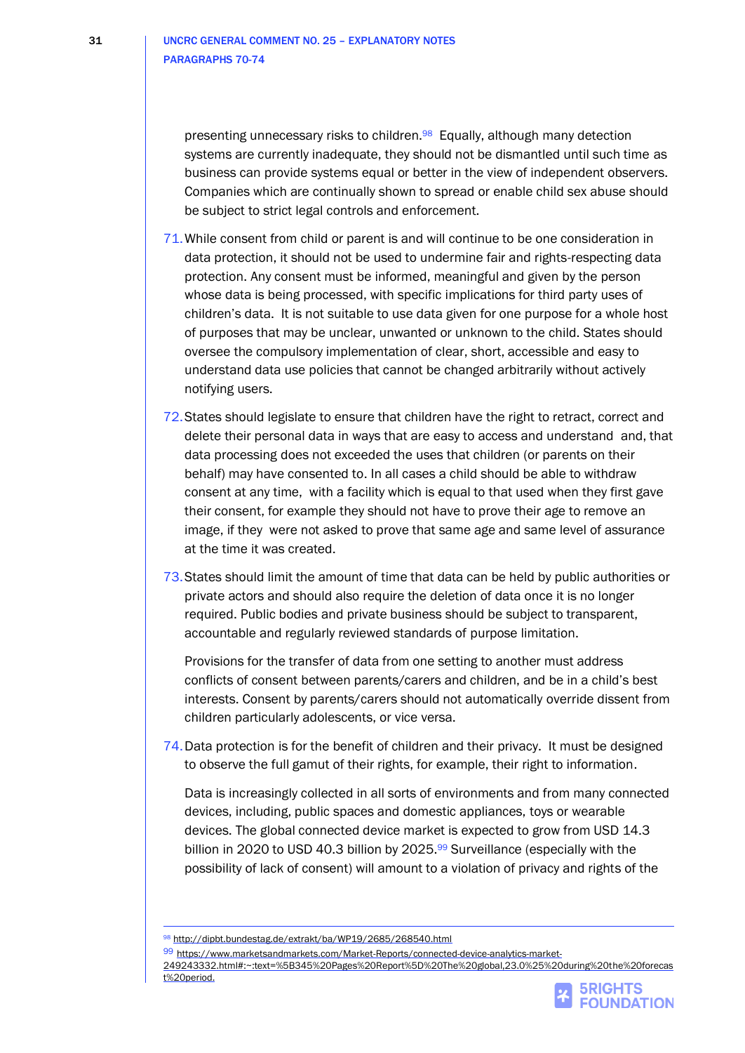presenting unnecessary risks to children.[98] Equally, although many detection systems are currently inadequate, they should not be dismantled until such time as business can provide systems equal or better in the view of independent observers. Companies which are continually shown to spread or enable child sex abuse should be subject to strict legal controls and enforcement.

71. While consent from child or parent is and will continue to be one consideration in data protection, it should not be used to undermine fair and rights-respecting data protection. Any consent must be informed, meaningful and given by the person whose data is being processed, with specific implications for third party uses of children's data. It is not suitable to use data given for one purpose for a whole host of purposes that may be unclear, unwanted or unknown to the child. States should oversee the compulsory implementation of clear, short, accessible and easy to understand data use policies that cannot be changed arbitrarily without actively notifying users.

72. States should legislate to ensure that children have the right to retract, correct and delete their personal data in ways that are easy to access and understand and, that data processing does not exceeded the uses that children (or parents on their behalf) may have consented to. In all cases a child should be able to withdraw consent at any time, with a facility which is equal to that used when they first gave their consent, for example they should not have to prove their age to remove an image, if they were not asked to prove that same age and same level of assurance at the time it was created.

73. States should limit the amount of time that data can be held by public authorities or private actors and should also require the deletion of data once it is no longer required. Public bodies and private business should be subject to transparent, accountable and regularly reviewed standards of purpose limitation.

    Provisions for the transfer of data from one setting to another must address conflicts of consent between parents/carers and children, and be in a child's best interests. Consent by parents/carers should not automatically override dissent from children particularly adolescents, or vice versa.

74. Data protection is for the benefit of children and their privacy. It must be designed to observe the full gamut of their rights, for example, their right to information.

    Data is increasingly collected in all sorts of environments and from many connected devices, including, public spaces and domestic appliances, toys or wearable devices. The global connected device market is expected to grow from USD 14.3 billion in 2020 to USD 40.3 billion by 2025.[99] Surveillance (especially with the possibility of lack of consent) will amount to a violation of privacy and rights of the

---

[98] http://dipbt.bundestag.de/extrakt/ba/WP19/2685/268540.html

[99] https://www.marketsandmarkets.com/Market-Reports/connected-device-analytics-market-249243332.html#:~:text=%5B345%20Pages%20Report%5D%20The%20global,23.0%25%20during%20the%20forecast%20period.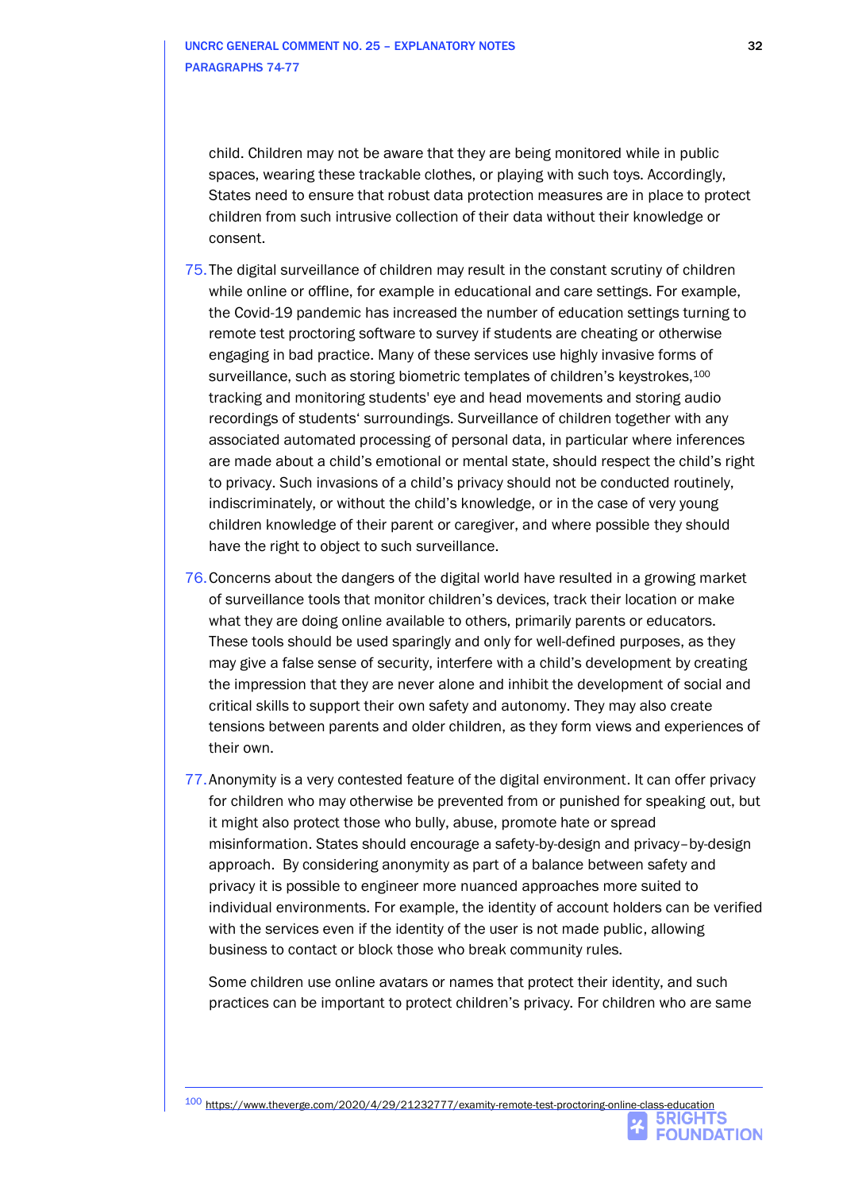child. Children may not be aware that they are being monitored while in public spaces, wearing these trackable clothes, or playing with such toys. Accordingly, States need to ensure that robust data protection measures are in place to protect children from such intrusive collection of their data without their knowledge or consent.

75. The digital surveillance of children may result in the constant scrutiny of children while online or offline, for example in educational and care settings. For example, the Covid-19 pandemic has increased the number of education settings turning to remote test proctoring software to survey if students are cheating or otherwise engaging in bad practice. Many of these services use highly invasive forms of surveillance, such as storing biometric templates of children's keystrokes,[100] tracking and monitoring students' eye and head movements and storing audio recordings of students' surroundings. Surveillance of children together with any associated automated processing of personal data, in particular where inferences are made about a child's emotional or mental state, should respect the child's right to privacy. Such invasions of a child's privacy should not be conducted routinely, indiscriminately, or without the child's knowledge, or in the case of very young children knowledge of their parent or caregiver, and where possible they should have the right to object to such surveillance.

76. Concerns about the dangers of the digital world have resulted in a growing market of surveillance tools that monitor children's devices, track their location or make what they are doing online available to others, primarily parents or educators. These tools should be used sparingly and only for well-defined purposes, as they may give a false sense of security, interfere with a child's development by creating the impression that they are never alone and inhibit the development of social and critical skills to support their own safety and autonomy. They may also create tensions between parents and older children, as they form views and experiences of their own.

77. Anonymity is a very contested feature of the digital environment. It can offer privacy for children who may otherwise be prevented from or punished for speaking out, but it might also protect those who bully, abuse, promote hate or spread misinformation. States should encourage a safety-by-design and privacy–by-design approach. By considering anonymity as part of a balance between safety and privacy it is possible to engineer more nuanced approaches more suited to individual environments. For example, the identity of account holders can be verified with the services even if the identity of the user is not made public, allowing business to contact or block those who break community rules.

    Some children use online avatars or names that protect their identity, and such practices can be important to protect children's privacy. For children who are same

[100] https://www.theverge.com/2020/4/29/21232777/examity-remote-test-proctoring-online-class-education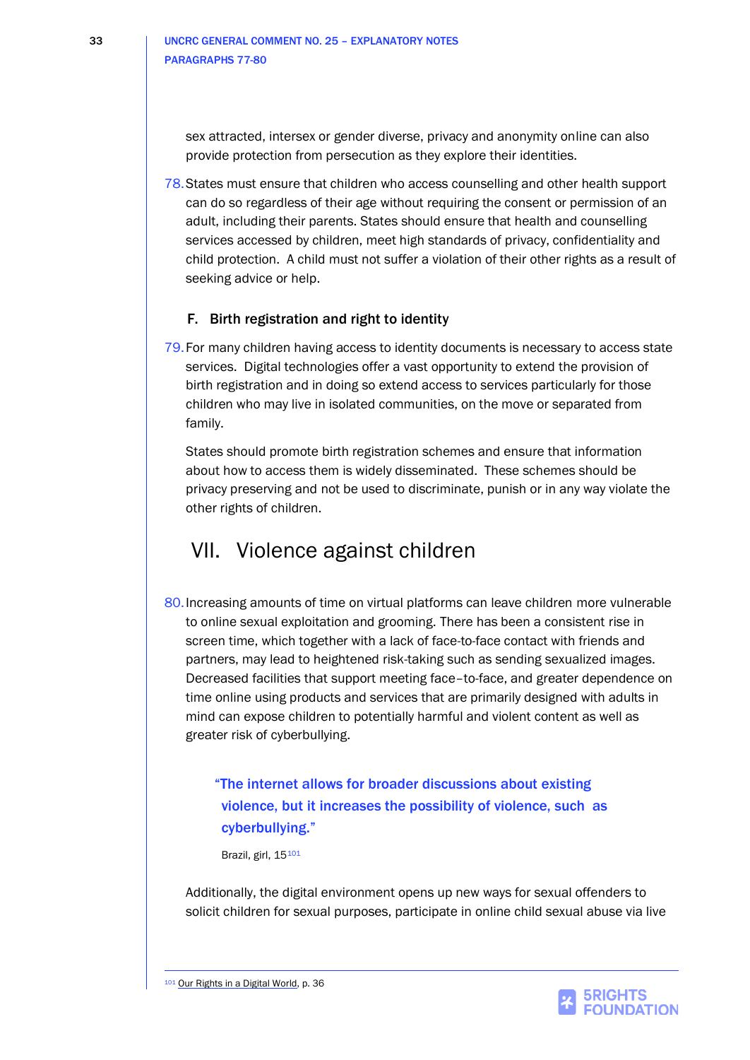sex attracted, intersex or gender diverse, privacy and anonymity online can also provide protection from persecution as they explore their identities.

78. States must ensure that children who access counselling and other health support can do so regardless of their age without requiring the consent or permission of an adult, including their parents. States should ensure that health and counselling services accessed by children, meet high standards of privacy, confidentiality and child protection. A child must not suffer a violation of their other rights as a result of seeking advice or help.

### F. Birth registration and right to identity

79. For many children having access to identity documents is necessary to access state services. Digital technologies offer a vast opportunity to extend the provision of birth registration and in doing so extend access to services particularly for those children who may live in isolated communities, on the move or separated from family.

States should promote birth registration schemes and ensure that information about how to access them is widely disseminated. These schemes should be privacy preserving and not be used to discriminate, punish or in any way violate the other rights of children.

## VII. Violence against children

80. Increasing amounts of time on virtual platforms can leave children more vulnerable to online sexual exploitation and grooming. There has been a consistent rise in screen time, which together with a lack of face-to-face contact with friends and partners, may lead to heightened risk-taking such as sending sexualized images. Decreased facilities that support meeting face–to-face, and greater dependence on time online using products and services that are primarily designed with adults in mind can expose children to potentially harmful and violent content as well as greater risk of cyberbullying.

> **"The internet allows for broader discussions about existing violence, but it increases the possibility of violence, such as cyberbullying."**
>
> Brazil, girl, 15[101]

Additionally, the digital environment opens up new ways for sexual offenders to solicit children for sexual purposes, participate in online child sexual abuse via live

[101] Our Rights in a Digital World, p. 36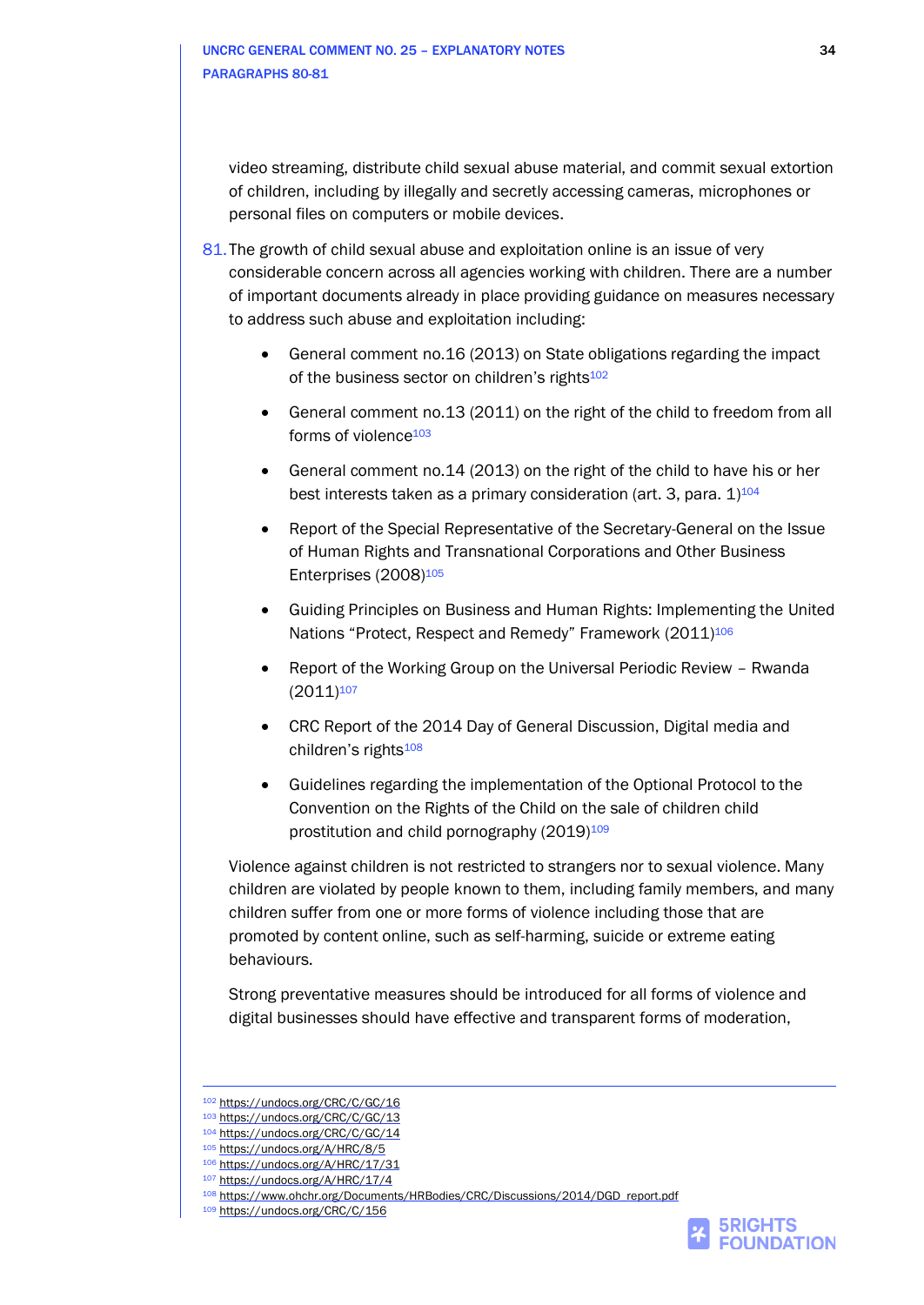video streaming, distribute child sexual abuse material, and commit sexual extortion of children, including by illegally and secretly accessing cameras, microphones or personal files on computers or mobile devices.

81. The growth of child sexual abuse and exploitation online is an issue of very considerable concern across all agencies working with children. There are a number of important documents already in place providing guidance on measures necessary to address such abuse and exploitation including:

- General comment no.16 (2013) on State obligations regarding the impact of the business sector on children's rights[102]
- General comment no.13 (2011) on the right of the child to freedom from all forms of violence[103]
- General comment no.14 (2013) on the right of the child to have his or her best interests taken as a primary consideration (art. 3, para. 1)[104]
- Report of the Special Representative of the Secretary-General on the Issue of Human Rights and Transnational Corporations and Other Business Enterprises (2008)[105]
- Guiding Principles on Business and Human Rights: Implementing the United Nations "Protect, Respect and Remedy" Framework (2011)[106]
- Report of the Working Group on the Universal Periodic Review – Rwanda (2011)[107]
- CRC Report of the 2014 Day of General Discussion, Digital media and children's rights[108]
- Guidelines regarding the implementation of the Optional Protocol to the Convention on the Rights of the Child on the sale of children child prostitution and child pornography (2019)[109]

Violence against children is not restricted to strangers nor to sexual violence. Many children are violated by people known to them, including family members, and many children suffer from one or more forms of violence including those that are promoted by content online, such as self-harming, suicide or extreme eating behaviours.

Strong preventative measures should be introduced for all forms of violence and digital businesses should have effective and transparent forms of moderation,

---

[102] https://undocs.org/CRC/C/GC/16
[103] https://undocs.org/CRC/C/GC/13
[104] https://undocs.org/CRC/C/GC/14
[105] https://undocs.org/A/HRC/8/5
[106] https://undocs.org/A/HRC/17/31
[107] https://undocs.org/A/HRC/17/4
[108] https://www.ohchr.org/Documents/HRBodies/CRC/Discussions/2014/DGD_report.pdf
[109] https://undocs.org/CRC/C/156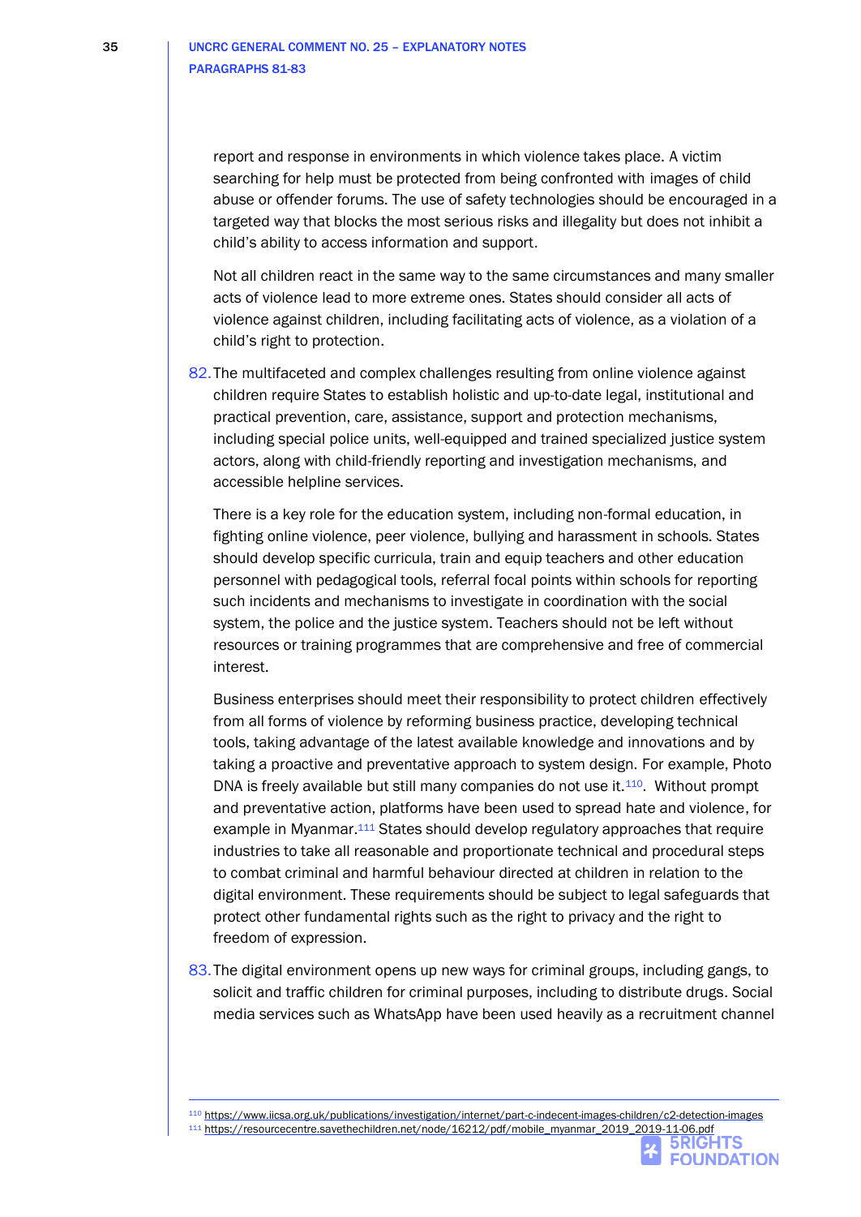report and response in environments in which violence takes place. A victim searching for help must be protected from being confronted with images of child abuse or offender forums. The use of safety technologies should be encouraged in a targeted way that blocks the most serious risks and illegality but does not inhibit a child's ability to access information and support.

Not all children react in the same way to the same circumstances and many smaller acts of violence lead to more extreme ones. States should consider all acts of violence against children, including facilitating acts of violence, as a violation of a child's right to protection.

82. The multifaceted and complex challenges resulting from online violence against children require States to establish holistic and up-to-date legal, institutional and practical prevention, care, assistance, support and protection mechanisms, including special police units, well-equipped and trained specialized justice system actors, along with child-friendly reporting and investigation mechanisms, and accessible helpline services.

There is a key role for the education system, including non-formal education, in fighting online violence, peer violence, bullying and harassment in schools. States should develop specific curricula, train and equip teachers and other education personnel with pedagogical tools, referral focal points within schools for reporting such incidents and mechanisms to investigate in coordination with the social system, the police and the justice system. Teachers should not be left without resources or training programmes that are comprehensive and free of commercial interest.

Business enterprises should meet their responsibility to protect children effectively from all forms of violence by reforming business practice, developing technical tools, taking advantage of the latest available knowledge and innovations and by taking a proactive and preventative approach to system design. For example, Photo DNA is freely available but still many companies do not use it.[110]. Without prompt and preventative action, platforms have been used to spread hate and violence, for example in Myanmar.[111] States should develop regulatory approaches that require industries to take all reasonable and proportionate technical and procedural steps to combat criminal and harmful behaviour directed at children in relation to the digital environment. These requirements should be subject to legal safeguards that protect other fundamental rights such as the right to privacy and the right to freedom of expression.

83. The digital environment opens up new ways for criminal groups, including gangs, to solicit and traffic children for criminal purposes, including to distribute drugs. Social media services such as WhatsApp have been used heavily as a recruitment channel

---

[110] https://www.iicsa.org.uk/publications/investigation/internet/part-c-indecent-images-children/c2-detection-images

[111] https://resourcecentre.savethechildren.net/node/16212/pdf/mobile_myanmar_2019_2019-11-06.pdf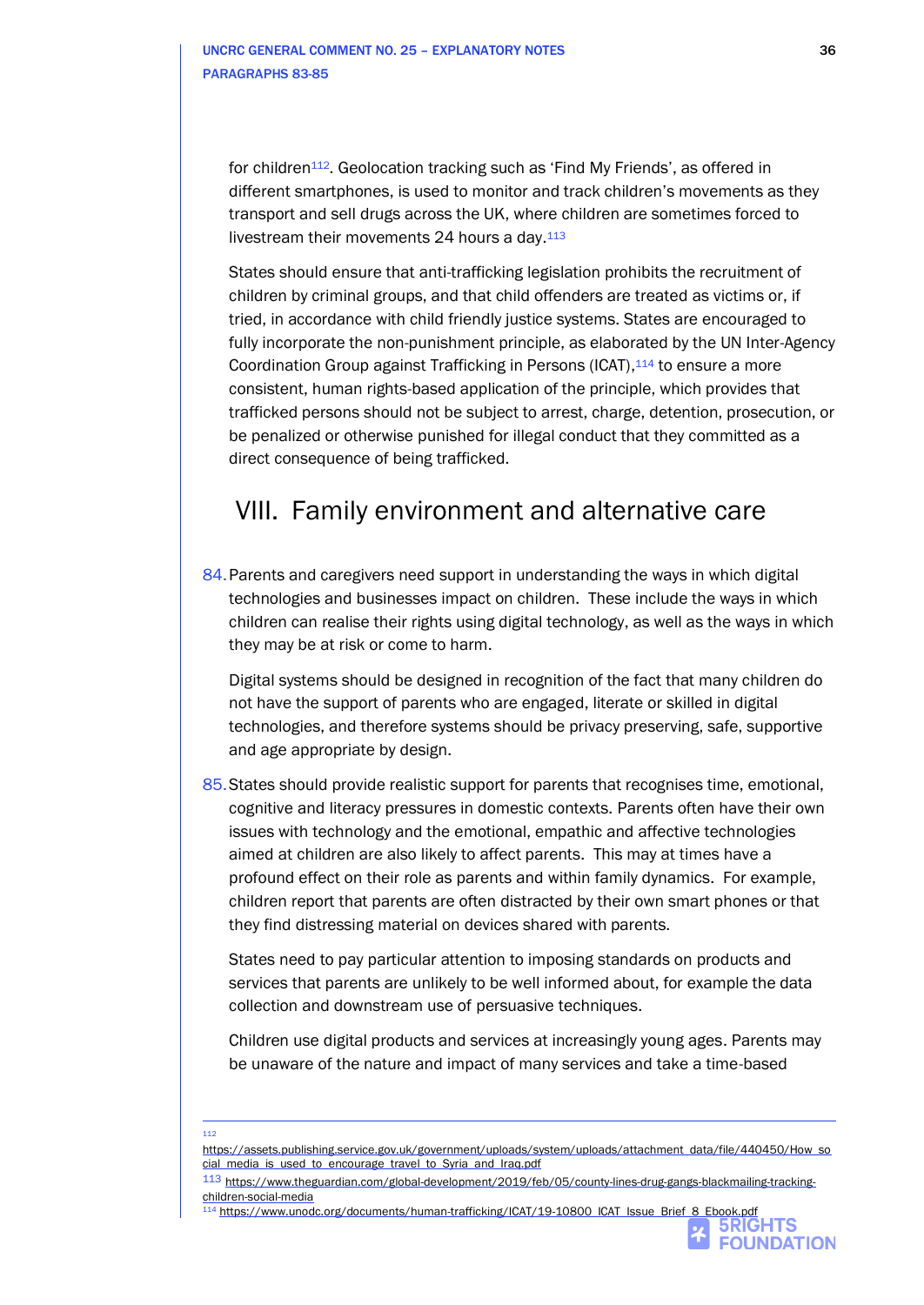for children[112]. Geolocation tracking such as 'Find My Friends', as offered in different smartphones, is used to monitor and track children's movements as they transport and sell drugs across the UK, where children are sometimes forced to livestream their movements 24 hours a day.[113]

States should ensure that anti-trafficking legislation prohibits the recruitment of children by criminal groups, and that child offenders are treated as victims or, if tried, in accordance with child friendly justice systems. States are encouraged to fully incorporate the non-punishment principle, as elaborated by the UN Inter-Agency Coordination Group against Trafficking in Persons (ICAT),[114] to ensure a more consistent, human rights-based application of the principle, which provides that trafficked persons should not be subject to arrest, charge, detention, prosecution, or be penalized or otherwise punished for illegal conduct that they committed as a direct consequence of being trafficked.

## VIII. Family environment and alternative care

84. Parents and caregivers need support in understanding the ways in which digital technologies and businesses impact on children. These include the ways in which children can realise their rights using digital technology, as well as the ways in which they may be at risk or come to harm.

Digital systems should be designed in recognition of the fact that many children do not have the support of parents who are engaged, literate or skilled in digital technologies, and therefore systems should be privacy preserving, safe, supportive and age appropriate by design.

85. States should provide realistic support for parents that recognises time, emotional, cognitive and literacy pressures in domestic contexts. Parents often have their own issues with technology and the emotional, empathic and affective technologies aimed at children are also likely to affect parents. This may at times have a profound effect on their role as parents and within family dynamics. For example, children report that parents are often distracted by their own smart phones or that they find distressing material on devices shared with parents.

States need to pay particular attention to imposing standards on products and services that parents are unlikely to be well informed about, for example the data collection and downstream use of persuasive techniques.

Children use digital products and services at increasingly young ages. Parents may be unaware of the nature and impact of many services and take a time-based

---

[112] https://assets.publishing.service.gov.uk/government/uploads/system/uploads/attachment_data/file/440450/How_social_media_is_used_to_encourage_travel_to_Syria_and_Iraq.pdf

[113] https://www.theguardian.com/global-development/2019/feb/05/county-lines-drug-gangs-blackmailing-tracking-children-social-media

[114] https://www.unodc.org/documents/human-trafficking/ICAT/19-10800_ICAT_Issue_Brief_8_Ebook.pdf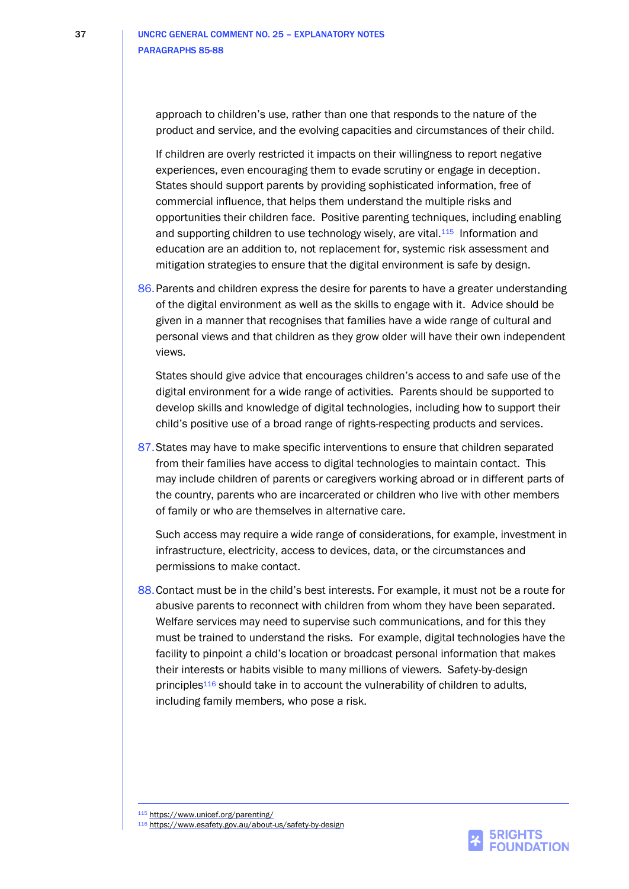approach to children's use, rather than one that responds to the nature of the product and service, and the evolving capacities and circumstances of their child.

If children are overly restricted it impacts on their willingness to report negative experiences, even encouraging them to evade scrutiny or engage in deception. States should support parents by providing sophisticated information, free of commercial influence, that helps them understand the multiple risks and opportunities their children face. Positive parenting techniques, including enabling and supporting children to use technology wisely, are vital.[115] Information and education are an addition to, not replacement for, systemic risk assessment and mitigation strategies to ensure that the digital environment is safe by design.

86. Parents and children express the desire for parents to have a greater understanding of the digital environment as well as the skills to engage with it. Advice should be given in a manner that recognises that families have a wide range of cultural and personal views and that children as they grow older will have their own independent views.

    States should give advice that encourages children's access to and safe use of the digital environment for a wide range of activities. Parents should be supported to develop skills and knowledge of digital technologies, including how to support their child's positive use of a broad range of rights-respecting products and services.

87. States may have to make specific interventions to ensure that children separated from their families have access to digital technologies to maintain contact. This may include children of parents or caregivers working abroad or in different parts of the country, parents who are incarcerated or children who live with other members of family or who are themselves in alternative care.

    Such access may require a wide range of considerations, for example, investment in infrastructure, electricity, access to devices, data, or the circumstances and permissions to make contact.

88. Contact must be in the child's best interests. For example, it must not be a route for abusive parents to reconnect with children from whom they have been separated. Welfare services may need to supervise such communications, and for this they must be trained to understand the risks. For example, digital technologies have the facility to pinpoint a child's location or broadcast personal information that makes their interests or habits visible to many millions of viewers. Safety-by-design principles[116] should take in to account the vulnerability of children to adults, including family members, who pose a risk.

---

[115] https://www.unicef.org/parenting/

[116] https://www.esafety.gov.au/about-us/safety-by-design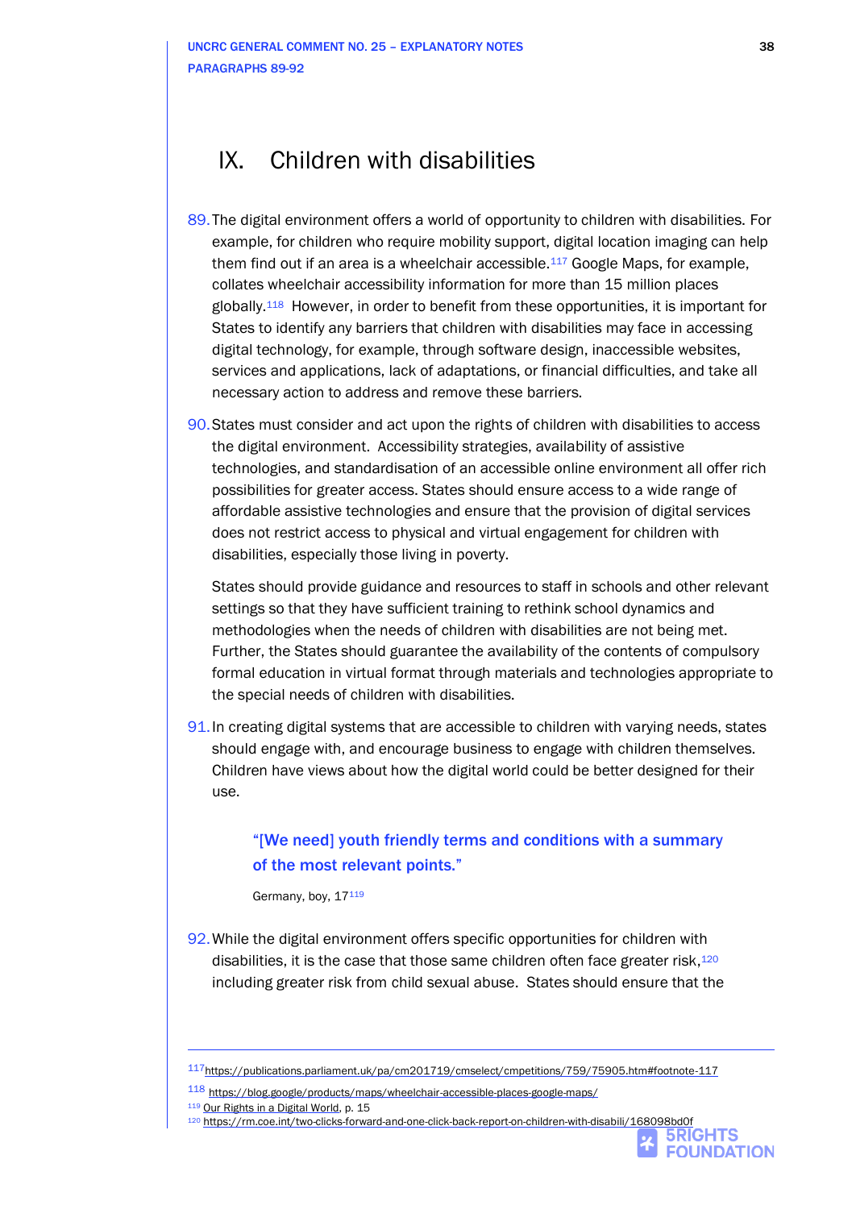# IX. Children with disabilities

89. The digital environment offers a world of opportunity to children with disabilities. For example, for children who require mobility support, digital location imaging can help them find out if an area is a wheelchair accessible.[117] Google Maps, for example, collates wheelchair accessibility information for more than 15 million places globally.[118] However, in order to benefit from these opportunities, it is important for States to identify any barriers that children with disabilities may face in accessing digital technology, for example, through software design, inaccessible websites, services and applications, lack of adaptations, or financial difficulties, and take all necessary action to address and remove these barriers.

90. States must consider and act upon the rights of children with disabilities to access the digital environment. Accessibility strategies, availability of assistive technologies, and standardisation of an accessible online environment all offer rich possibilities for greater access. States should ensure access to a wide range of affordable assistive technologies and ensure that the provision of digital services does not restrict access to physical and virtual engagement for children with disabilities, especially those living in poverty.

    States should provide guidance and resources to staff in schools and other relevant settings so that they have sufficient training to rethink school dynamics and methodologies when the needs of children with disabilities are not being met. Further, the States should guarantee the availability of the contents of compulsory formal education in virtual format through materials and technologies appropriate to the special needs of children with disabilities.

91. In creating digital systems that are accessible to children with varying needs, states should engage with, and encourage business to engage with children themselves. Children have views about how the digital world could be better designed for their use.

> **"[We need] youth friendly terms and conditions with a summary of the most relevant points."**
>
> Germany, boy, 17[119]

92. While the digital environment offers specific opportunities for children with disabilities, it is the case that those same children often face greater risk,[120] including greater risk from child sexual abuse. States should ensure that the

---

[117] https://publications.parliament.uk/pa/cm201719/cmselect/cmpetitions/759/75905.htm#footnote-117

[118] https://blog.google/products/maps/wheelchair-accessible-places-google-maps/

[119] Our Rights in a Digital World, p. 15

[120] https://rm.coe.int/two-clicks-forward-and-one-click-back-report-on-children-with-disabili/168098bd0f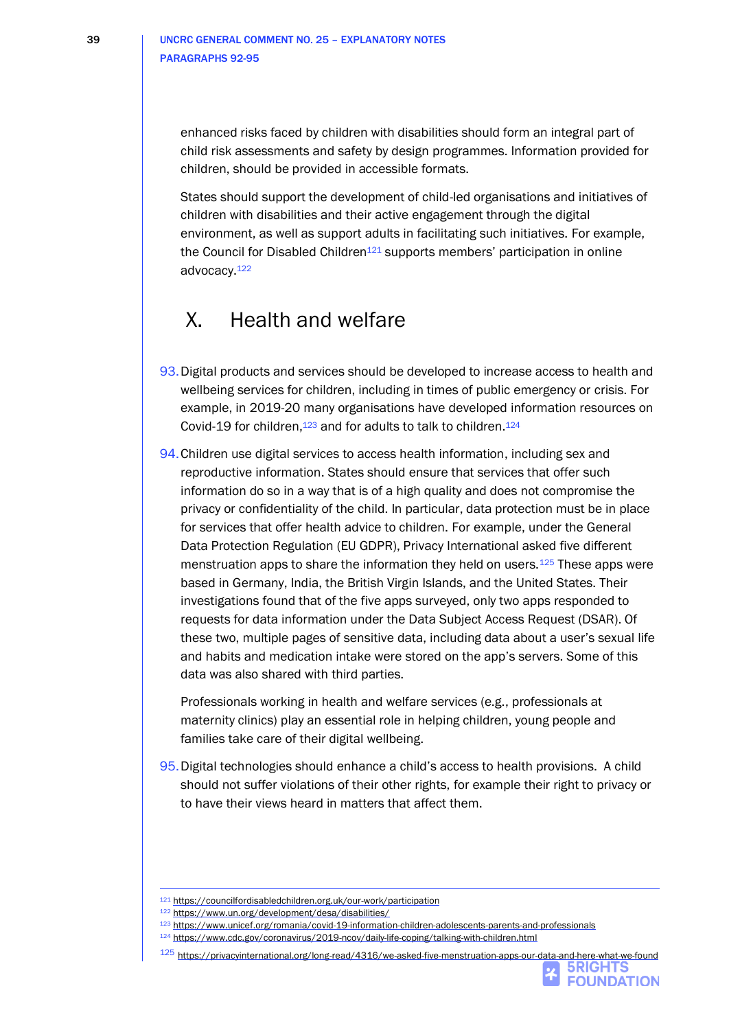enhanced risks faced by children with disabilities should form an integral part of child risk assessments and safety by design programmes. Information provided for children, should be provided in accessible formats.

States should support the development of child-led organisations and initiatives of children with disabilities and their active engagement through the digital environment, as well as support adults in facilitating such initiatives. For example, the Council for Disabled Children[121] supports members' participation in online advocacy.[122]

# X. Health and welfare

93. Digital products and services should be developed to increase access to health and wellbeing services for children, including in times of public emergency or crisis. For example, in 2019-20 many organisations have developed information resources on Covid-19 for children,[123] and for adults to talk to children.[124]

94. Children use digital services to access health information, including sex and reproductive information. States should ensure that services that offer such information do so in a way that is of a high quality and does not compromise the privacy or confidentiality of the child. In particular, data protection must be in place for services that offer health advice to children. For example, under the General Data Protection Regulation (EU GDPR), Privacy International asked five different menstruation apps to share the information they held on users.[125] These apps were based in Germany, India, the British Virgin Islands, and the United States. Their investigations found that of the five apps surveyed, only two apps responded to requests for data information under the Data Subject Access Request (DSAR). Of these two, multiple pages of sensitive data, including data about a user's sexual life and habits and medication intake were stored on the app's servers. Some of this data was also shared with third parties.

    Professionals working in health and welfare services (e.g., professionals at maternity clinics) play an essential role in helping children, young people and families take care of their digital wellbeing.

95. Digital technologies should enhance a child's access to health provisions. A child should not suffer violations of their other rights, for example their right to privacy or to have their views heard in matters that affect them.

---

[121] https://councilfordisabledchildren.org.uk/our-work/participation

[122] https://www.un.org/development/desa/disabilities/

[123] https://www.unicef.org/romania/covid-19-information-children-adolescents-parents-and-professionals

[124] https://www.cdc.gov/coronavirus/2019-ncov/daily-life-coping/talking-with-children.html

[125] https://privacyinternational.org/long-read/4316/we-asked-five-menstruation-apps-our-data-and-here-what-we-found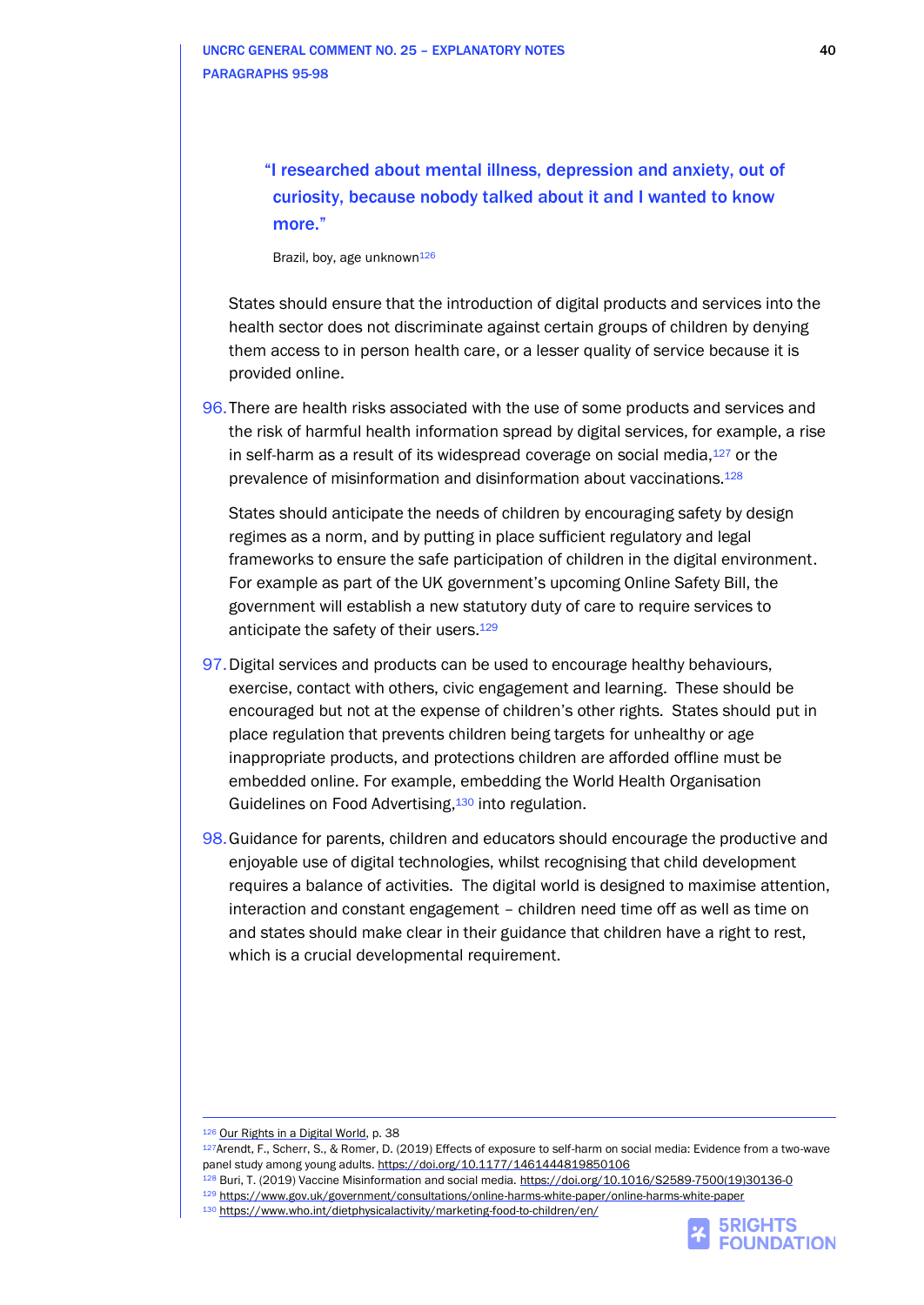> **"I researched about mental illness, depression and anxiety, out of curiosity, because nobody talked about it and I wanted to know more."**
>
> Brazil, boy, age unknown[126]

States should ensure that the introduction of digital products and services into the health sector does not discriminate against certain groups of children by denying them access to in person health care, or a lesser quality of service because it is provided online.

96. There are health risks associated with the use of some products and services and the risk of harmful health information spread by digital services, for example, a rise in self-harm as a result of its widespread coverage on social media,[127] or the prevalence of misinformation and disinformation about vaccinations.[128]

    States should anticipate the needs of children by encouraging safety by design regimes as a norm, and by putting in place sufficient regulatory and legal frameworks to ensure the safe participation of children in the digital environment. For example as part of the UK government's upcoming Online Safety Bill, the government will establish a new statutory duty of care to require services to anticipate the safety of their users.[129]

97. Digital services and products can be used to encourage healthy behaviours, exercise, contact with others, civic engagement and learning. These should be encouraged but not at the expense of children's other rights. States should put in place regulation that prevents children being targets for unhealthy or age inappropriate products, and protections children are afforded offline must be embedded online. For example, embedding the World Health Organisation Guidelines on Food Advertising,[130] into regulation.

98. Guidance for parents, children and educators should encourage the productive and enjoyable use of digital technologies, whilst recognising that child development requires a balance of activities. The digital world is designed to maximise attention, interaction and constant engagement – children need time off as well as time on and states should make clear in their guidance that children have a right to rest, which is a crucial developmental requirement.

---

[126] Our Rights in a Digital World, p. 38

[127] Arendt, F., Scherr, S., & Romer, D. (2019) Effects of exposure to self-harm on social media: Evidence from a two-wave panel study among young adults. https://doi.org/10.1177/1461444819850106

[128] Buri, T. (2019) Vaccine Misinformation and social media. https://doi.org/10.1016/S2589-7500(19)30136-0

[129] https://www.gov.uk/government/consultations/online-harms-white-paper/online-harms-white-paper

[130] https://www.who.int/dietphysicalactivity/marketing-food-to-children/en/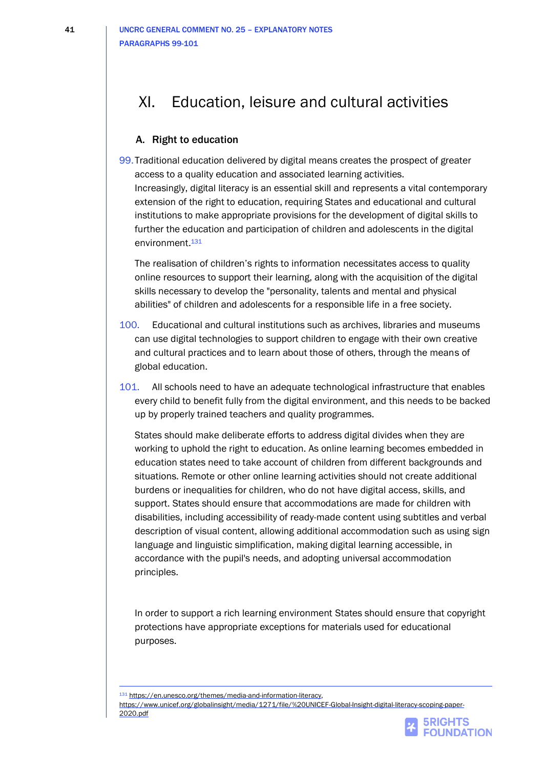# XI. Education, leisure and cultural activities

### A. Right to education

99. Traditional education delivered by digital means creates the prospect of greater access to a quality education and associated learning activities. Increasingly, digital literacy is an essential skill and represents a vital contemporary extension of the right to education, requiring States and educational and cultural institutions to make appropriate provisions for the development of digital skills to further the education and participation of children and adolescents in the digital environment.[131]

    The realisation of children's rights to information necessitates access to quality online resources to support their learning, along with the acquisition of the digital skills necessary to develop the "personality, talents and mental and physical abilities" of children and adolescents for a responsible life in a free society.

100. Educational and cultural institutions such as archives, libraries and museums can use digital technologies to support children to engage with their own creative and cultural practices and to learn about those of others, through the means of global education.

101. All schools need to have an adequate technological infrastructure that enables every child to benefit fully from the digital environment, and this needs to be backed up by properly trained teachers and quality programmes.

    States should make deliberate efforts to address digital divides when they are working to uphold the right to education. As online learning becomes embedded in education states need to take account of children from different backgrounds and situations. Remote or other online learning activities should not create additional burdens or inequalities for children, who do not have digital access, skills, and support. States should ensure that accommodations are made for children with disabilities, including accessibility of ready-made content using subtitles and verbal description of visual content, allowing additional accommodation such as using sign language and linguistic simplification, making digital learning accessible, in accordance with the pupil's needs, and adopting universal accommodation principles.

    In order to support a rich learning environment States should ensure that copyright protections have appropriate exceptions for materials used for educational purposes.

---

[131] https://en.unesco.org/themes/media-and-information-literacy, https://www.unicef.org/globalinsight/media/1271/file/%20UNICEF-Global-Insight-digital-literacy-scoping-paper-2020.pdf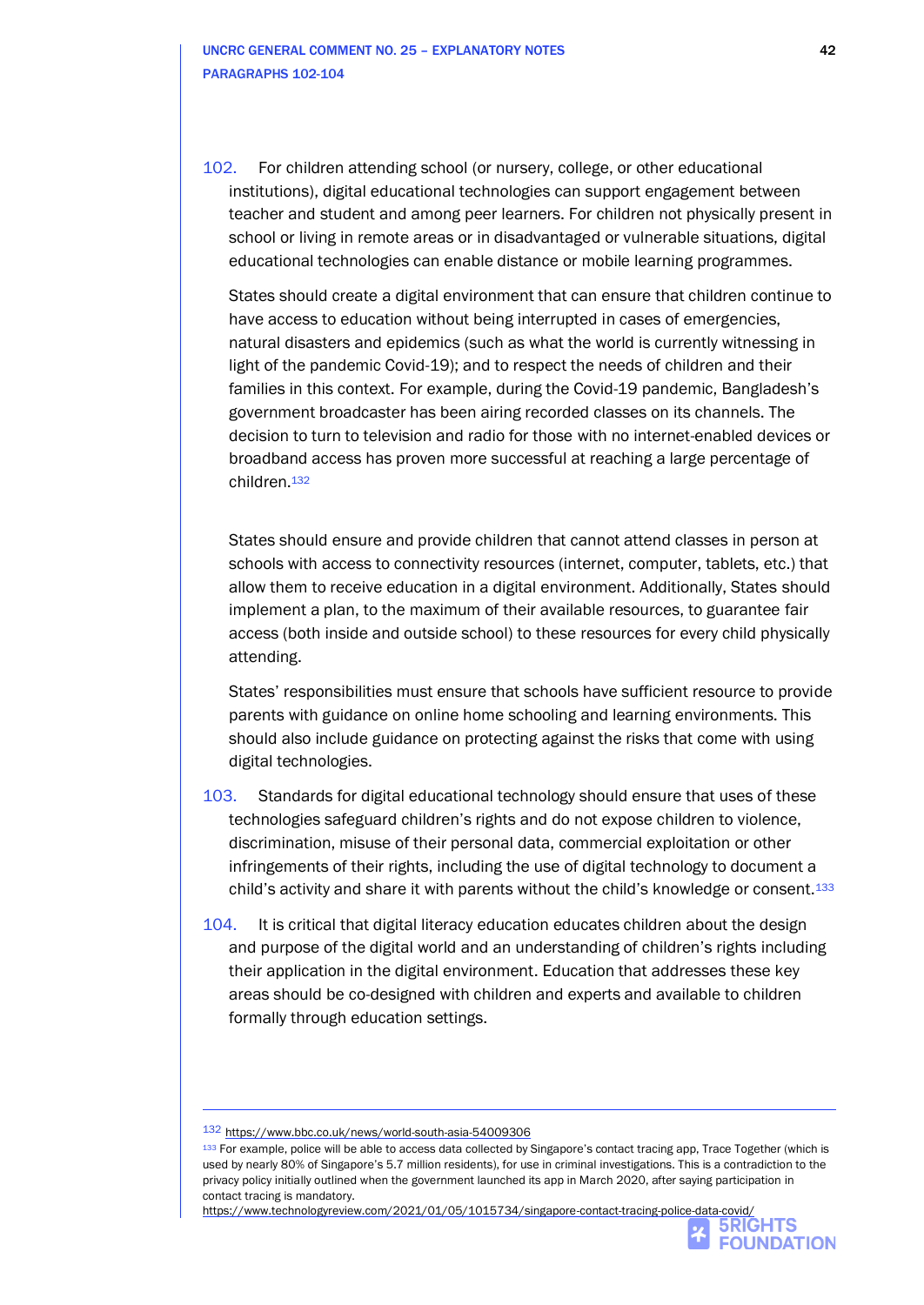102. For children attending school (or nursery, college, or other educational institutions), digital educational technologies can support engagement between teacher and student and among peer learners. For children not physically present in school or living in remote areas or in disadvantaged or vulnerable situations, digital educational technologies can enable distance or mobile learning programmes.

States should create a digital environment that can ensure that children continue to have access to education without being interrupted in cases of emergencies, natural disasters and epidemics (such as what the world is currently witnessing in light of the pandemic Covid-19); and to respect the needs of children and their families in this context. For example, during the Covid-19 pandemic, Bangladesh's government broadcaster has been airing recorded classes on its channels. The decision to turn to television and radio for those with no internet-enabled devices or broadband access has proven more successful at reaching a large percentage of children.[132]

States should ensure and provide children that cannot attend classes in person at schools with access to connectivity resources (internet, computer, tablets, etc.) that allow them to receive education in a digital environment. Additionally, States should implement a plan, to the maximum of their available resources, to guarantee fair access (both inside and outside school) to these resources for every child physically attending.

States' responsibilities must ensure that schools have sufficient resource to provide parents with guidance on online home schooling and learning environments. This should also include guidance on protecting against the risks that come with using digital technologies.

103. Standards for digital educational technology should ensure that uses of these technologies safeguard children's rights and do not expose children to violence, discrimination, misuse of their personal data, commercial exploitation or other infringements of their rights, including the use of digital technology to document a child's activity and share it with parents without the child's knowledge or consent.[133]

104. It is critical that digital literacy education educates children about the design and purpose of the digital world and an understanding of children's rights including their application in the digital environment. Education that addresses these key areas should be co-designed with children and experts and available to children formally through education settings.

---

[132] https://www.bbc.co.uk/news/world-south-asia-54009306

[133] For example, police will be able to access data collected by Singapore's contact tracing app, Trace Together (which is used by nearly 80% of Singapore's 5.7 million residents), for use in criminal investigations. This is a contradiction to the privacy policy initially outlined when the government launched its app in March 2020, after saying participation in contact tracing is mandatory.
https://www.technologyreview.com/2021/01/05/1015734/singapore-contact-tracing-police-data-covid/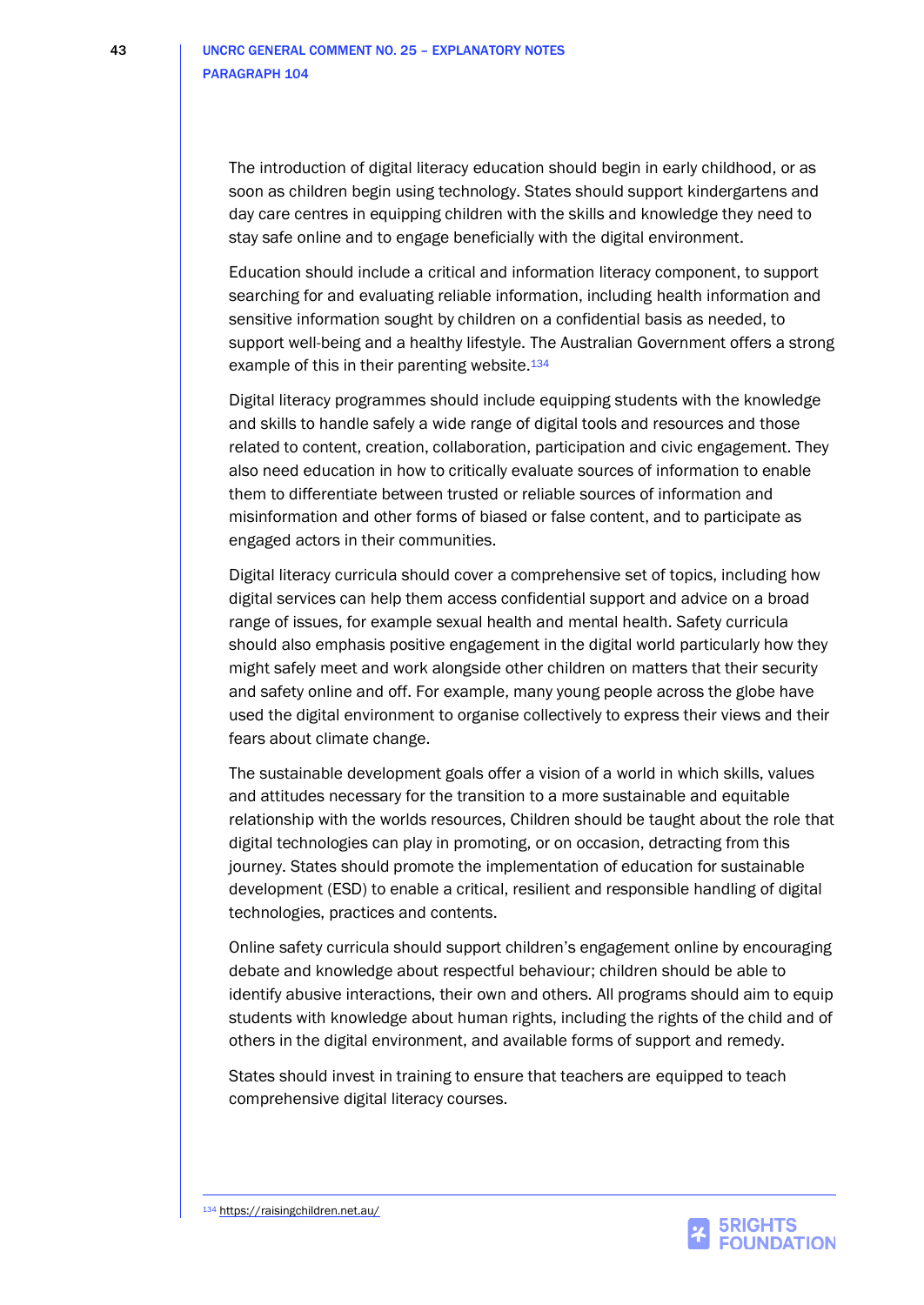The introduction of digital literacy education should begin in early childhood, or as soon as children begin using technology. States should support kindergartens and day care centres in equipping children with the skills and knowledge they need to stay safe online and to engage beneficially with the digital environment.

Education should include a critical and information literacy component, to support searching for and evaluating reliable information, including health information and sensitive information sought by children on a confidential basis as needed, to support well-being and a healthy lifestyle. The Australian Government offers a strong example of this in their parenting website.[134]

Digital literacy programmes should include equipping students with the knowledge and skills to handle safely a wide range of digital tools and resources and those related to content, creation, collaboration, participation and civic engagement. They also need education in how to critically evaluate sources of information to enable them to differentiate between trusted or reliable sources of information and misinformation and other forms of biased or false content, and to participate as engaged actors in their communities.

Digital literacy curricula should cover a comprehensive set of topics, including how digital services can help them access confidential support and advice on a broad range of issues, for example sexual health and mental health. Safety curricula should also emphasis positive engagement in the digital world particularly how they might safely meet and work alongside other children on matters that their security and safety online and off. For example, many young people across the globe have used the digital environment to organise collectively to express their views and their fears about climate change.

The sustainable development goals offer a vision of a world in which skills, values and attitudes necessary for the transition to a more sustainable and equitable relationship with the worlds resources, Children should be taught about the role that digital technologies can play in promoting, or on occasion, detracting from this journey. States should promote the implementation of education for sustainable development (ESD) to enable a critical, resilient and responsible handling of digital technologies, practices and contents.

Online safety curricula should support children's engagement online by encouraging debate and knowledge about respectful behaviour; children should be able to identify abusive interactions, their own and others. All programs should aim to equip students with knowledge about human rights, including the rights of the child and of others in the digital environment, and available forms of support and remedy.

States should invest in training to ensure that teachers are equipped to teach comprehensive digital literacy courses.

---

[134] https://raisingchildren.net.au/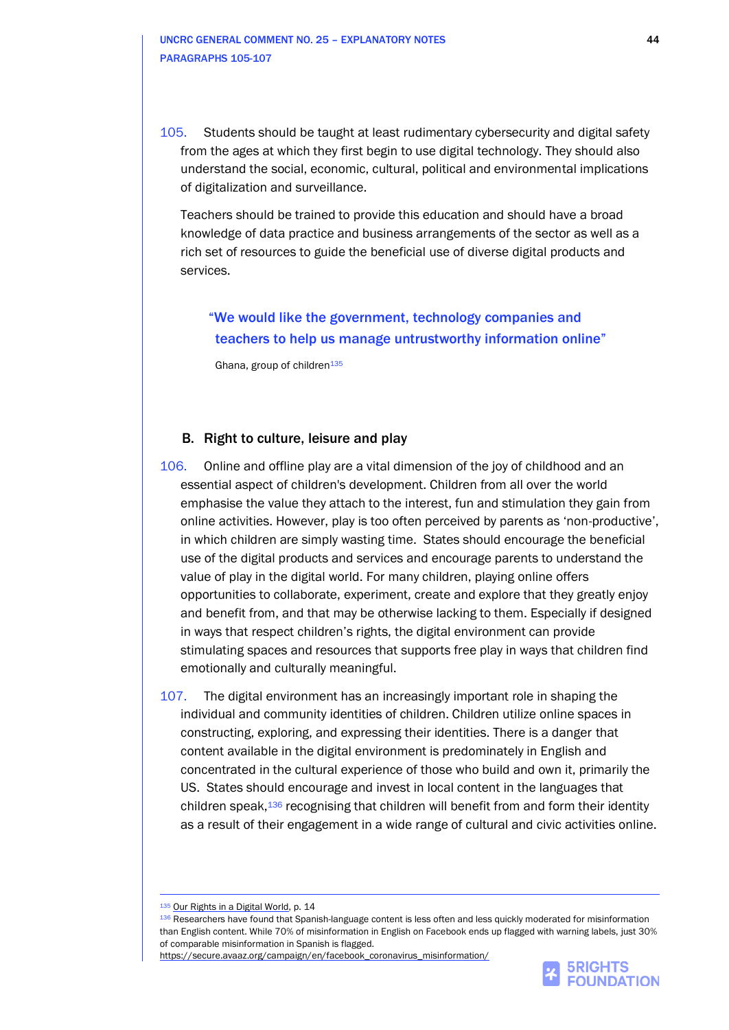105. Students should be taught at least rudimentary cybersecurity and digital safety from the ages at which they first begin to use digital technology. They should also understand the social, economic, cultural, political and environmental implications of digitalization and surveillance.

Teachers should be trained to provide this education and should have a broad knowledge of data practice and business arrangements of the sector as well as a rich set of resources to guide the beneficial use of diverse digital products and services.

> **"We would like the government, technology companies and teachers to help us manage untrustworthy information online"**
>
> Ghana, group of children[135]

## B. Right to culture, leisure and play

106. Online and offline play are a vital dimension of the joy of childhood and an essential aspect of children's development. Children from all over the world emphasise the value they attach to the interest, fun and stimulation they gain from online activities. However, play is too often perceived by parents as 'non-productive', in which children are simply wasting time. States should encourage the beneficial use of the digital products and services and encourage parents to understand the value of play in the digital world. For many children, playing online offers opportunities to collaborate, experiment, create and explore that they greatly enjoy and benefit from, and that may be otherwise lacking to them. Especially if designed in ways that respect children's rights, the digital environment can provide stimulating spaces and resources that supports free play in ways that children find emotionally and culturally meaningful.

107. The digital environment has an increasingly important role in shaping the individual and community identities of children. Children utilize online spaces in constructing, exploring, and expressing their identities. There is a danger that content available in the digital environment is predominately in English and concentrated in the cultural experience of those who build and own it, primarily the US. States should encourage and invest in local content in the languages that children speak,[136] recognising that children will benefit from and form their identity as a result of their engagement in a wide range of cultural and civic activities online.

---

[135] Our Rights in a Digital World, p. 14

[136] Researchers have found that Spanish-language content is less often and less quickly moderated for misinformation than English content. While 70% of misinformation in English on Facebook ends up flagged with warning labels, just 30% of comparable misinformation in Spanish is flagged. https://secure.avaaz.org/campaign/en/facebook_coronavirus_misinformation/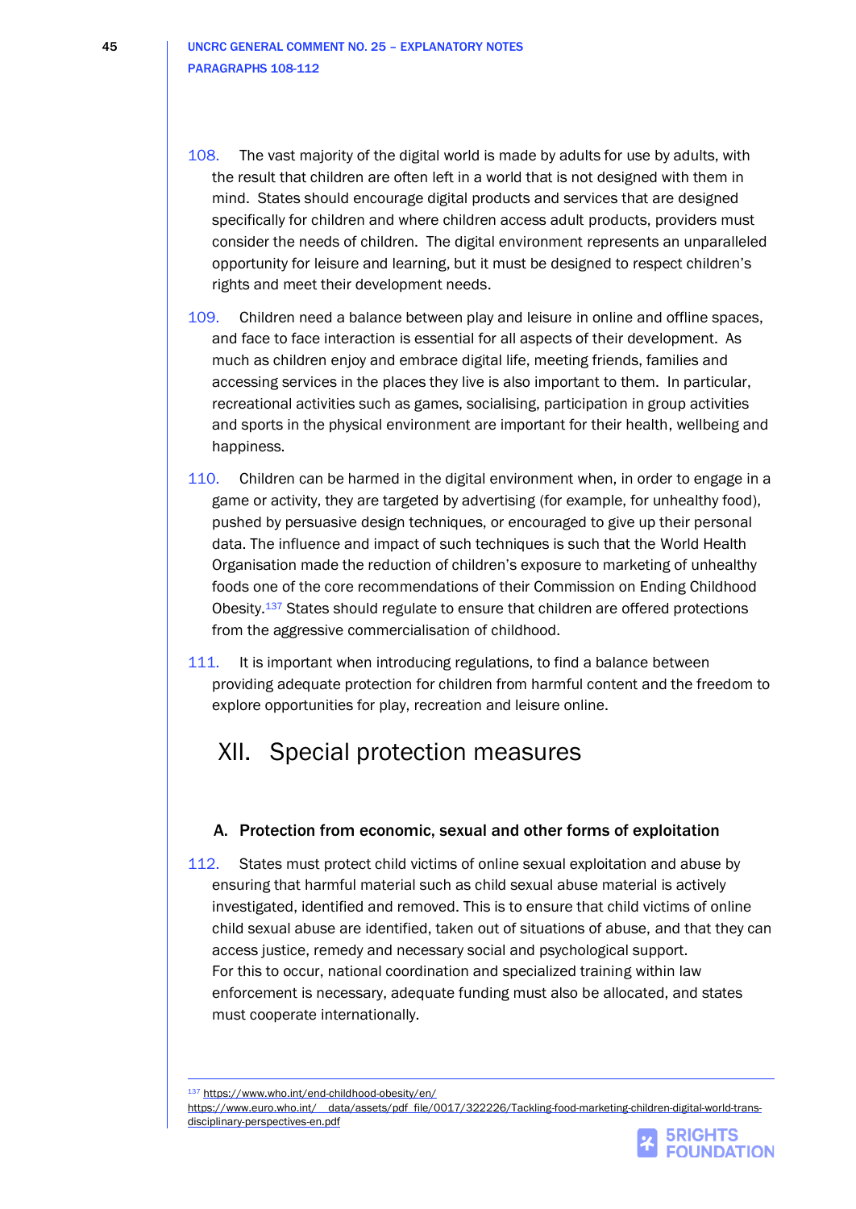108. The vast majority of the digital world is made by adults for use by adults, with the result that children are often left in a world that is not designed with them in mind. States should encourage digital products and services that are designed specifically for children and where children access adult products, providers must consider the needs of children. The digital environment represents an unparalleled opportunity for leisure and learning, but it must be designed to respect children's rights and meet their development needs.

109. Children need a balance between play and leisure in online and offline spaces, and face to face interaction is essential for all aspects of their development. As much as children enjoy and embrace digital life, meeting friends, families and accessing services in the places they live is also important to them. In particular, recreational activities such as games, socialising, participation in group activities and sports in the physical environment are important for their health, wellbeing and happiness.

110. Children can be harmed in the digital environment when, in order to engage in a game or activity, they are targeted by advertising (for example, for unhealthy food), pushed by persuasive design techniques, or encouraged to give up their personal data. The influence and impact of such techniques is such that the World Health Organisation made the reduction of children's exposure to marketing of unhealthy foods one of the core recommendations of their Commission on Ending Childhood Obesity.[137] States should regulate to ensure that children are offered protections from the aggressive commercialisation of childhood.

111. It is important when introducing regulations, to find a balance between providing adequate protection for children from harmful content and the freedom to explore opportunities for play, recreation and leisure online.

# XII. Special protection measures

### A. Protection from economic, sexual and other forms of exploitation

112. States must protect child victims of online sexual exploitation and abuse by ensuring that harmful material such as child sexual abuse material is actively investigated, identified and removed. This is to ensure that child victims of online child sexual abuse are identified, taken out of situations of abuse, and that they can access justice, remedy and necessary social and psychological support. For this to occur, national coordination and specialized training within law enforcement is necessary, adequate funding must also be allocated, and states must cooperate internationally.

---

[137] https://www.who.int/end-childhood-obesity/en/
https://www.euro.who.int/__data/assets/pdf_file/0017/322226/Tackling-food-marketing-children-digital-world-trans-disciplinary-perspectives-en.pdf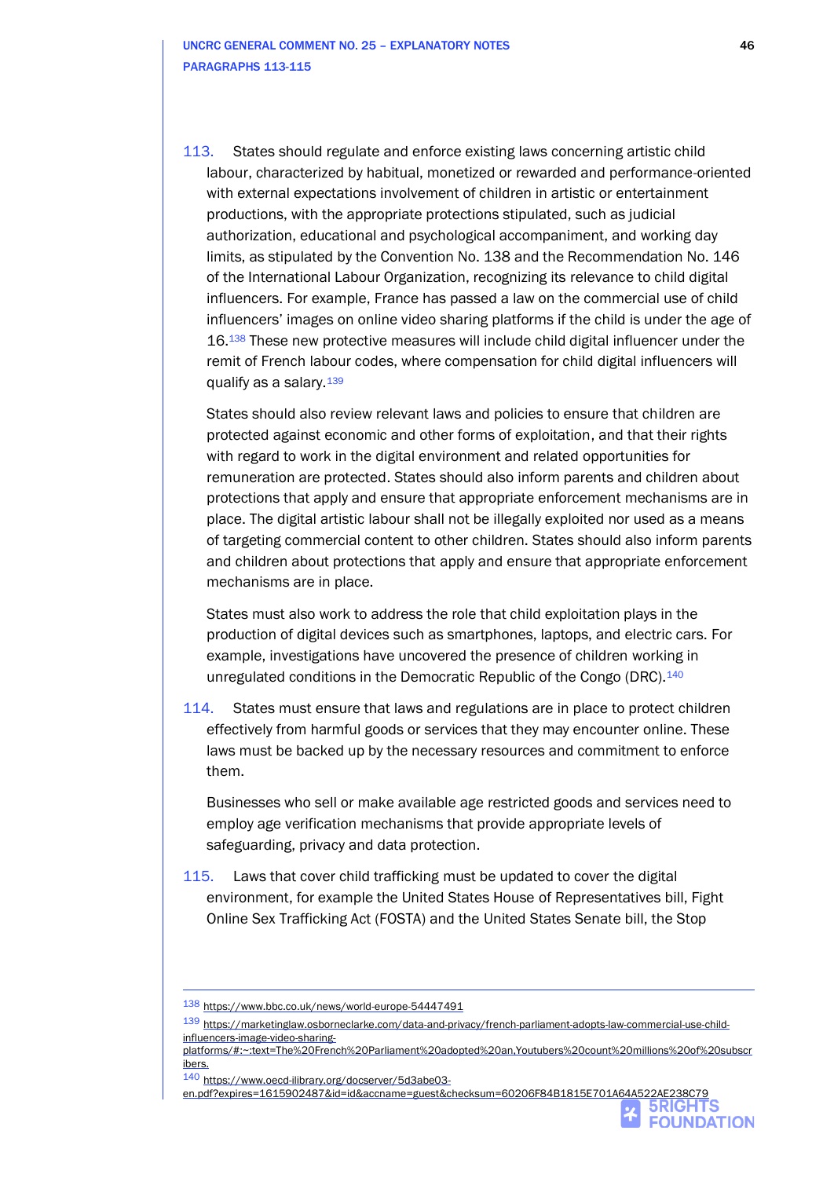113. States should regulate and enforce existing laws concerning artistic child labour, characterized by habitual, monetized or rewarded and performance-oriented with external expectations involvement of children in artistic or entertainment productions, with the appropriate protections stipulated, such as judicial authorization, educational and psychological accompaniment, and working day limits, as stipulated by the Convention No. 138 and the Recommendation No. 146 of the International Labour Organization, recognizing its relevance to child digital influencers. For example, France has passed a law on the commercial use of child influencers' images on online video sharing platforms if the child is under the age of 16.[138] These new protective measures will include child digital influencer under the remit of French labour codes, where compensation for child digital influencers will qualify as a salary.[139]

States should also review relevant laws and policies to ensure that children are protected against economic and other forms of exploitation, and that their rights with regard to work in the digital environment and related opportunities for remuneration are protected. States should also inform parents and children about protections that apply and ensure that appropriate enforcement mechanisms are in place. The digital artistic labour shall not be illegally exploited nor used as a means of targeting commercial content to other children. States should also inform parents and children about protections that apply and ensure that appropriate enforcement mechanisms are in place.

States must also work to address the role that child exploitation plays in the production of digital devices such as smartphones, laptops, and electric cars. For example, investigations have uncovered the presence of children working in unregulated conditions in the Democratic Republic of the Congo (DRC).[140]

114. States must ensure that laws and regulations are in place to protect children effectively from harmful goods or services that they may encounter online. These laws must be backed up by the necessary resources and commitment to enforce them.

Businesses who sell or make available age restricted goods and services need to employ age verification mechanisms that provide appropriate levels of safeguarding, privacy and data protection.

115. Laws that cover child trafficking must be updated to cover the digital environment, for example the United States House of Representatives bill, Fight Online Sex Trafficking Act (FOSTA) and the United States Senate bill, the Stop

---

[138] https://www.bbc.co.uk/news/world-europe-54447491

[139] https://marketinglaw.osborneclarke.com/data-and-privacy/french-parliament-adopts-law-commercial-use-child-influencers-image-video-sharing-platforms/#:~:text=The%20French%20Parliament%20adopted%20an,Youtubers%20count%20millions%20of%20subscribers.

[140] https://www.oecd-ilibrary.org/docserver/5d3abe03-en.pdf?expires=1615902487&id=id&accname=guest&checksum=60206F84B1815E701A64A522AE238C79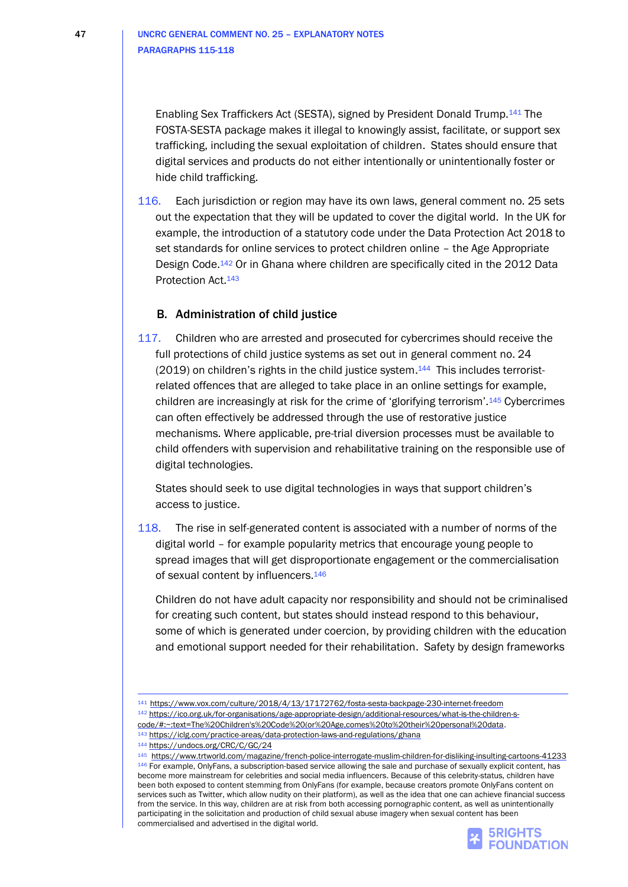Enabling Sex Traffickers Act (SESTA), signed by President Donald Trump.[141] The FOSTA-SESTA package makes it illegal to knowingly assist, facilitate, or support sex trafficking, including the sexual exploitation of children. States should ensure that digital services and products do not either intentionally or unintentionally foster or hide child trafficking.

116. Each jurisdiction or region may have its own laws, general comment no. 25 sets out the expectation that they will be updated to cover the digital world. In the UK for example, the introduction of a statutory code under the Data Protection Act 2018 to set standards for online services to protect children online – the Age Appropriate Design Code.[142] Or in Ghana where children are specifically cited in the 2012 Data Protection Act.[143]

## B. Administration of child justice

117. Children who are arrested and prosecuted for cybercrimes should receive the full protections of child justice systems as set out in general comment no. 24 (2019) on children's rights in the child justice system.[144] This includes terrorist-related offences that are alleged to take place in an online settings for example, children are increasingly at risk for the crime of 'glorifying terrorism'.[145] Cybercrimes can often effectively be addressed through the use of restorative justice mechanisms. Where applicable, pre-trial diversion processes must be available to child offenders with supervision and rehabilitative training on the responsible use of digital technologies.

States should seek to use digital technologies in ways that support children's access to justice.

118. The rise in self-generated content is associated with a number of norms of the digital world – for example popularity metrics that encourage young people to spread images that will get disproportionate engagement or the commercialisation of sexual content by influencers.[146]

Children do not have adult capacity nor responsibility and should not be criminalised for creating such content, but states should instead respond to this behaviour, some of which is generated under coercion, by providing children with the education and emotional support needed for their rehabilitation. Safety by design frameworks

---

[141] https://www.vox.com/culture/2018/4/13/17172762/fosta-sesta-backpage-230-internet-freedom

[142] https://ico.org.uk/for-organisations/age-appropriate-design/additional-resources/what-is-the-children-s-code/#:~:text=The%20Children's%20Code%20(or%20Age,comes%20to%20their%20personal%20data.

[143] https://iclg.com/practice-areas/data-protection-laws-and-regulations/ghana

[144] https://undocs.org/CRC/C/GC/24

[145] https://www.trtworld.com/magazine/french-police-interrogate-muslim-children-for-disliking-insulting-cartoons-41233

[146] For example, OnlyFans, a subscription-based service allowing the sale and purchase of sexually explicit content, has become more mainstream for celebrities and social media influencers. Because of this celebrity-status, children have been both exposed to content stemming from OnlyFans (for example, because creators promote OnlyFans content on services such as Twitter, which allow nudity on their platform), as well as the idea that one can achieve financial success from the service. In this way, children are at risk from both accessing pornographic content, as well as unintentionally participating in the solicitation and production of child sexual abuse imagery when sexual content has been commercialised and advertised in the digital world.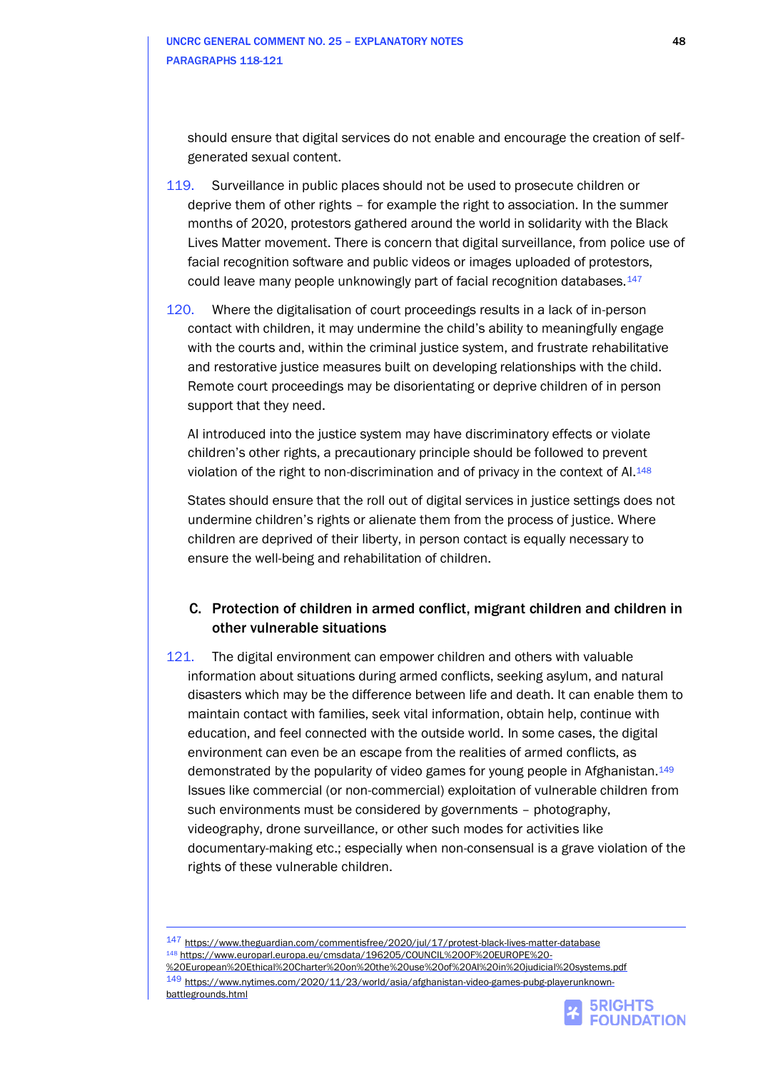should ensure that digital services do not enable and encourage the creation of self-generated sexual content.

119. Surveillance in public places should not be used to prosecute children or deprive them of other rights – for example the right to association. In the summer months of 2020, protestors gathered around the world in solidarity with the Black Lives Matter movement. There is concern that digital surveillance, from police use of facial recognition software and public videos or images uploaded of protestors, could leave many people unknowingly part of facial recognition databases.[147]

120. Where the digitalisation of court proceedings results in a lack of in-person contact with children, it may undermine the child's ability to meaningfully engage with the courts and, within the criminal justice system, and frustrate rehabilitative and restorative justice measures built on developing relationships with the child. Remote court proceedings may be disorientating or deprive children of in person support that they need.

AI introduced into the justice system may have discriminatory effects or violate children's other rights, a precautionary principle should be followed to prevent violation of the right to non-discrimination and of privacy in the context of AI.[148]

States should ensure that the roll out of digital services in justice settings does not undermine children's rights or alienate them from the process of justice. Where children are deprived of their liberty, in person contact is equally necessary to ensure the well-being and rehabilitation of children.

### C. Protection of children in armed conflict, migrant children and children in other vulnerable situations

121. The digital environment can empower children and others with valuable information about situations during armed conflicts, seeking asylum, and natural disasters which may be the difference between life and death. It can enable them to maintain contact with families, seek vital information, obtain help, continue with education, and feel connected with the outside world. In some cases, the digital environment can even be an escape from the realities of armed conflicts, as demonstrated by the popularity of video games for young people in Afghanistan.[149] Issues like commercial (or non-commercial) exploitation of vulnerable children from such environments must be considered by governments – photography, videography, drone surveillance, or other such modes for activities like documentary-making etc.; especially when non-consensual is a grave violation of the rights of these vulnerable children.

---

[147] https://www.theguardian.com/commentisfree/2020/jul/17/protest-black-lives-matter-database

[148] https://www.europarl.europa.eu/cmsdata/196205/COUNCIL%20OF%20EUROPE%20-%20European%20Ethical%20Charter%20on%20the%20use%20of%20AI%20in%20judicial%20systems.pdf

[149] https://www.nytimes.com/2020/11/23/world/asia/afghanistan-video-games-pubg-playerunknown-battlegrounds.html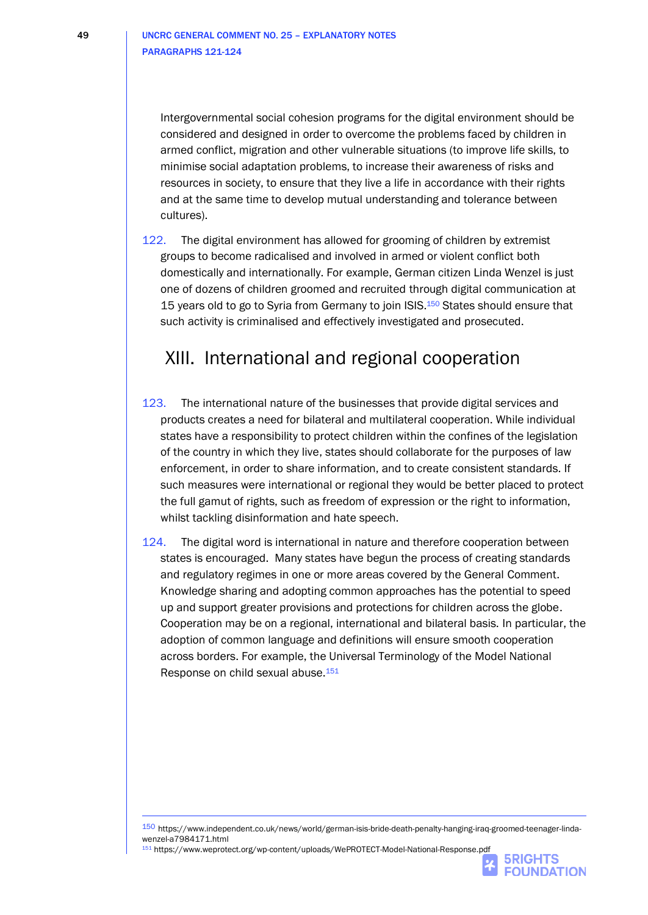Intergovernmental social cohesion programs for the digital environment should be considered and designed in order to overcome the problems faced by children in armed conflict, migration and other vulnerable situations (to improve life skills, to minimise social adaptation problems, to increase their awareness of risks and resources in society, to ensure that they live a life in accordance with their rights and at the same time to develop mutual understanding and tolerance between cultures).

122. The digital environment has allowed for grooming of children by extremist groups to become radicalised and involved in armed or violent conflict both domestically and internationally. For example, German citizen Linda Wenzel is just one of dozens of children groomed and recruited through digital communication at 15 years old to go to Syria from Germany to join ISIS.[150] States should ensure that such activity is criminalised and effectively investigated and prosecuted.

# XIII. International and regional cooperation

123. The international nature of the businesses that provide digital services and products creates a need for bilateral and multilateral cooperation. While individual states have a responsibility to protect children within the confines of the legislation of the country in which they live, states should collaborate for the purposes of law enforcement, in order to share information, and to create consistent standards. If such measures were international or regional they would be better placed to protect the full gamut of rights, such as freedom of expression or the right to information, whilst tackling disinformation and hate speech.

124. The digital word is international in nature and therefore cooperation between states is encouraged. Many states have begun the process of creating standards and regulatory regimes in one or more areas covered by the General Comment. Knowledge sharing and adopting common approaches has the potential to speed up and support greater provisions and protections for children across the globe. Cooperation may be on a regional, international and bilateral basis. In particular, the adoption of common language and definitions will ensure smooth cooperation across borders. For example, the Universal Terminology of the Model National Response on child sexual abuse.[151]

---

[150] https://www.independent.co.uk/news/world/german-isis-bride-death-penalty-hanging-iraq-groomed-teenager-linda-wenzel-a7984171.html

[151] https://www.weprotect.org/wp-content/uploads/WePROTECT-Model-National-Response.pdf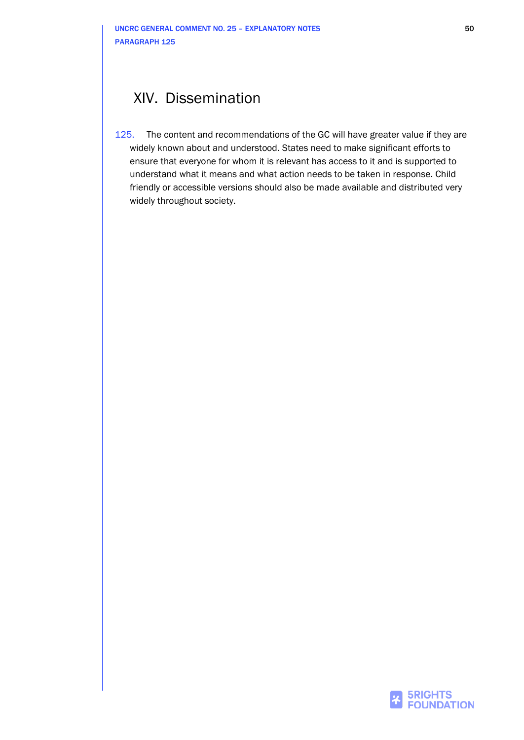## XIV. Dissemination

125. The content and recommendations of the GC will have greater value if they are widely known about and understood. States need to make significant efforts to ensure that everyone for whom it is relevant has access to it and is supported to understand what it means and what action needs to be taken in response. Child friendly or accessible versions should also be made available and distributed very widely throughout society.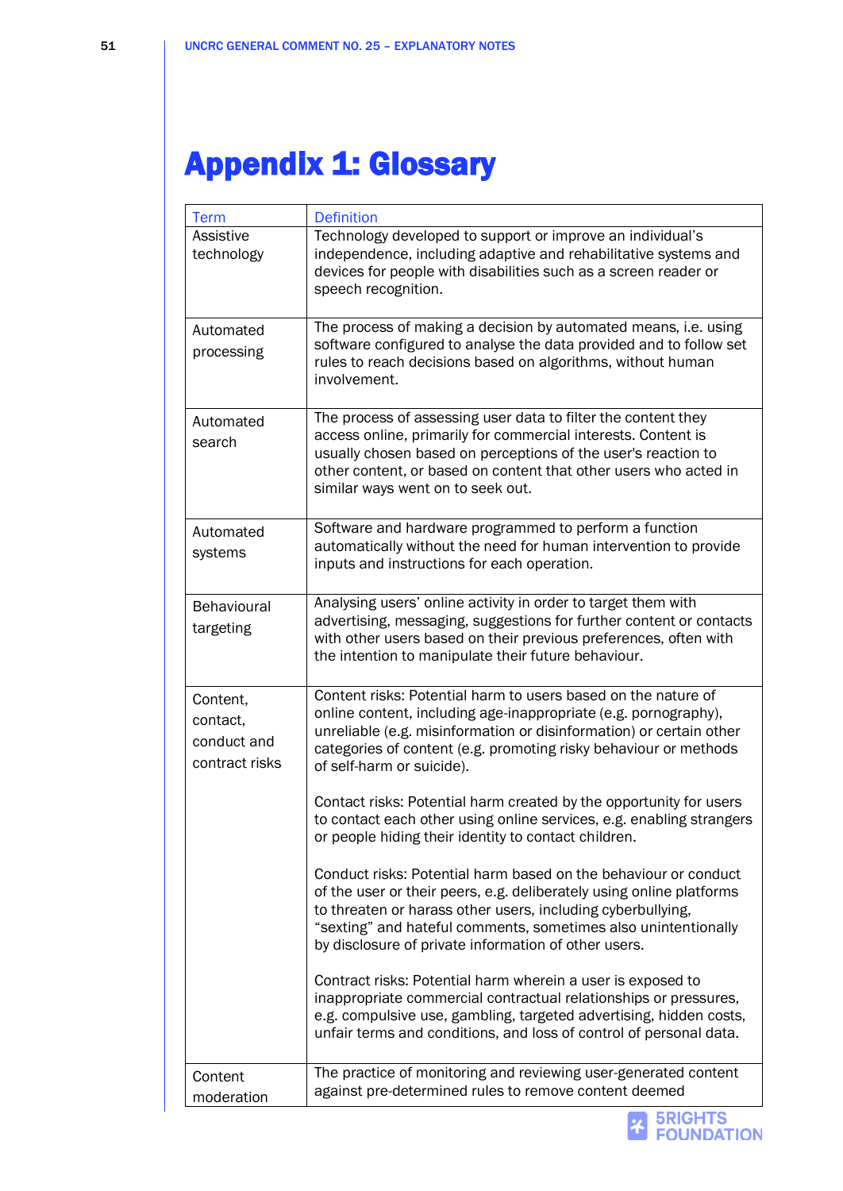# Appendix 1: Glossary

| Term | Definition |
|---|---|
| Assistive technology | Technology developed to support or improve an individual's independence, including adaptive and rehabilitative systems and devices for people with disabilities such as a screen reader or speech recognition. |
| Automated processing | The process of making a decision by automated means, i.e. using software configured to analyse the data provided and to follow set rules to reach decisions based on algorithms, without human involvement. |
| Automated search | The process of assessing user data to filter the content they access online, primarily for commercial interests. Content is usually chosen based on perceptions of the user's reaction to other content, or based on content that other users who acted in similar ways went on to seek out. |
| Automated systems | Software and hardware programmed to perform a function automatically without the need for human intervention to provide inputs and instructions for each operation. |
| Behavioural targeting | Analysing users' online activity in order to target them with advertising, messaging, suggestions for further content or contacts with other users based on their previous preferences, often with the intention to manipulate their future behaviour. |
| Content, contact, conduct and contract risks | Content risks: Potential harm to users based on the nature of online content, including age-inappropriate (e.g. pornography), unreliable (e.g. misinformation or disinformation) or certain other categories of content (e.g. promoting risky behaviour or methods of self-harm or suicide).<br><br>Contact risks: Potential harm created by the opportunity for users to contact each other using online services, e.g. enabling strangers or people hiding their identity to contact children.<br><br>Conduct risks: Potential harm based on the behaviour or conduct of the user or their peers, e.g. deliberately using online platforms to threaten or harass other users, including cyberbullying, "sexting" and hateful comments, sometimes also unintentionally by disclosure of private information of other users.<br><br>Contract risks: Potential harm wherein a user is exposed to inappropriate commercial contractual relationships or pressures, e.g. compulsive use, gambling, targeted advertising, hidden costs, unfair terms and conditions, and loss of control of personal data. |
| Content moderation | The practice of monitoring and reviewing user-generated content against pre-determined rules to remove content deemed |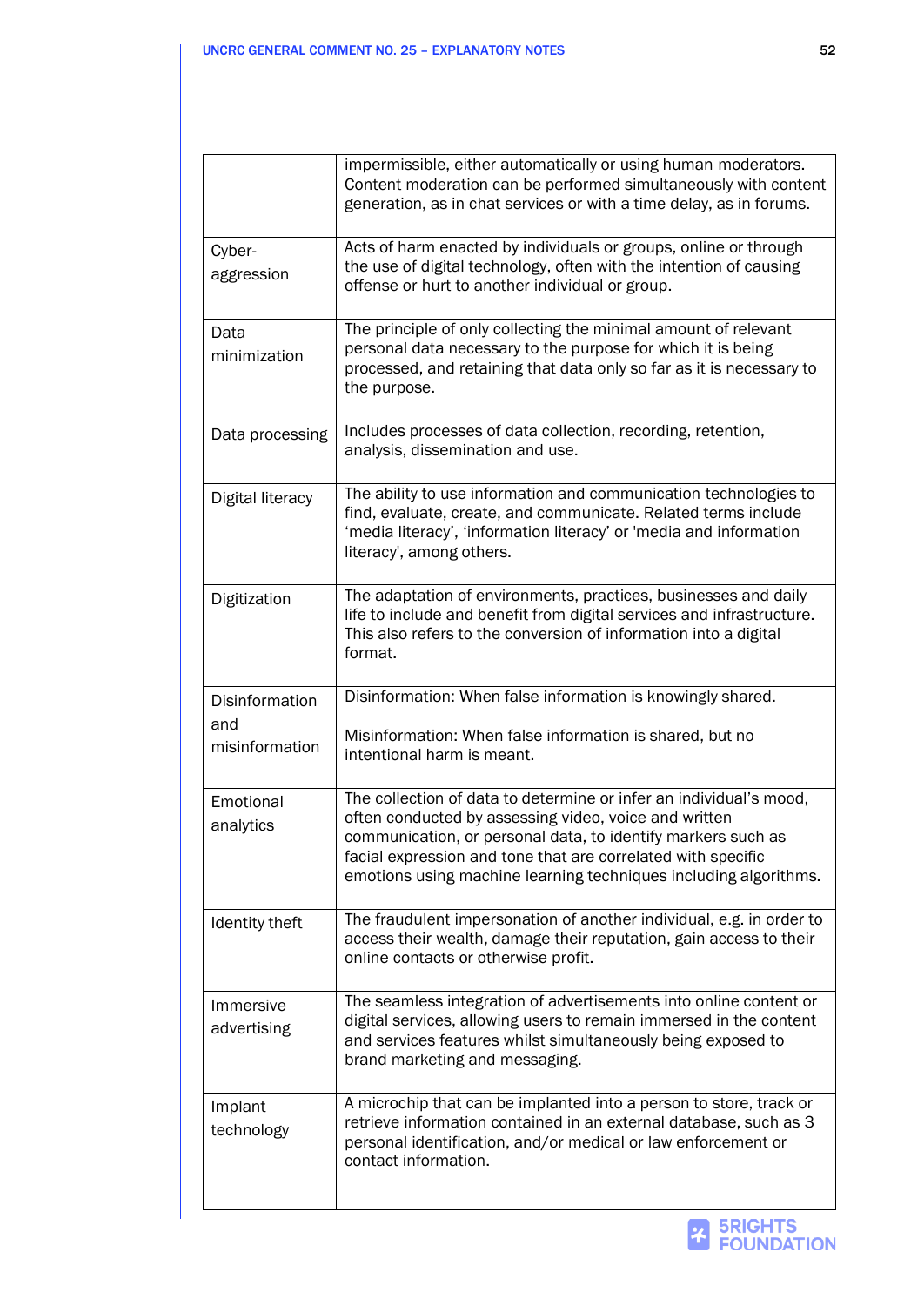| | |
|---|---|
| | impermissible, either automatically or using human moderators. Content moderation can be performed simultaneously with content generation, as in chat services or with a time delay, as in forums. |
| Cyber-aggression | Acts of harm enacted by individuals or groups, online or through the use of digital technology, often with the intention of causing offense or hurt to another individual or group. |
| Data minimization | The principle of only collecting the minimal amount of relevant personal data necessary to the purpose for which it is being processed, and retaining that data only so far as it is necessary to the purpose. |
| Data processing | Includes processes of data collection, recording, retention, analysis, dissemination and use. |
| Digital literacy | The ability to use information and communication technologies to find, evaluate, create, and communicate. Related terms include 'media literacy', 'information literacy' or 'media and information literacy', among others. |
| Digitization | The adaptation of environments, practices, businesses and daily life to include and benefit from digital services and infrastructure. This also refers to the conversion of information into a digital format. |
| Disinformation and misinformation | Disinformation: When false information is knowingly shared.<br><br>Misinformation: When false information is shared, but no intentional harm is meant. |
| Emotional analytics | The collection of data to determine or infer an individual's mood, often conducted by assessing video, voice and written communication, or personal data, to identify markers such as facial expression and tone that are correlated with specific emotions using machine learning techniques including algorithms. |
| Identity theft | The fraudulent impersonation of another individual, e.g. in order to access their wealth, damage their reputation, gain access to their online contacts or otherwise profit. |
| Immersive advertising | The seamless integration of advertisements into online content or digital services, allowing users to remain immersed in the content and services features whilst simultaneously being exposed to brand marketing and messaging. |
| Implant technology | A microchip that can be implanted into a person to store, track or retrieve information contained in an external database, such as 3 personal identification, and/or medical or law enforcement or contact information. |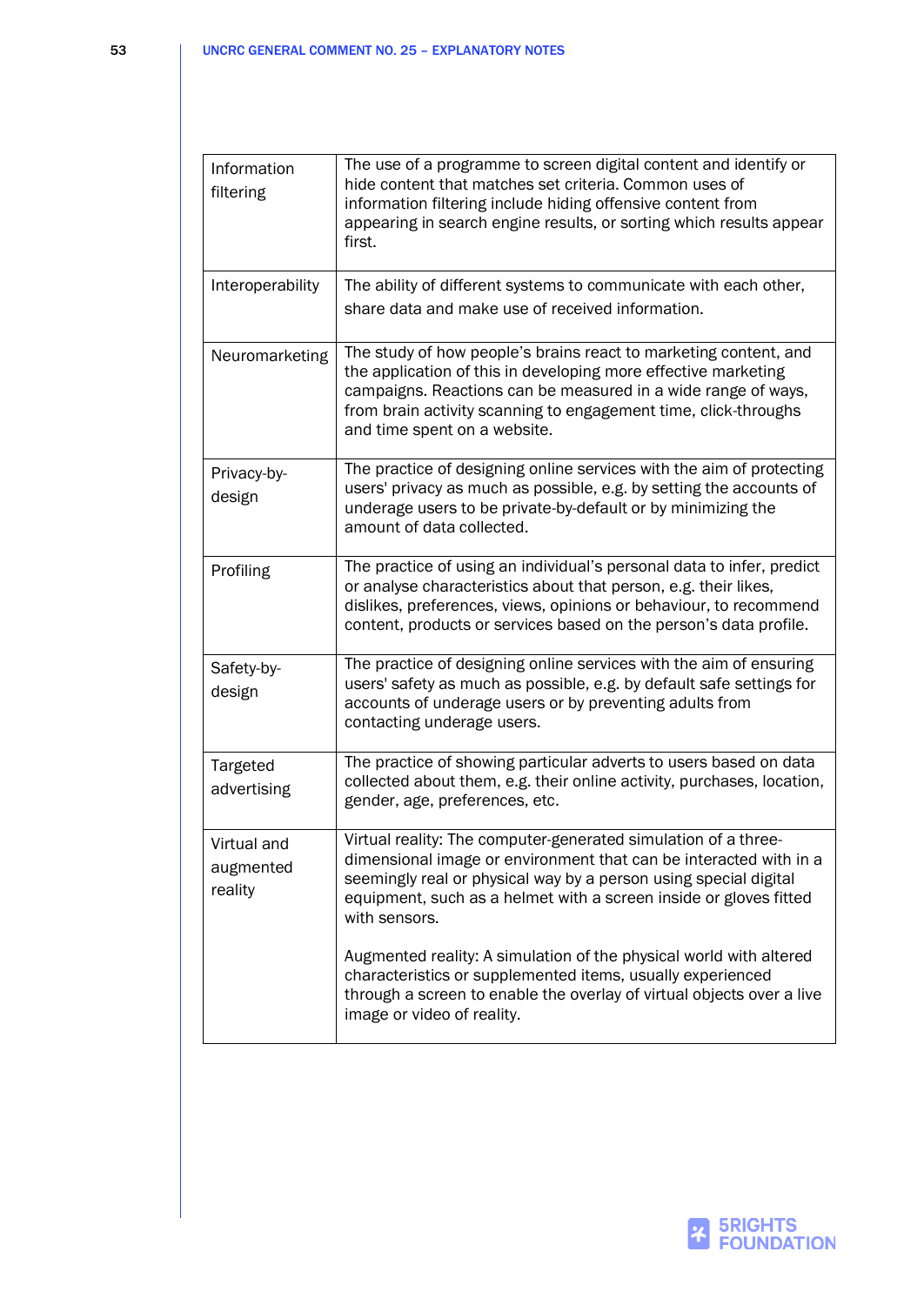| | |
|---|---|
| Information filtering | The use of a programme to screen digital content and identify or hide content that matches set criteria. Common uses of information filtering include hiding offensive content from appearing in search engine results, or sorting which results appear first. |
| Interoperability | The ability of different systems to communicate with each other, share data and make use of received information. |
| Neuromarketing | The study of how people's brains react to marketing content, and the application of this in developing more effective marketing campaigns. Reactions can be measured in a wide range of ways, from brain activity scanning to engagement time, click-throughs and time spent on a website. |
| Privacy-by-design | The practice of designing online services with the aim of protecting users' privacy as much as possible, e.g. by setting the accounts of underage users to be private-by-default or by minimizing the amount of data collected. |
| Profiling | The practice of using an individual's personal data to infer, predict or analyse characteristics about that person, e.g. their likes, dislikes, preferences, views, opinions or behaviour, to recommend content, products or services based on the person's data profile. |
| Safety-by-design | The practice of designing online services with the aim of ensuring users' safety as much as possible, e.g. by default safe settings for accounts of underage users or by preventing adults from contacting underage users. |
| Targeted advertising | The practice of showing particular adverts to users based on data collected about them, e.g. their online activity, purchases, location, gender, age, preferences, etc. |
| Virtual and augmented reality | Virtual reality: The computer-generated simulation of a three-dimensional image or environment that can be interacted with in a seemingly real or physical way by a person using special digital equipment, such as a helmet with a screen inside or gloves fitted with sensors.<br><br>Augmented reality: A simulation of the physical world with altered characteristics or supplemented items, usually experienced through a screen to enable the overlay of virtual objects over a live image or video of reality. |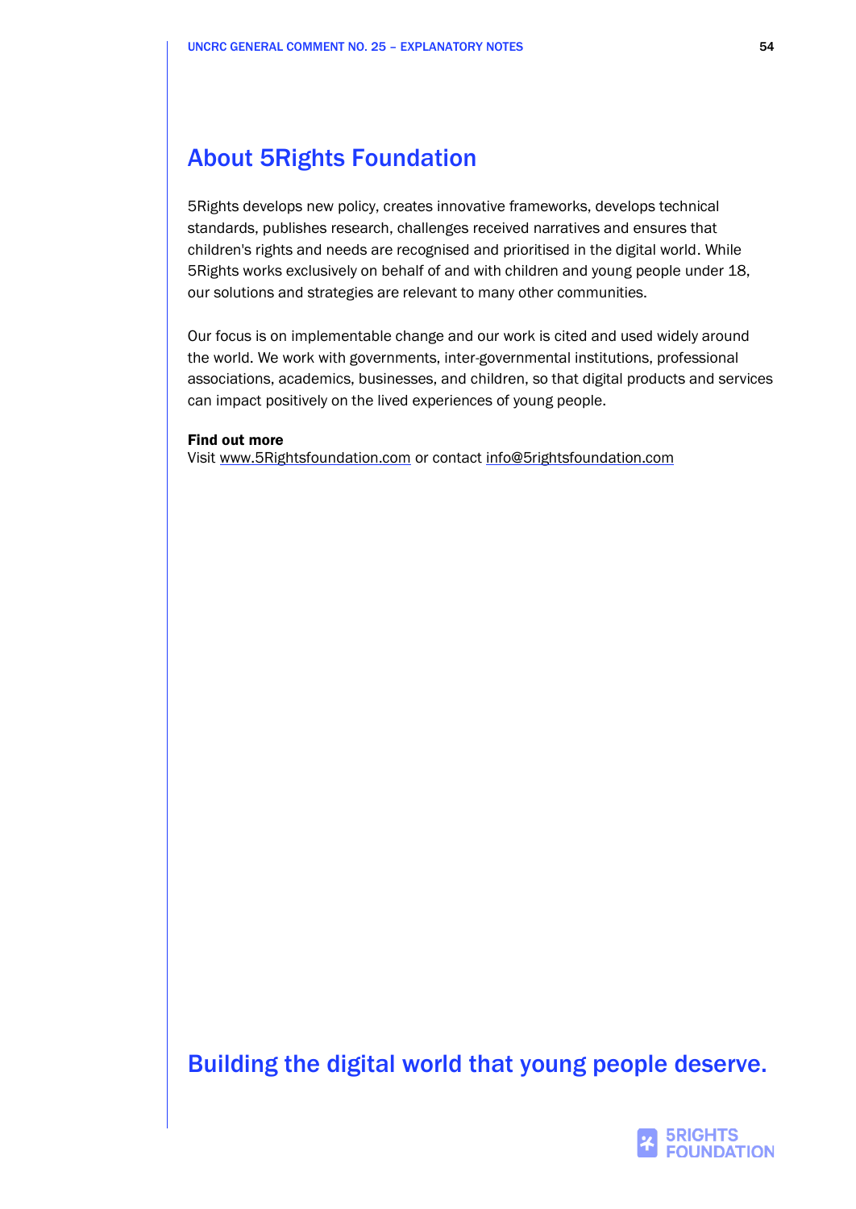# About 5Rights Foundation

5Rights develops new policy, creates innovative frameworks, develops technical standards, publishes research, challenges received narratives and ensures that children's rights and needs are recognised and prioritised in the digital world. While 5Rights works exclusively on behalf of and with children and young people under 18, our solutions and strategies are relevant to many other communities.

Our focus is on implementable change and our work is cited and used widely around the world. We work with governments, inter-governmental institutions, professional associations, academics, businesses, and children, so that digital products and services can impact positively on the lived experiences of young people.

**Find out more**
Visit www.5Rightsfoundation.com or contact info@5rightsfoundation.com

## Building the digital world that young people deserve.

5RIGHTS FOUNDATION